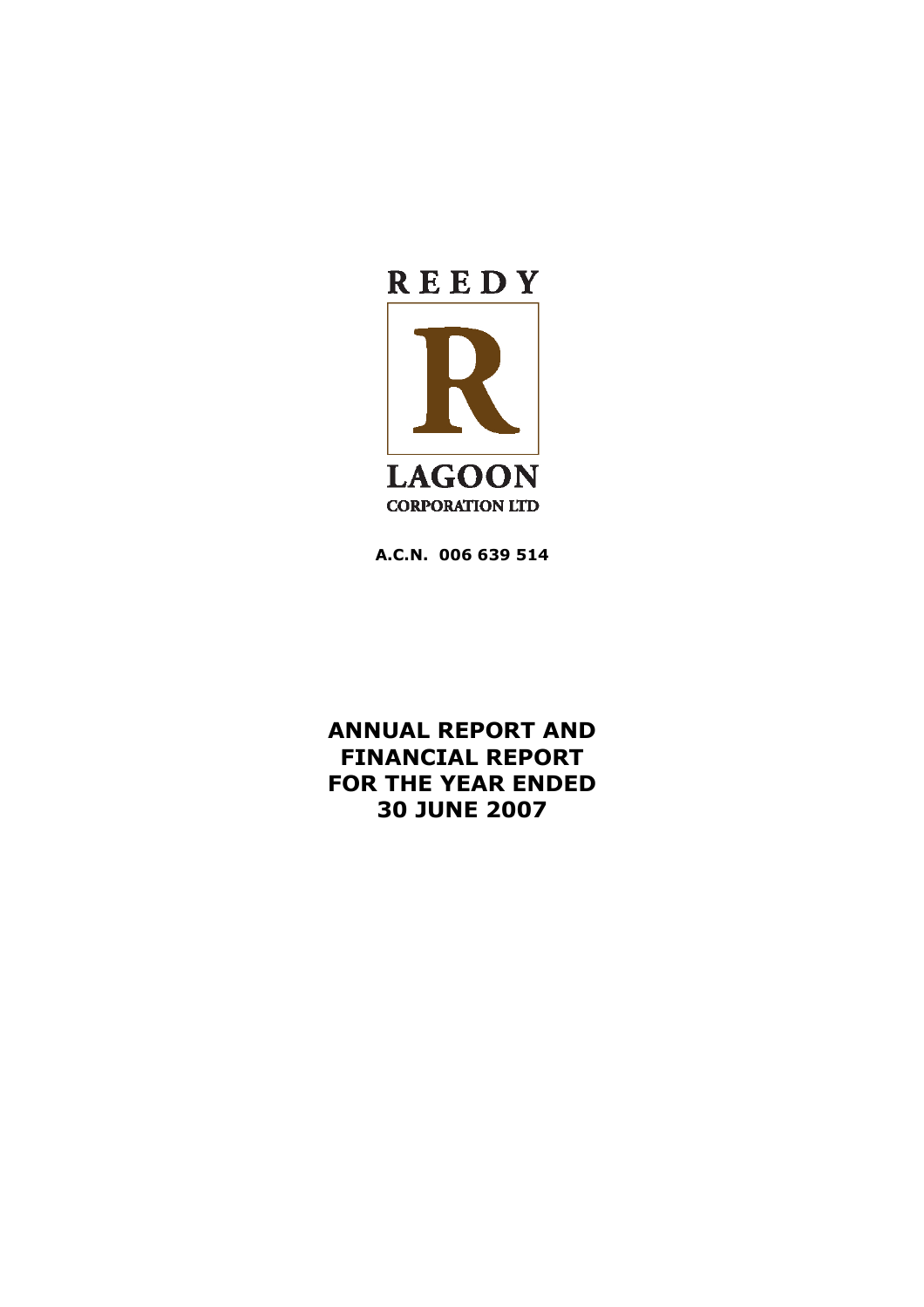REEDY

R

LAGOON

CORPORATION LTD

**A.C.N. 006 639 514**

# ANNUAL REPORT AND FINANCIAL REPORT FOR THE YEAR ENDED 30 JUNE 2007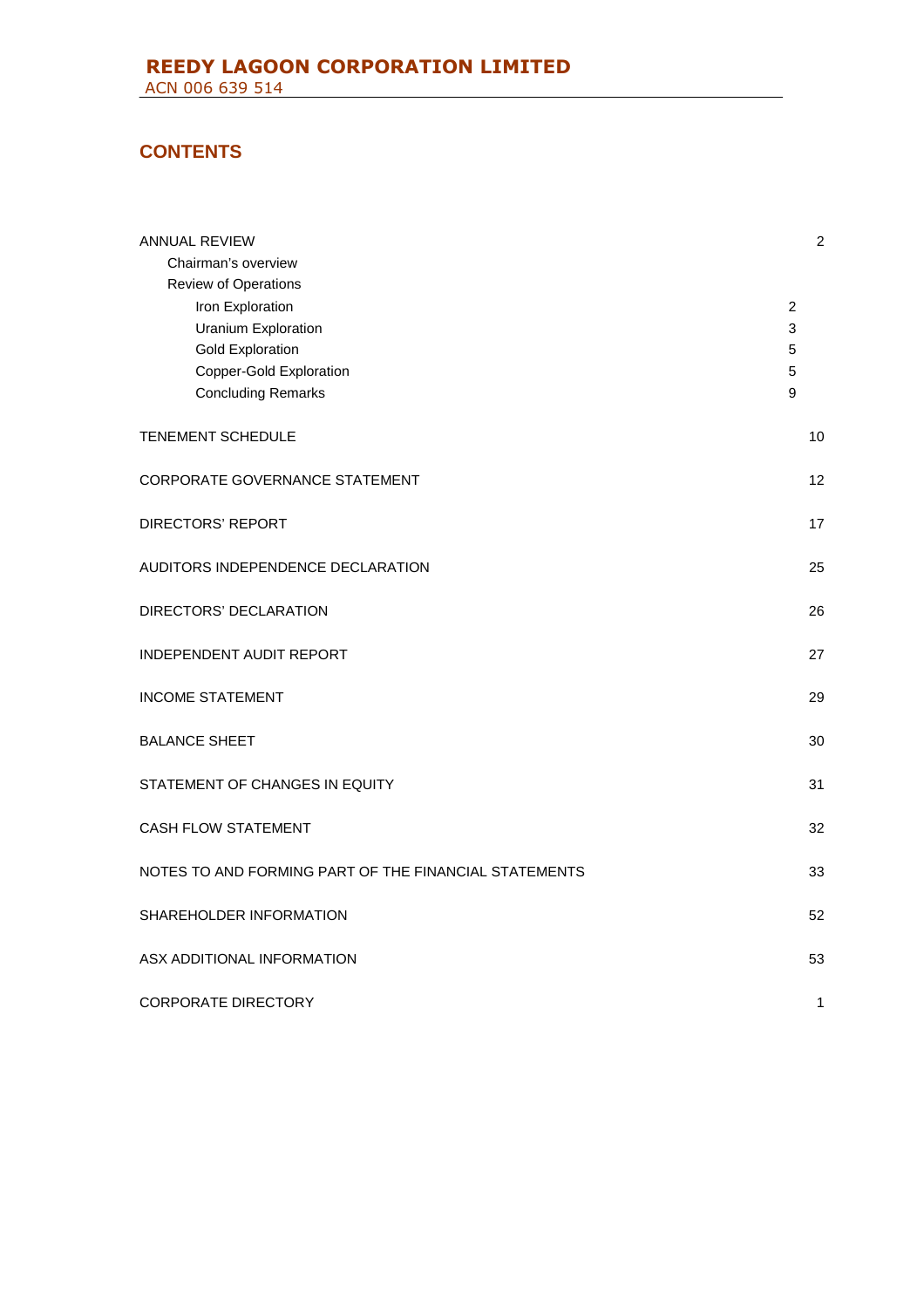# REEDY LAGOON CORPORATION LIMITED

ACN 006 639 514

## CONTENTS

| | |
|---|---|
| ANNUAL REVIEW | 2 |
| Chairman's overview | |
| Review of Operations | |
| Iron Exploration | 2 |
| Uranium Exploration | 3 |
| Gold Exploration | 5 |
| Copper-Gold Exploration | 5 |
| Concluding Remarks | 9 |
| TENEMENT SCHEDULE | 10 |
| CORPORATE GOVERNANCE STATEMENT | 12 |
| DIRECTORS' REPORT | 17 |
| AUDITORS INDEPENDENCE DECLARATION | 25 |
| DIRECTORS' DECLARATION | 26 |
| INDEPENDENT AUDIT REPORT | 27 |
| INCOME STATEMENT | 29 |
| BALANCE SHEET | 30 |
| STATEMENT OF CHANGES IN EQUITY | 31 |
| CASH FLOW STATEMENT | 32 |
| NOTES TO AND FORMING PART OF THE FINANCIAL STATEMENTS | 33 |
| SHAREHOLDER INFORMATION | 52 |
| ASX ADDITIONAL INFORMATION | 53 |
| CORPORATE DIRECTORY | 1 |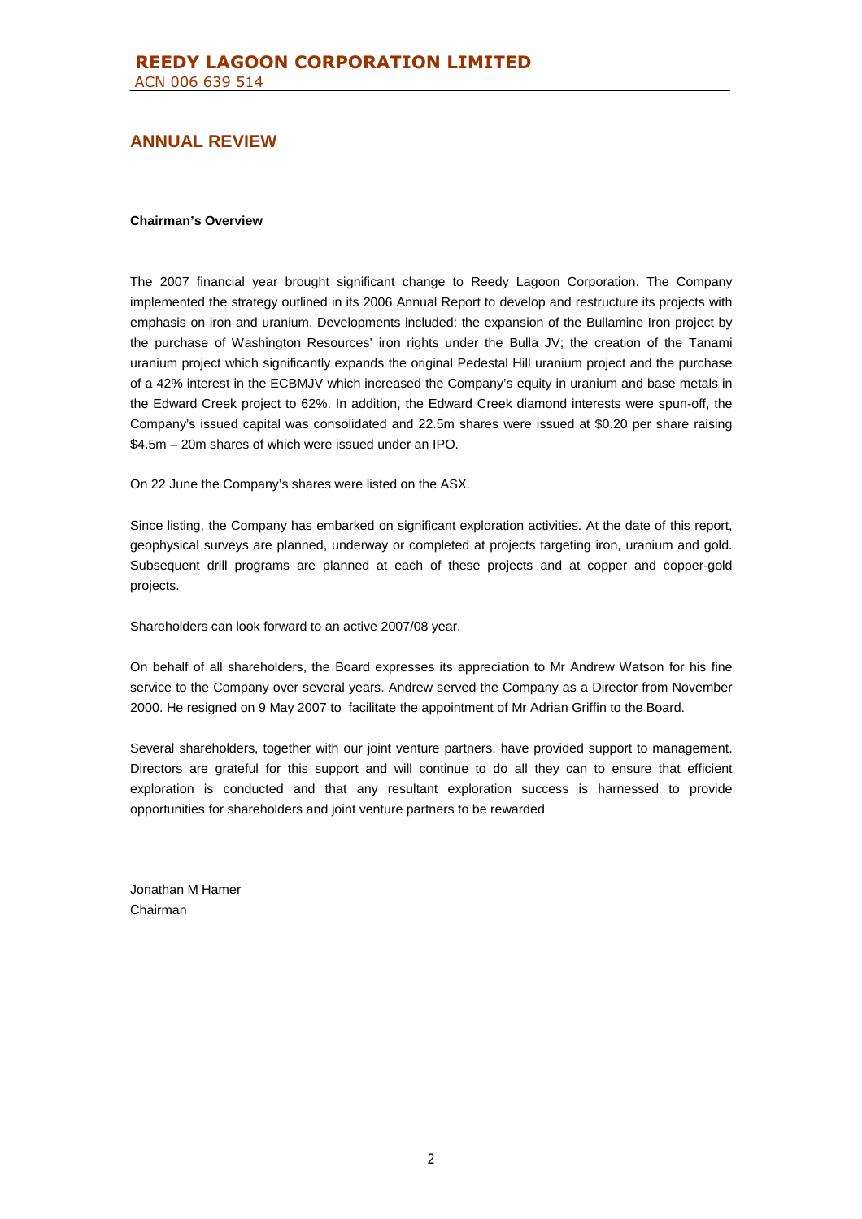## ANNUAL REVIEW

**Chairman's Overview**

The 2007 financial year brought significant change to Reedy Lagoon Corporation. The Company implemented the strategy outlined in its 2006 Annual Report to develop and restructure its projects with emphasis on iron and uranium. Developments included: the expansion of the Bullamine Iron project by the purchase of Washington Resources' iron rights under the Bulla JV; the creation of the Tanami uranium project which significantly expands the original Pedestal Hill uranium project and the purchase of a 42% interest in the ECBMJV which increased the Company's equity in uranium and base metals in the Edward Creek project to 62%. In addition, the Edward Creek diamond interests were spun-off, the Company's issued capital was consolidated and 22.5m shares were issued at $0.20 per share raising $4.5m – 20m shares of which were issued under an IPO.

On 22 June the Company's shares were listed on the ASX.

Since listing, the Company has embarked on significant exploration activities. At the date of this report, geophysical surveys are planned, underway or completed at projects targeting iron, uranium and gold. Subsequent drill programs are planned at each of these projects and at copper and copper-gold projects.

Shareholders can look forward to an active 2007/08 year.

On behalf of all shareholders, the Board expresses its appreciation to Mr Andrew Watson for his fine service to the Company over several years. Andrew served the Company as a Director from November 2000. He resigned on 9 May 2007 to facilitate the appointment of Mr Adrian Griffin to the Board.

Several shareholders, together with our joint venture partners, have provided support to management. Directors are grateful for this support and will continue to do all they can to ensure that efficient exploration is conducted and that any resultant exploration success is harnessed to provide opportunities for shareholders and joint venture partners to be rewarded

Jonathan M Hamer  
Chairman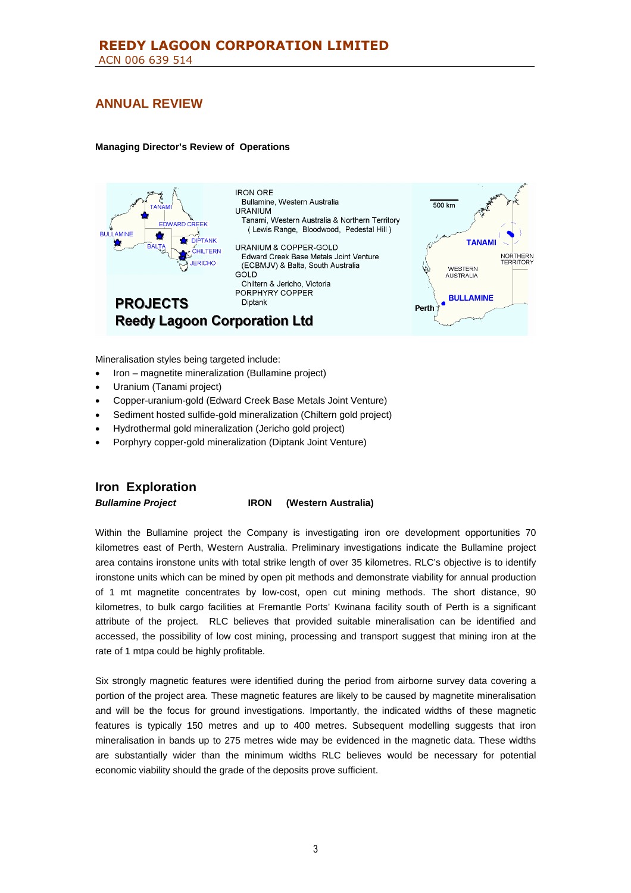## ANNUAL REVIEW

**Managing Director's Review of Operations**

IRON ORE
Bullamine, Western Australia
URANIUM
Tanami, Western Australia & Northern Territory
( Lewis Range, Bloodwood, Pedestal Hill )

URANIUM & COPPER-GOLD
Edward Creek Base Metals Joint Venture
(ECBMJV) & Balta, South Australia
GOLD
Chiltern & Jericho, Victoria
PORPHYRY COPPER
Diptank

**PROJECTS**
**Reedy Lagoon Corporation Ltd**

Mineralisation styles being targeted include:

- Iron – magnetite mineralization (Bullamine project)
- Uranium (Tanami project)
- Copper-uranium-gold (Edward Creek Base Metals Joint Venture)
- Sediment hosted sulfide-gold mineralization (Chiltern gold project)
- Hydrothermal gold mineralization (Jericho gold project)
- Porphyry copper-gold mineralization (Diptank Joint Venture)

## Iron Exploration

***Bullamine Project*** **IRON (Western Australia)**

Within the Bullamine project the Company is investigating iron ore development opportunities 70 kilometres east of Perth, Western Australia. Preliminary investigations indicate the Bullamine project area contains ironstone units with total strike length of over 35 kilometres. RLC's objective is to identify ironstone units which can be mined by open pit methods and demonstrate viability for annual production of 1 mt magnetite concentrates by low-cost, open cut mining methods. The short distance, 90 kilometres, to bulk cargo facilities at Fremantle Ports' Kwinana facility south of Perth is a significant attribute of the project. RLC believes that provided suitable mineralisation can be identified and accessed, the possibility of low cost mining, processing and transport suggest that mining iron at the rate of 1 mtpa could be highly profitable.

Six strongly magnetic features were identified during the period from airborne survey data covering a portion of the project area. These magnetic features are likely to be caused by magnetite mineralisation and will be the focus for ground investigations. Importantly, the indicated widths of these magnetic features is typically 150 metres and up to 400 metres. Subsequent modelling suggests that iron mineralisation in bands up to 275 metres wide may be evidenced in the magnetic data. These widths are substantially wider than the minimum widths RLC believes would be necessary for potential economic viability should the grade of the deposits prove sufficient.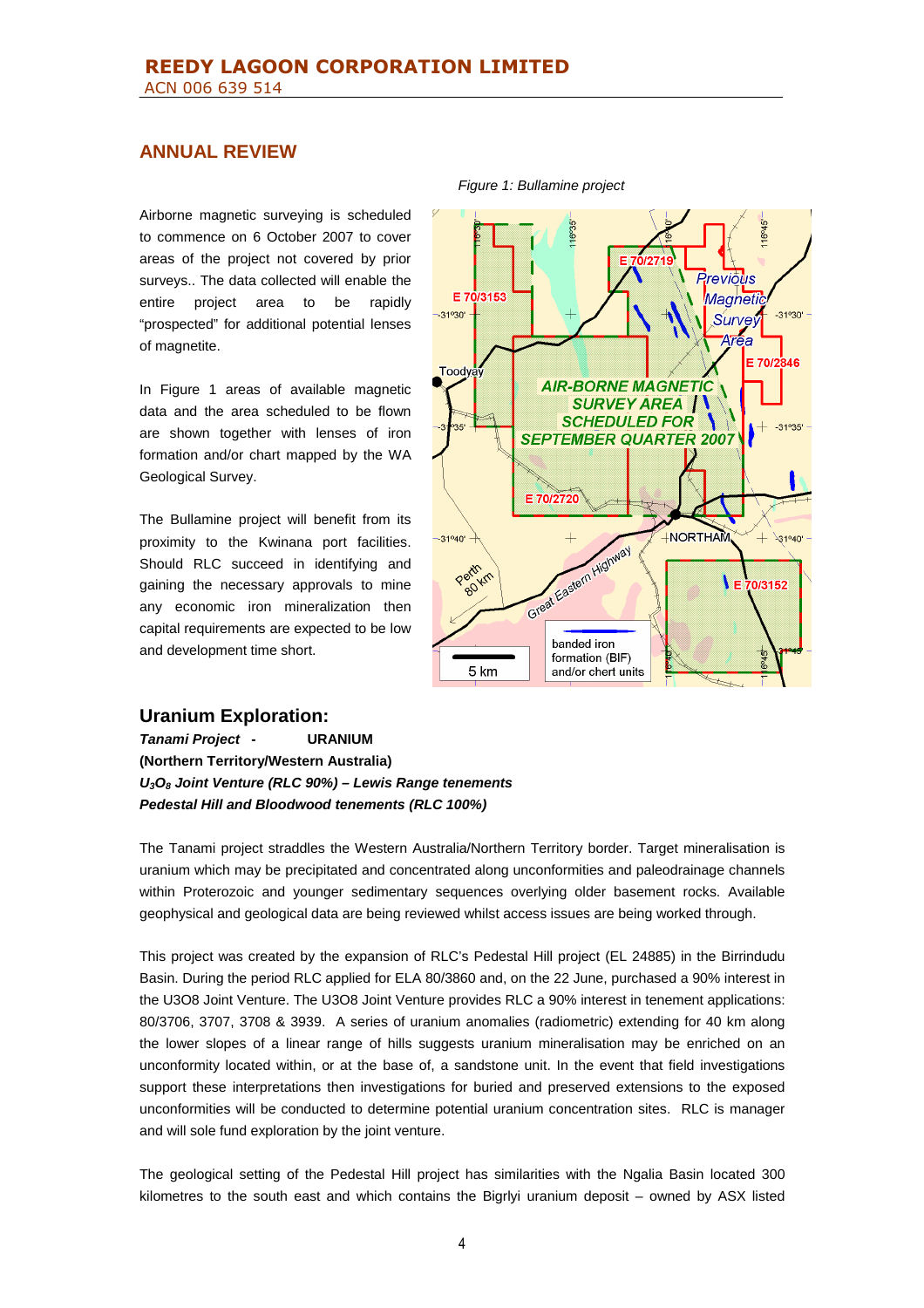## ANNUAL REVIEW

Airborne magnetic surveying is scheduled to commence on 6 October 2007 to cover areas of the project not covered by prior surveys.. The data collected will enable the entire project area to be rapidly "prospected" for additional potential lenses of magnetite.

In Figure 1 areas of available magnetic data and the area scheduled to be flown are shown together with lenses of iron formation and/or chart mapped by the WA Geological Survey.

The Bullamine project will benefit from its proximity to the Kwinana port facilities. Should RLC succeed in identifying and gaining the necessary approvals to mine any economic iron mineralization then capital requirements are expected to be low and development time short.

*Figure 1: Bullamine project*

## Uranium Exploration:

***Tanami Project -*** **URANIUM**

**(Northern Territory/Western Australia)**

***$U_3O_8$ Joint Venture (RLC 90%) – Lewis Range tenements***

***Pedestal Hill and Bloodwood tenements (RLC 100%)***

The Tanami project straddles the Western Australia/Northern Territory border. Target mineralisation is uranium which may be precipitated and concentrated along unconformities and paleodrainage channels within Proterozoic and younger sedimentary sequences overlying older basement rocks. Available geophysical and geological data are being reviewed whilst access issues are being worked through.

This project was created by the expansion of RLC's Pedestal Hill project (EL 24885) in the Birrindudu Basin. During the period RLC applied for ELA 80/3860 and, on the 22 June, purchased a 90% interest in the U3O8 Joint Venture. The U3O8 Joint Venture provides RLC a 90% interest in tenement applications: 80/3706, 3707, 3708 & 3939. A series of uranium anomalies (radiometric) extending for 40 km along the lower slopes of a linear range of hills suggests uranium mineralisation may be enriched on an unconformity located within, or at the base of, a sandstone unit. In the event that field investigations support these interpretations then investigations for buried and preserved extensions to the exposed unconformities will be conducted to determine potential uranium concentration sites. RLC is manager and will sole fund exploration by the joint venture.

The geological setting of the Pedestal Hill project has similarities with the Ngalia Basin located 300 kilometres to the south east and which contains the Bigrlyi uranium deposit – owned by ASX listed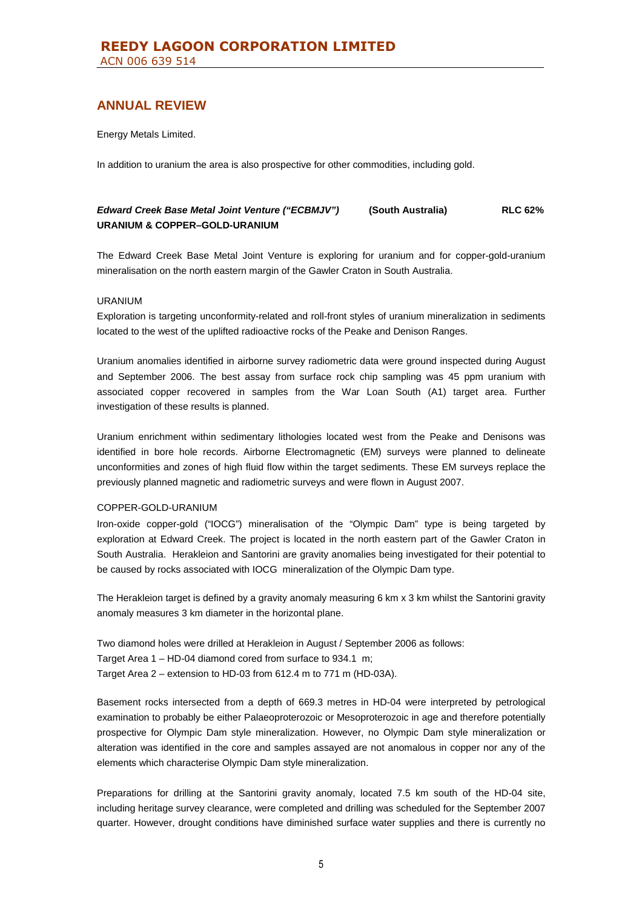## ANNUAL REVIEW

Energy Metals Limited.

In addition to uranium the area is also prospective for other commodities, including gold.

***Edward Creek Base Metal Joint Venture ("ECBMJV")*** **(South Australia)** **RLC 62%**
**URANIUM & COPPER–GOLD-URANIUM**

The Edward Creek Base Metal Joint Venture is exploring for uranium and for copper-gold-uranium mineralisation on the north eastern margin of the Gawler Craton in South Australia.

URANIUM

Exploration is targeting unconformity-related and roll-front styles of uranium mineralization in sediments located to the west of the uplifted radioactive rocks of the Peake and Denison Ranges.

Uranium anomalies identified in airborne survey radiometric data were ground inspected during August and September 2006. The best assay from surface rock chip sampling was 45 ppm uranium with associated copper recovered in samples from the War Loan South (A1) target area. Further investigation of these results is planned.

Uranium enrichment within sedimentary lithologies located west from the Peake and Denisons was identified in bore hole records. Airborne Electromagnetic (EM) surveys were planned to delineate unconformities and zones of high fluid flow within the target sediments. These EM surveys replace the previously planned magnetic and radiometric surveys and were flown in August 2007.

COPPER-GOLD-URANIUM

Iron-oxide copper-gold ("IOCG") mineralisation of the "Olympic Dam" type is being targeted by exploration at Edward Creek. The project is located in the north eastern part of the Gawler Craton in South Australia. Herakleion and Santorini are gravity anomalies being investigated for their potential to be caused by rocks associated with IOCG mineralization of the Olympic Dam type.

The Herakleion target is defined by a gravity anomaly measuring 6 km x 3 km whilst the Santorini gravity anomaly measures 3 km diameter in the horizontal plane.

Two diamond holes were drilled at Herakleion in August / September 2006 as follows:
Target Area 1 – HD-04 diamond cored from surface to 934.1 m;
Target Area 2 – extension to HD-03 from 612.4 m to 771 m (HD-03A).

Basement rocks intersected from a depth of 669.3 metres in HD-04 were interpreted by petrological examination to probably be either Palaeoproterozoic or Mesoproterozoic in age and therefore potentially prospective for Olympic Dam style mineralization. However, no Olympic Dam style mineralization or alteration was identified in the core and samples assayed are not anomalous in copper nor any of the elements which characterise Olympic Dam style mineralization.

Preparations for drilling at the Santorini gravity anomaly, located 7.5 km south of the HD-04 site, including heritage survey clearance, were completed and drilling was scheduled for the September 2007 quarter. However, drought conditions have diminished surface water supplies and there is currently no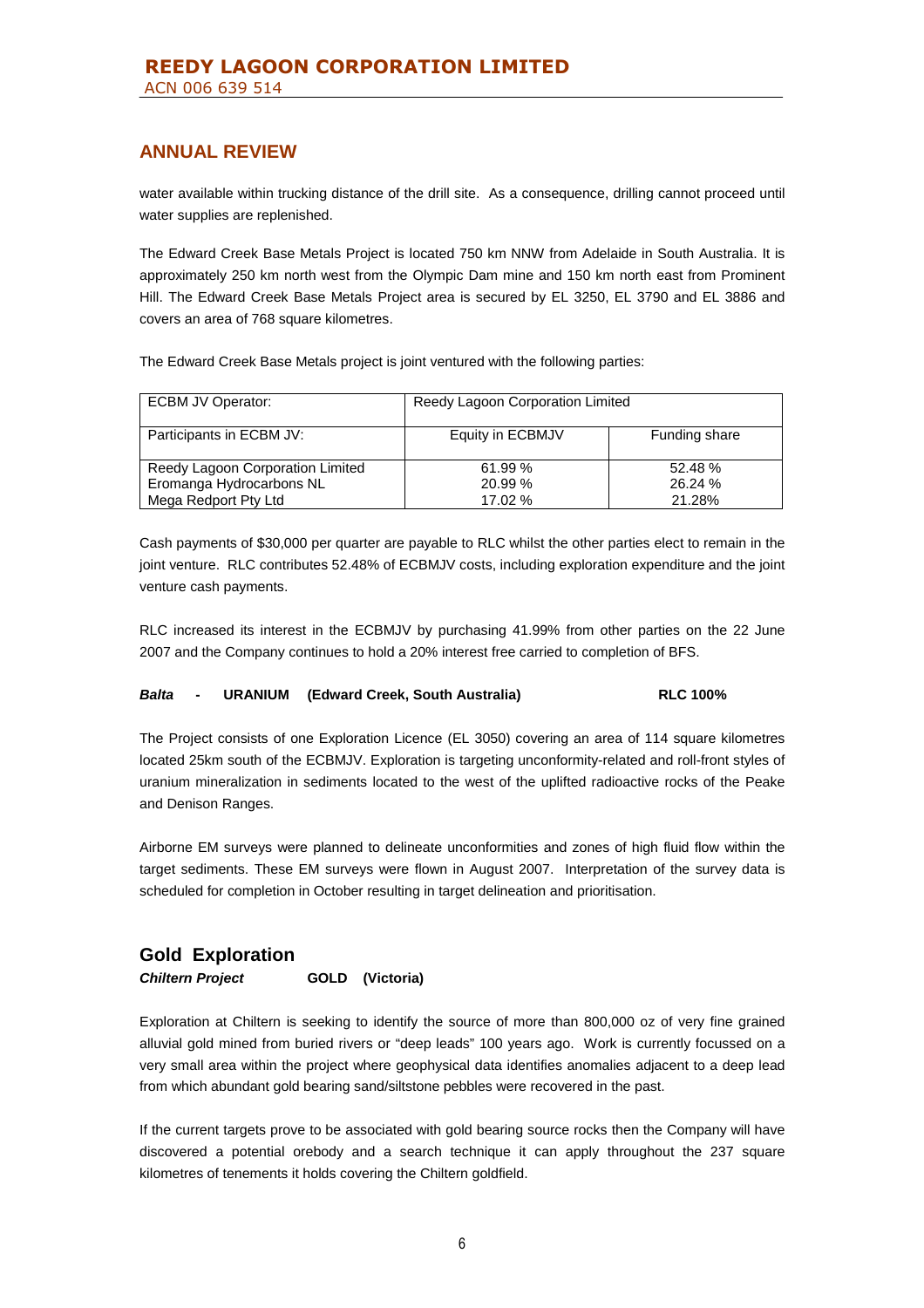## ANNUAL REVIEW

water available within trucking distance of the drill site. As a consequence, drilling cannot proceed until water supplies are replenished.

The Edward Creek Base Metals Project is located 750 km NNW from Adelaide in South Australia. It is approximately 250 km north west from the Olympic Dam mine and 150 km north east from Prominent Hill. The Edward Creek Base Metals Project area is secured by EL 3250, EL 3790 and EL 3886 and covers an area of 768 square kilometres.

The Edward Creek Base Metals project is joint ventured with the following parties:

| ECBM JV Operator: | Reedy Lagoon Corporation Limited | |
|---|---|---|
| Participants in ECBM JV: | Equity in ECBMJV | Funding share |
| Reedy Lagoon Corporation Limited<br>Eromanga Hydrocarbons NL<br>Mega Redport Pty Ltd | 61.99 %<br>20.99 %<br>17.02 % | 52.48 %<br>26.24 %<br>21.28% |

Cash payments of $30,000 per quarter are payable to RLC whilst the other parties elect to remain in the joint venture. RLC contributes 52.48% of ECBMJV costs, including exploration expenditure and the joint venture cash payments.

RLC increased its interest in the ECBMJV by purchasing 41.99% from other parties on the 22 June 2007 and the Company continues to hold a 20% interest free carried to completion of BFS.

***Balta*** **- URANIUM (Edward Creek, South Australia) RLC 100%**

The Project consists of one Exploration Licence (EL 3050) covering an area of 114 square kilometres located 25km south of the ECBMJV. Exploration is targeting unconformity-related and roll-front styles of uranium mineralization in sediments located to the west of the uplifted radioactive rocks of the Peake and Denison Ranges.

Airborne EM surveys were planned to delineate unconformities and zones of high fluid flow within the target sediments. These EM surveys were flown in August 2007. Interpretation of the survey data is scheduled for completion in October resulting in target delineation and prioritisation.

## Gold Exploration

***Chiltern Project*** **GOLD (Victoria)**

Exploration at Chiltern is seeking to identify the source of more than 800,000 oz of very fine grained alluvial gold mined from buried rivers or "deep leads" 100 years ago. Work is currently focussed on a very small area within the project where geophysical data identifies anomalies adjacent to a deep lead from which abundant gold bearing sand/siltstone pebbles were recovered in the past.

If the current targets prove to be associated with gold bearing source rocks then the Company will have discovered a potential orebody and a search technique it can apply throughout the 237 square kilometres of tenements it holds covering the Chiltern goldfield.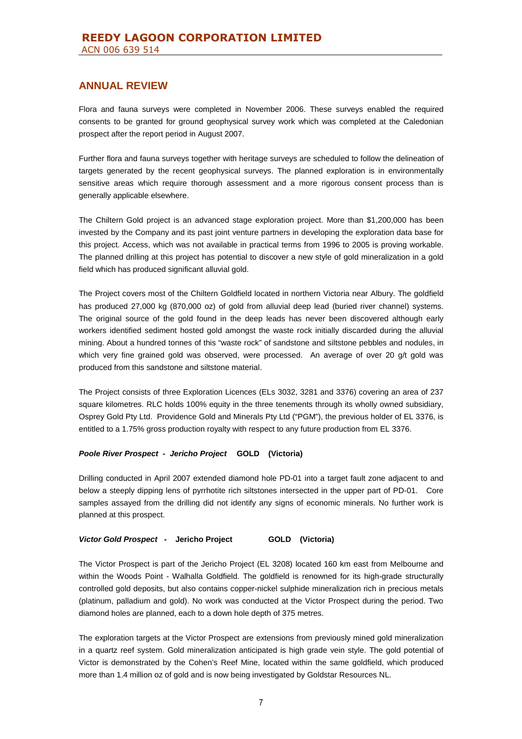## ANNUAL REVIEW

Flora and fauna surveys were completed in November 2006. These surveys enabled the required consents to be granted for ground geophysical survey work which was completed at the Caledonian prospect after the report period in August 2007.

Further flora and fauna surveys together with heritage surveys are scheduled to follow the delineation of targets generated by the recent geophysical surveys. The planned exploration is in environmentally sensitive areas which require thorough assessment and a more rigorous consent process than is generally applicable elsewhere.

The Chiltern Gold project is an advanced stage exploration project. More than $1,200,000 has been invested by the Company and its past joint venture partners in developing the exploration data base for this project. Access, which was not available in practical terms from 1996 to 2005 is proving workable. The planned drilling at this project has potential to discover a new style of gold mineralization in a gold field which has produced significant alluvial gold.

The Project covers most of the Chiltern Goldfield located in northern Victoria near Albury. The goldfield has produced 27,000 kg (870,000 oz) of gold from alluvial deep lead (buried river channel) systems. The original source of the gold found in the deep leads has never been discovered although early workers identified sediment hosted gold amongst the waste rock initially discarded during the alluvial mining. About a hundred tonnes of this "waste rock" of sandstone and siltstone pebbles and nodules, in which very fine grained gold was observed, were processed. An average of over 20 g/t gold was produced from this sandstone and siltstone material.

The Project consists of three Exploration Licences (ELs 3032, 3281 and 3376) covering an area of 237 square kilometres. RLC holds 100% equity in the three tenements through its wholly owned subsidiary, Osprey Gold Pty Ltd. Providence Gold and Minerals Pty Ltd ("PGM"), the previous holder of EL 3376, is entitled to a 1.75% gross production royalty with respect to any future production from EL 3376.

***Poole River Prospect - Jericho Project*** **GOLD (Victoria)**

Drilling conducted in April 2007 extended diamond hole PD-01 into a target fault zone adjacent to and below a steeply dipping lens of pyrrhotite rich siltstones intersected in the upper part of PD-01. Core samples assayed from the drilling did not identify any signs of economic minerals. No further work is planned at this prospect.

***Victor Gold Prospect*** **- Jericho Project GOLD (Victoria)**

The Victor Prospect is part of the Jericho Project (EL 3208) located 160 km east from Melbourne and within the Woods Point - Walhalla Goldfield. The goldfield is renowned for its high-grade structurally controlled gold deposits, but also contains copper-nickel sulphide mineralization rich in precious metals (platinum, palladium and gold). No work was conducted at the Victor Prospect during the period. Two diamond holes are planned, each to a down hole depth of 375 metres.

The exploration targets at the Victor Prospect are extensions from previously mined gold mineralization in a quartz reef system. Gold mineralization anticipated is high grade vein style. The gold potential of Victor is demonstrated by the Cohen's Reef Mine, located within the same goldfield, which produced more than 1.4 million oz of gold and is now being investigated by Goldstar Resources NL.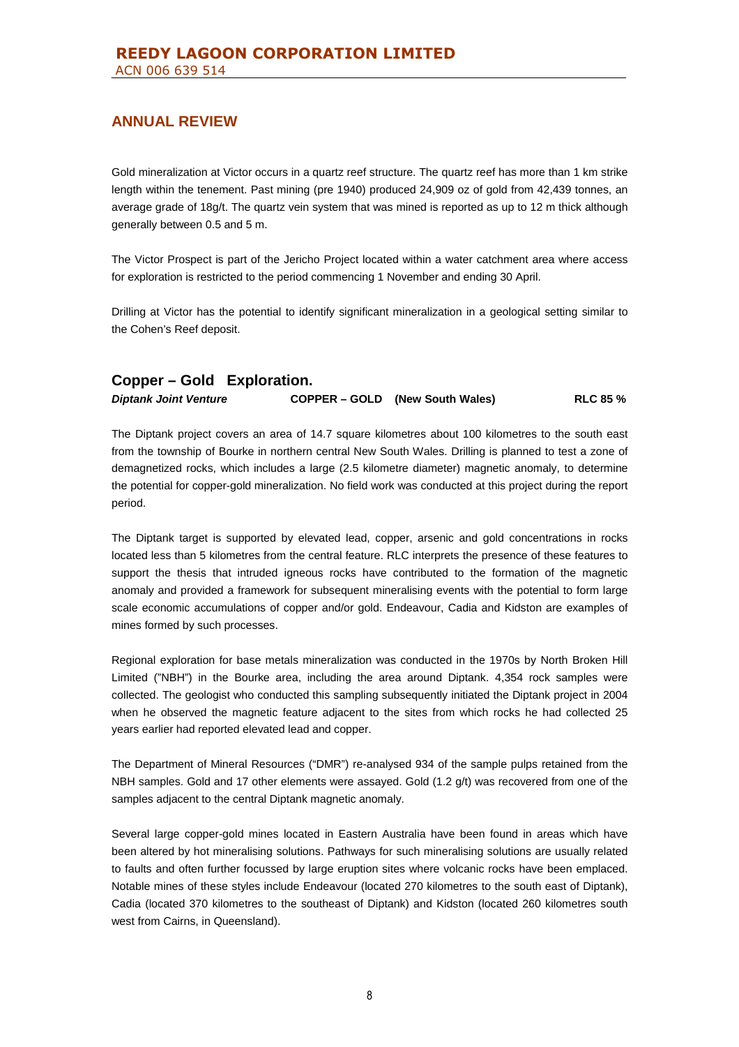## ANNUAL REVIEW

Gold mineralization at Victor occurs in a quartz reef structure. The quartz reef has more than 1 km strike length within the tenement. Past mining (pre 1940) produced 24,909 oz of gold from 42,439 tonnes, an average grade of 18g/t. The quartz vein system that was mined is reported as up to 12 m thick although generally between 0.5 and 5 m.

The Victor Prospect is part of the Jericho Project located within a water catchment area where access for exploration is restricted to the period commencing 1 November and ending 30 April.

Drilling at Victor has the potential to identify significant mineralization in a geological setting similar to the Cohen's Reef deposit.

## Copper – Gold Exploration.

***Diptank Joint Venture*** **COPPER – GOLD (New South Wales)** **RLC 85 %**

The Diptank project covers an area of 14.7 square kilometres about 100 kilometres to the south east from the township of Bourke in northern central New South Wales. Drilling is planned to test a zone of demagnetized rocks, which includes a large (2.5 kilometre diameter) magnetic anomaly, to determine the potential for copper-gold mineralization. No field work was conducted at this project during the report period.

The Diptank target is supported by elevated lead, copper, arsenic and gold concentrations in rocks located less than 5 kilometres from the central feature. RLC interprets the presence of these features to support the thesis that intruded igneous rocks have contributed to the formation of the magnetic anomaly and provided a framework for subsequent mineralising events with the potential to form large scale economic accumulations of copper and/or gold. Endeavour, Cadia and Kidston are examples of mines formed by such processes.

Regional exploration for base metals mineralization was conducted in the 1970s by North Broken Hill Limited ("NBH") in the Bourke area, including the area around Diptank. 4,354 rock samples were collected. The geologist who conducted this sampling subsequently initiated the Diptank project in 2004 when he observed the magnetic feature adjacent to the sites from which rocks he had collected 25 years earlier had reported elevated lead and copper.

The Department of Mineral Resources ("DMR") re-analysed 934 of the sample pulps retained from the NBH samples. Gold and 17 other elements were assayed. Gold (1.2 g/t) was recovered from one of the samples adjacent to the central Diptank magnetic anomaly.

Several large copper-gold mines located in Eastern Australia have been found in areas which have been altered by hot mineralising solutions. Pathways for such mineralising solutions are usually related to faults and often further focussed by large eruption sites where volcanic rocks have been emplaced. Notable mines of these styles include Endeavour (located 270 kilometres to the south east of Diptank), Cadia (located 370 kilometres to the southeast of Diptank) and Kidston (located 260 kilometres south west from Cairns, in Queensland).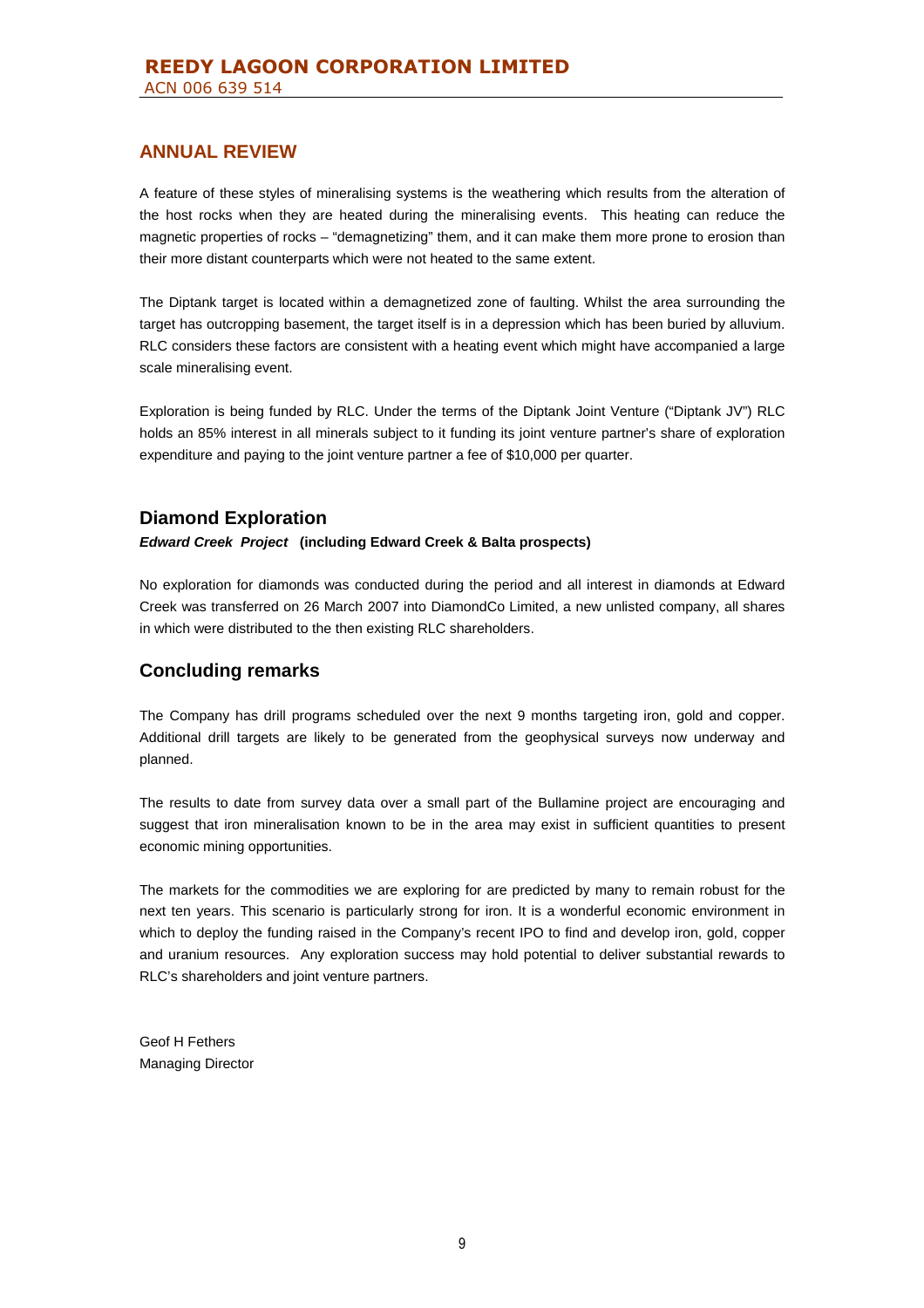## ANNUAL REVIEW

A feature of these styles of mineralising systems is the weathering which results from the alteration of the host rocks when they are heated during the mineralising events. This heating can reduce the magnetic properties of rocks – "demagnetizing" them, and it can make them more prone to erosion than their more distant counterparts which were not heated to the same extent.

The Diptank target is located within a demagnetized zone of faulting. Whilst the area surrounding the target has outcropping basement, the target itself is in a depression which has been buried by alluvium. RLC considers these factors are consistent with a heating event which might have accompanied a large scale mineralising event.

Exploration is being funded by RLC. Under the terms of the Diptank Joint Venture ("Diptank JV") RLC holds an 85% interest in all minerals subject to it funding its joint venture partner's share of exploration expenditure and paying to the joint venture partner a fee of $10,000 per quarter.

### Diamond Exploration

***Edward Creek Project*** **(including Edward Creek & Balta prospects)**

No exploration for diamonds was conducted during the period and all interest in diamonds at Edward Creek was transferred on 26 March 2007 into DiamondCo Limited, a new unlisted company, all shares in which were distributed to the then existing RLC shareholders.

### Concluding remarks

The Company has drill programs scheduled over the next 9 months targeting iron, gold and copper. Additional drill targets are likely to be generated from the geophysical surveys now underway and planned.

The results to date from survey data over a small part of the Bullamine project are encouraging and suggest that iron mineralisation known to be in the area may exist in sufficient quantities to present economic mining opportunities.

The markets for the commodities we are exploring for are predicted by many to remain robust for the next ten years. This scenario is particularly strong for iron. It is a wonderful economic environment in which to deploy the funding raised in the Company's recent IPO to find and develop iron, gold, copper and uranium resources. Any exploration success may hold potential to deliver substantial rewards to RLC's shareholders and joint venture partners.

Geof H Fethers
Managing Director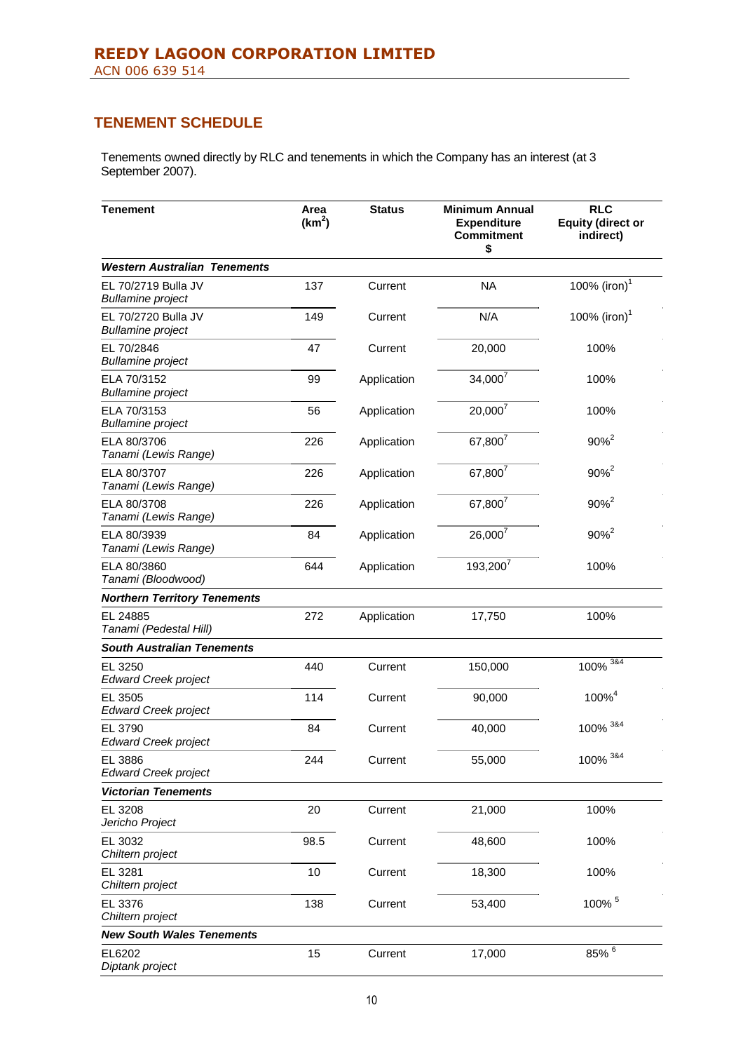## TENEMENT SCHEDULE

Tenements owned directly by RLC and tenements in which the Company has an interest (at 3 September 2007).

| Tenement | Area ($km^2$) | Status | Minimum Annual Expenditure Commitment $ | RLC Equity (direct or indirect) |
|---|---|---|---|---|
| ***Western Australian Tenements*** | | | | |
| EL 70/2719 Bulla JV *Bullamine project* | 137 | Current | NA | 100% (iron)[1] |
| EL 70/2720 Bulla JV *Bullamine project* | 149 | Current | N/A | 100% (iron)[1] |
| EL 70/2846 *Bullamine project* | 47 | Current | 20,000 | 100% |
| ELA 70/3152 *Bullamine project* | 99 | Application | 34,000[7] | 100% |
| ELA 70/3153 *Bullamine project* | 56 | Application | 20,000[7] | 100% |
| ELA 80/3706 *Tanami (Lewis Range)* | 226 | Application | 67,800[7] | 90%[2] |
| ELA 80/3707 *Tanami (Lewis Range)* | 226 | Application | 67,800[7] | 90%[2] |
| ELA 80/3708 *Tanami (Lewis Range)* | 226 | Application | 67,800[7] | 90%[2] |
| ELA 80/3939 *Tanami (Lewis Range)* | 84 | Application | 26,000[7] | 90%[2] |
| ELA 80/3860 *Tanami (Bloodwood)* | 644 | Application | 193,200[7] | 100% |
| ***Northern Territory Tenements*** | | | | |
| EL 24885 *Tanami (Pedestal Hill)* | 272 | Application | 17,750 | 100% |
| ***South Australian Tenements*** | | | | |
| EL 3250 *Edward Creek project* | 440 | Current | 150,000 | 100% [3&4] |
| EL 3505 *Edward Creek project* | 114 | Current | 90,000 | 100%[4] |
| EL 3790 *Edward Creek project* | 84 | Current | 40,000 | 100% [3&4] |
| EL 3886 *Edward Creek project* | 244 | Current | 55,000 | 100% [3&4] |
| ***Victorian Tenements*** | | | | |
| EL 3208 *Jericho Project* | 20 | Current | 21,000 | 100% |
| EL 3032 *Chiltern project* | 98.5 | Current | 48,600 | 100% |
| EL 3281 *Chiltern project* | 10 | Current | 18,300 | 100% |
| EL 3376 *Chiltern project* | 138 | Current | 53,400 | 100% [5] |
| ***New South Wales Tenements*** | | | | |
| EL6202 *Diptank project* | 15 | Current | 17,000 | 85% [6] |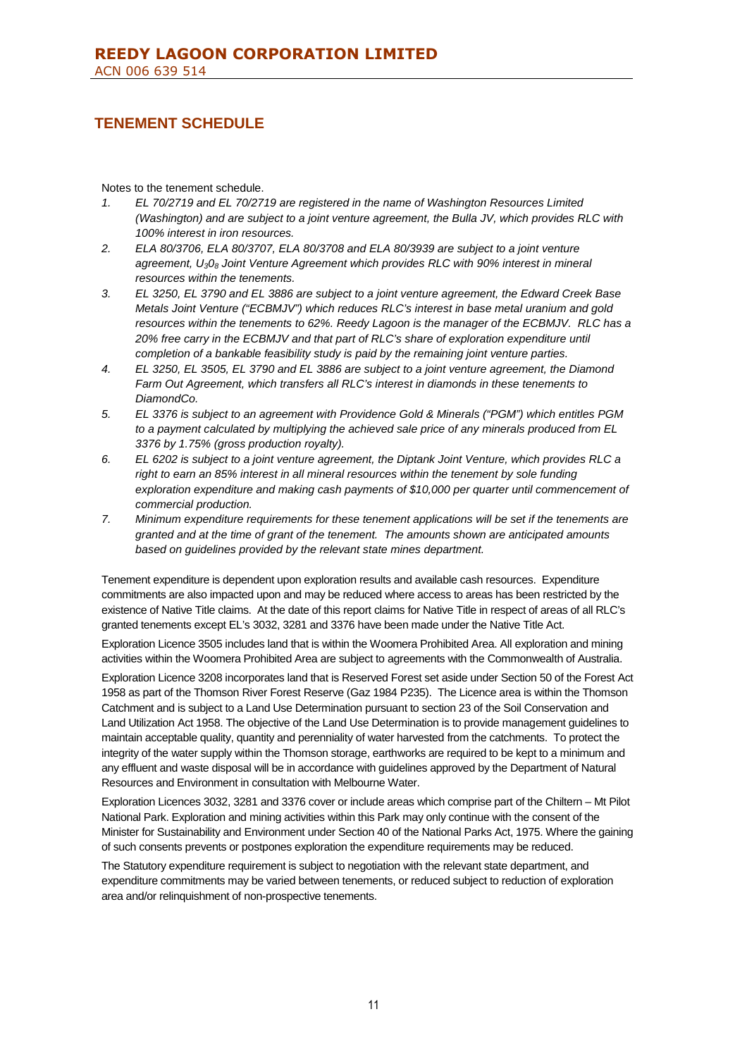## TENEMENT SCHEDULE

Notes to the tenement schedule.

1. *EL 70/2719 and EL 70/2719 are registered in the name of Washington Resources Limited (Washington) and are subject to a joint venture agreement, the Bulla JV, which provides RLC with 100% interest in iron resources.*
2. *ELA 80/3706, ELA 80/3707, ELA 80/3708 and ELA 80/3939 are subject to a joint venture agreement, $U_30_8$ Joint Venture Agreement which provides RLC with 90% interest in mineral resources within the tenements.*
3. *EL 3250, EL 3790 and EL 3886 are subject to a joint venture agreement, the Edward Creek Base Metals Joint Venture ("ECBMJV") which reduces RLC's interest in base metal uranium and gold resources within the tenements to 62%. Reedy Lagoon is the manager of the ECBMJV. RLC has a 20% free carry in the ECBMJV and that part of RLC's share of exploration expenditure until completion of a bankable feasibility study is paid by the remaining joint venture parties.*
4. *EL 3250, EL 3505, EL 3790 and EL 3886 are subject to a joint venture agreement, the Diamond Farm Out Agreement, which transfers all RLC's interest in diamonds in these tenements to DiamondCo.*
5. *EL 3376 is subject to an agreement with Providence Gold & Minerals ("PGM") which entitles PGM to a payment calculated by multiplying the achieved sale price of any minerals produced from EL 3376 by 1.75% (gross production royalty).*
6. *EL 6202 is subject to a joint venture agreement, the Diptank Joint Venture, which provides RLC a right to earn an 85% interest in all mineral resources within the tenement by sole funding exploration expenditure and making cash payments of $10,000 per quarter until commencement of commercial production.*
7. *Minimum expenditure requirements for these tenement applications will be set if the tenements are granted and at the time of grant of the tenement. The amounts shown are anticipated amounts based on guidelines provided by the relevant state mines department.*

Tenement expenditure is dependent upon exploration results and available cash resources. Expenditure commitments are also impacted upon and may be reduced where access to areas has been restricted by the existence of Native Title claims. At the date of this report claims for Native Title in respect of areas of all RLC's granted tenements except EL's 3032, 3281 and 3376 have been made under the Native Title Act.

Exploration Licence 3505 includes land that is within the Woomera Prohibited Area. All exploration and mining activities within the Woomera Prohibited Area are subject to agreements with the Commonwealth of Australia.

Exploration Licence 3208 incorporates land that is Reserved Forest set aside under Section 50 of the Forest Act 1958 as part of the Thomson River Forest Reserve (Gaz 1984 P235). The Licence area is within the Thomson Catchment and is subject to a Land Use Determination pursuant to section 23 of the Soil Conservation and Land Utilization Act 1958. The objective of the Land Use Determination is to provide management guidelines to maintain acceptable quality, quantity and perenniality of water harvested from the catchments. To protect the integrity of the water supply within the Thomson storage, earthworks are required to be kept to a minimum and any effluent and waste disposal will be in accordance with guidelines approved by the Department of Natural Resources and Environment in consultation with Melbourne Water.

Exploration Licences 3032, 3281 and 3376 cover or include areas which comprise part of the Chiltern – Mt Pilot National Park. Exploration and mining activities within this Park may only continue with the consent of the Minister for Sustainability and Environment under Section 40 of the National Parks Act, 1975. Where the gaining of such consents prevents or postpones exploration the expenditure requirements may be reduced.

The Statutory expenditure requirement is subject to negotiation with the relevant state department, and expenditure commitments may be varied between tenements, or reduced subject to reduction of exploration area and/or relinquishment of non-prospective tenements.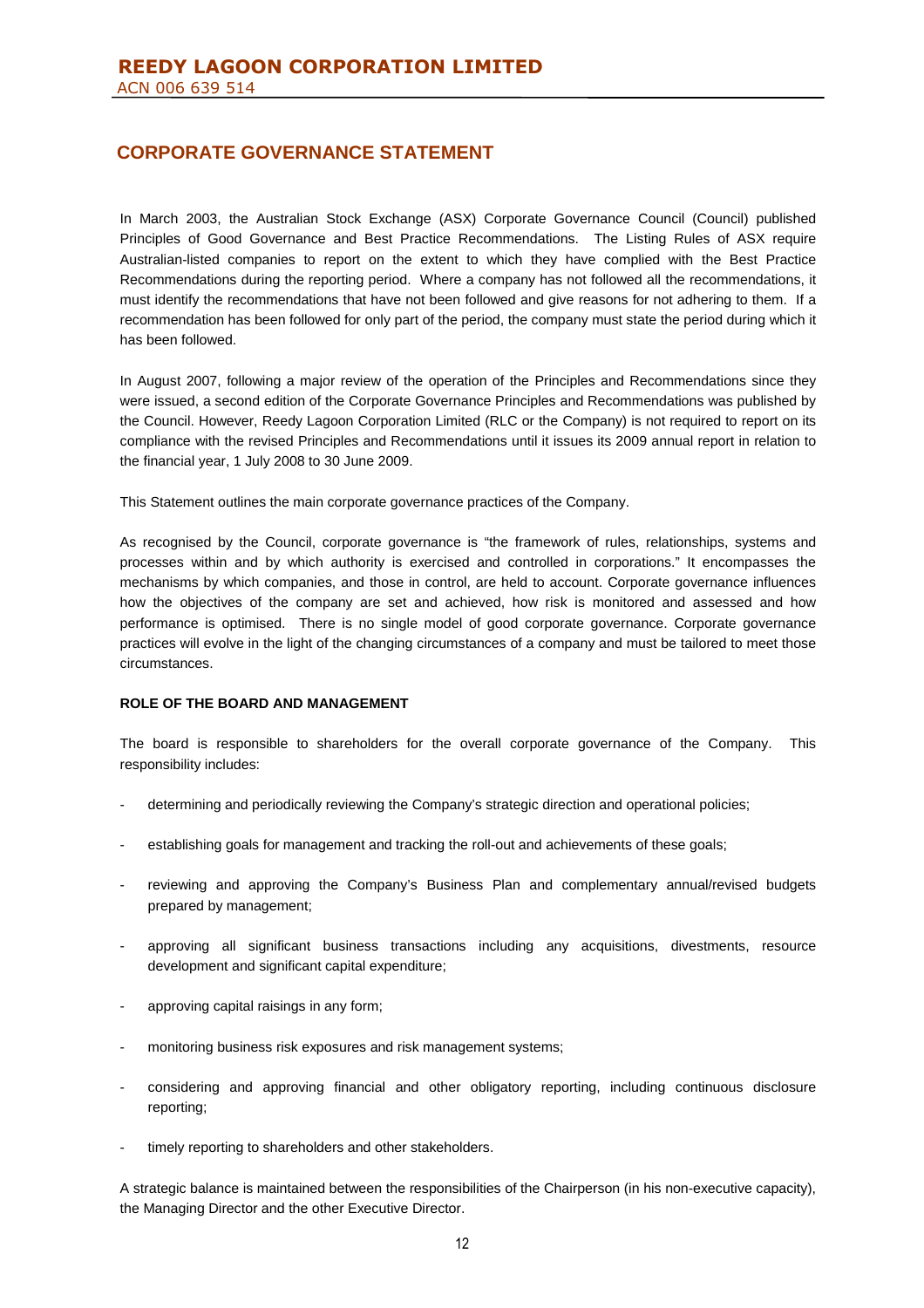# CORPORATE GOVERNANCE STATEMENT

In March 2003, the Australian Stock Exchange (ASX) Corporate Governance Council (Council) published Principles of Good Governance and Best Practice Recommendations. The Listing Rules of ASX require Australian-listed companies to report on the extent to which they have complied with the Best Practice Recommendations during the reporting period. Where a company has not followed all the recommendations, it must identify the recommendations that have not been followed and give reasons for not adhering to them. If a recommendation has been followed for only part of the period, the company must state the period during which it has been followed.

In August 2007, following a major review of the operation of the Principles and Recommendations since they were issued, a second edition of the Corporate Governance Principles and Recommendations was published by the Council. However, Reedy Lagoon Corporation Limited (RLC or the Company) is not required to report on its compliance with the revised Principles and Recommendations until it issues its 2009 annual report in relation to the financial year, 1 July 2008 to 30 June 2009.

This Statement outlines the main corporate governance practices of the Company.

As recognised by the Council, corporate governance is "the framework of rules, relationships, systems and processes within and by which authority is exercised and controlled in corporations." It encompasses the mechanisms by which companies, and those in control, are held to account. Corporate governance influences how the objectives of the company are set and achieved, how risk is monitored and assessed and how performance is optimised. There is no single model of good corporate governance. Corporate governance practices will evolve in the light of the changing circumstances of a company and must be tailored to meet those circumstances.

### ROLE OF THE BOARD AND MANAGEMENT

The board is responsible to shareholders for the overall corporate governance of the Company. This responsibility includes:

- determining and periodically reviewing the Company's strategic direction and operational policies;
- establishing goals for management and tracking the roll-out and achievements of these goals;
- reviewing and approving the Company's Business Plan and complementary annual/revised budgets prepared by management;
- approving all significant business transactions including any acquisitions, divestments, resource development and significant capital expenditure;
- approving capital raisings in any form;
- monitoring business risk exposures and risk management systems;
- considering and approving financial and other obligatory reporting, including continuous disclosure reporting;
- timely reporting to shareholders and other stakeholders.

A strategic balance is maintained between the responsibilities of the Chairperson (in his non-executive capacity), the Managing Director and the other Executive Director.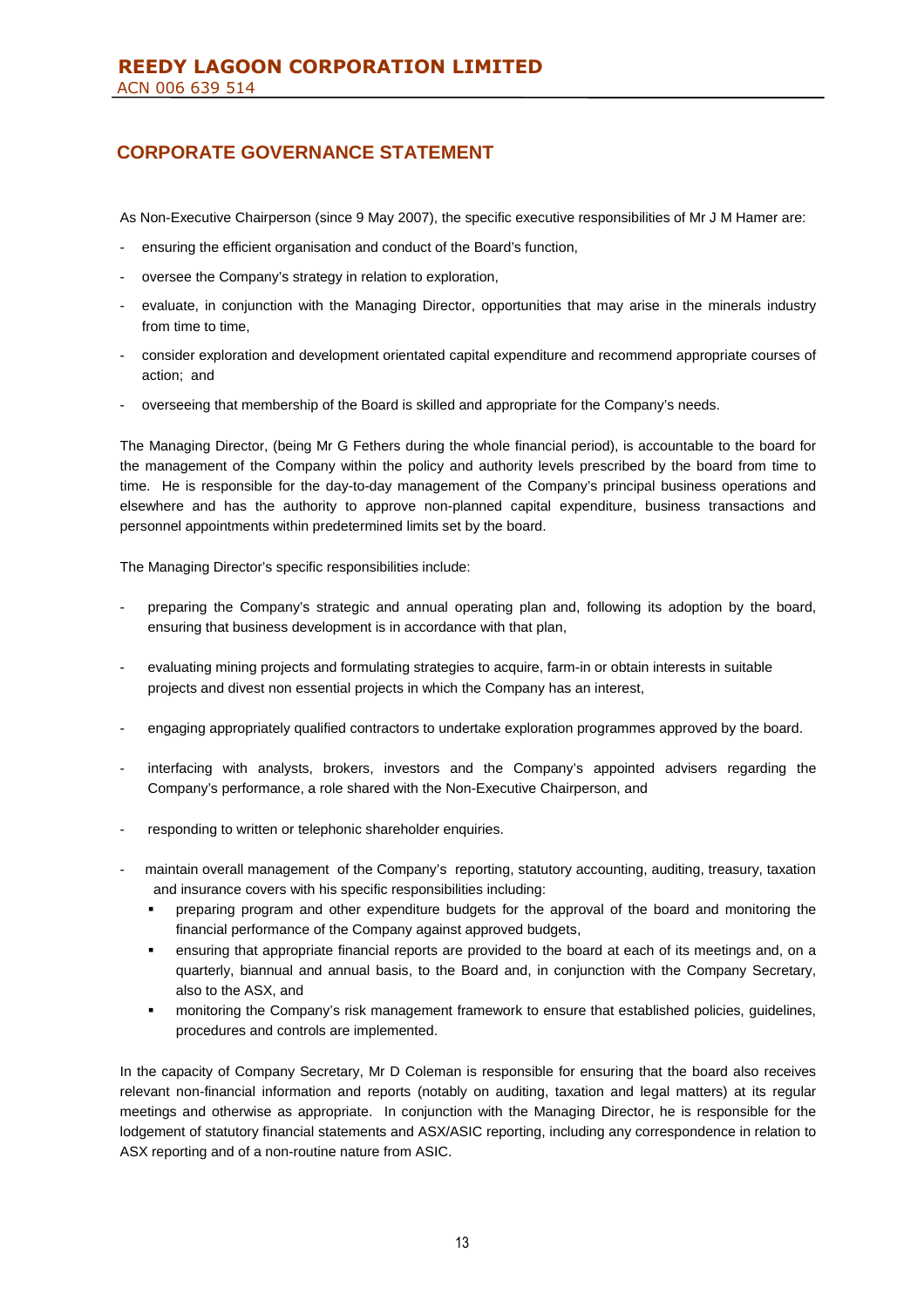## CORPORATE GOVERNANCE STATEMENT

As Non-Executive Chairperson (since 9 May 2007), the specific executive responsibilities of Mr J M Hamer are:

- ensuring the efficient organisation and conduct of the Board's function,
- oversee the Company's strategy in relation to exploration,
- evaluate, in conjunction with the Managing Director, opportunities that may arise in the minerals industry from time to time,
- consider exploration and development orientated capital expenditure and recommend appropriate courses of action; and
- overseeing that membership of the Board is skilled and appropriate for the Company's needs.

The Managing Director, (being Mr G Fethers during the whole financial period), is accountable to the board for the management of the Company within the policy and authority levels prescribed by the board from time to time. He is responsible for the day-to-day management of the Company's principal business operations and elsewhere and has the authority to approve non-planned capital expenditure, business transactions and personnel appointments within predetermined limits set by the board.

The Managing Director's specific responsibilities include:

- preparing the Company's strategic and annual operating plan and, following its adoption by the board, ensuring that business development is in accordance with that plan,
- evaluating mining projects and formulating strategies to acquire, farm-in or obtain interests in suitable projects and divest non essential projects in which the Company has an interest,
- engaging appropriately qualified contractors to undertake exploration programmes approved by the board.
- interfacing with analysts, brokers, investors and the Company's appointed advisers regarding the Company's performance, a role shared with the Non-Executive Chairperson, and
- responding to written or telephonic shareholder enquiries.
- maintain overall management of the Company's reporting, statutory accounting, auditing, treasury, taxation and insurance covers with his specific responsibilities including:
  - preparing program and other expenditure budgets for the approval of the board and monitoring the financial performance of the Company against approved budgets,
  - ensuring that appropriate financial reports are provided to the board at each of its meetings and, on a quarterly, biannual and annual basis, to the Board and, in conjunction with the Company Secretary, also to the ASX, and
  - monitoring the Company's risk management framework to ensure that established policies, guidelines, procedures and controls are implemented.

In the capacity of Company Secretary, Mr D Coleman is responsible for ensuring that the board also receives relevant non-financial information and reports (notably on auditing, taxation and legal matters) at its regular meetings and otherwise as appropriate. In conjunction with the Managing Director, he is responsible for the lodgement of statutory financial statements and ASX/ASIC reporting, including any correspondence in relation to ASX reporting and of a non-routine nature from ASIC.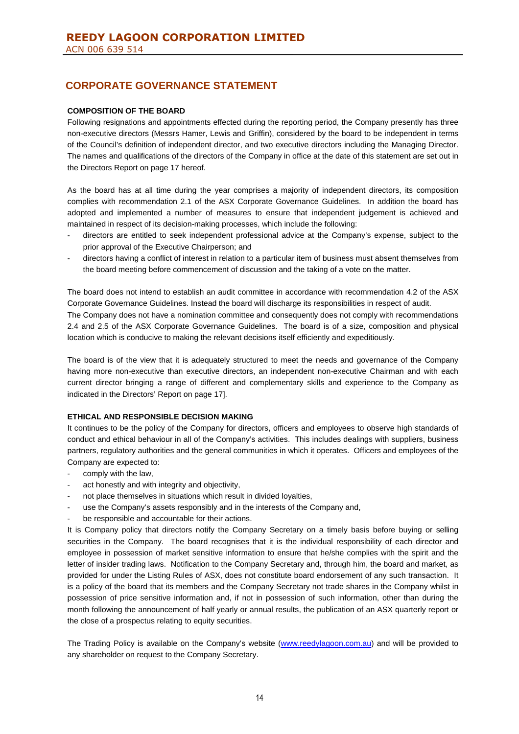**REEDY LAGOON CORPORATION LIMITED**
ACN 006 639 514

## CORPORATE GOVERNANCE STATEMENT

**COMPOSITION OF THE BOARD**

Following resignations and appointments effected during the reporting period, the Company presently has three non-executive directors (Messrs Hamer, Lewis and Griffin), considered by the board to be independent in terms of the Council's definition of independent director, and two executive directors including the Managing Director. The names and qualifications of the directors of the Company in office at the date of this statement are set out in the Directors Report on page 17 hereof.

As the board has at all time during the year comprises a majority of independent directors, its composition complies with recommendation 2.1 of the ASX Corporate Governance Guidelines. In addition the board has adopted and implemented a number of measures to ensure that independent judgement is achieved and maintained in respect of its decision-making processes, which include the following:

- directors are entitled to seek independent professional advice at the Company's expense, subject to the prior approval of the Executive Chairperson; and
- directors having a conflict of interest in relation to a particular item of business must absent themselves from the board meeting before commencement of discussion and the taking of a vote on the matter.

The board does not intend to establish an audit committee in accordance with recommendation 4.2 of the ASX Corporate Governance Guidelines. Instead the board will discharge its responsibilities in respect of audit.
The Company does not have a nomination committee and consequently does not comply with recommendations 2.4 and 2.5 of the ASX Corporate Governance Guidelines. The board is of a size, composition and physical location which is conducive to making the relevant decisions itself efficiently and expeditiously.

The board is of the view that it is adequately structured to meet the needs and governance of the Company having more non-executive than executive directors, an independent non-executive Chairman and with each current director bringing a range of different and complementary skills and experience to the Company as indicated in the Directors' Report on page 17].

**ETHICAL AND RESPONSIBLE DECISION MAKING**

It continues to be the policy of the Company for directors, officers and employees to observe high standards of conduct and ethical behaviour in all of the Company's activities. This includes dealings with suppliers, business partners, regulatory authorities and the general communities in which it operates. Officers and employees of the Company are expected to:

- comply with the law,
- act honestly and with integrity and objectivity,
- not place themselves in situations which result in divided loyalties,
- use the Company's assets responsibly and in the interests of the Company and,
- be responsible and accountable for their actions.

It is Company policy that directors notify the Company Secretary on a timely basis before buying or selling securities in the Company. The board recognises that it is the individual responsibility of each director and employee in possession of market sensitive information to ensure that he/she complies with the spirit and the letter of insider trading laws. Notification to the Company Secretary and, through him, the board and market, as provided for under the Listing Rules of ASX, does not constitute board endorsement of any such transaction. It is a policy of the board that its members and the Company Secretary not trade shares in the Company whilst in possession of price sensitive information and, if not in possession of such information, other than during the month following the announcement of half yearly or annual results, the publication of an ASX quarterly report or the close of a prospectus relating to equity securities.

The Trading Policy is available on the Company's website (www.reedylagoon.com.au) and will be provided to any shareholder on request to the Company Secretary.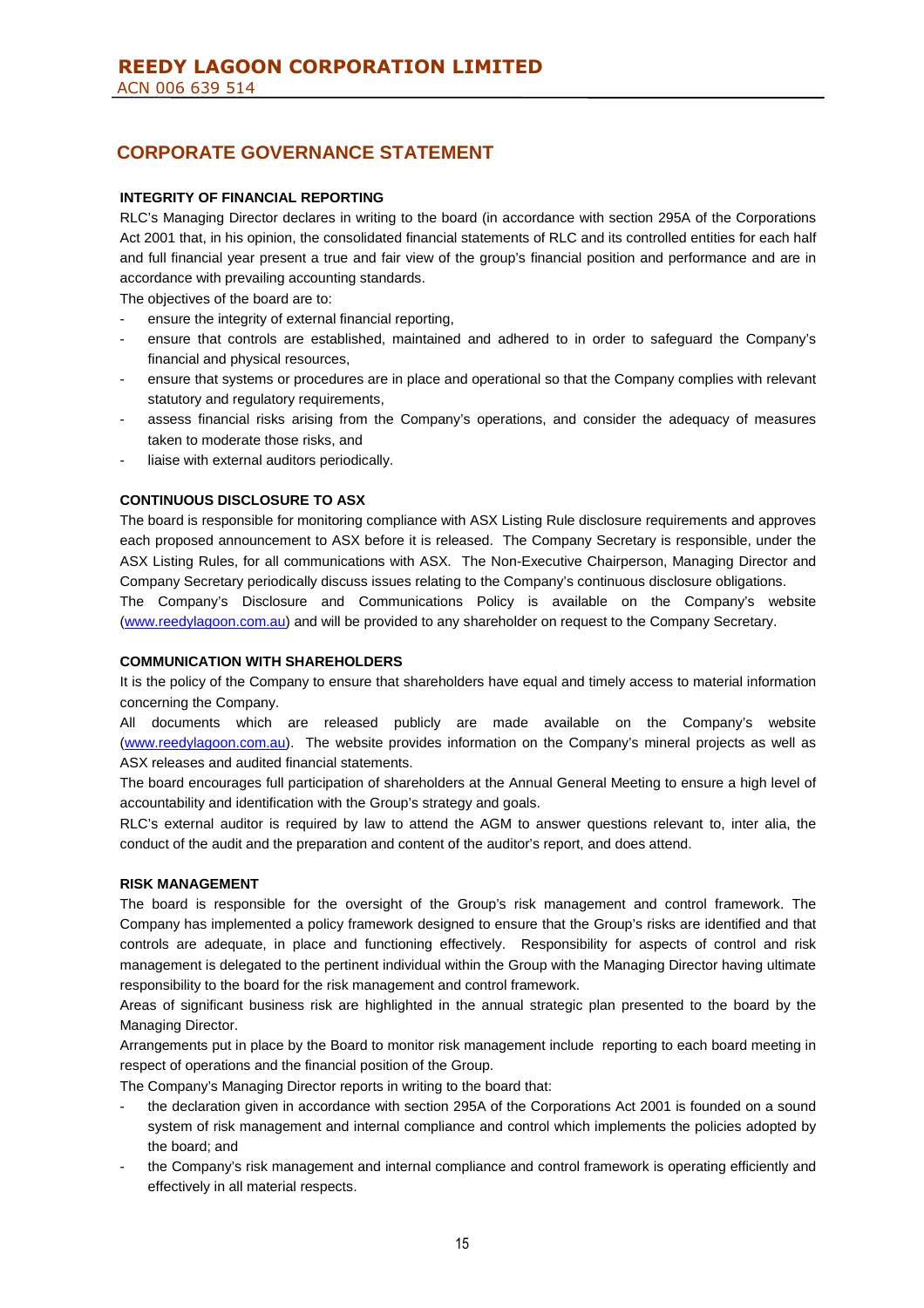## CORPORATE GOVERNANCE STATEMENT

### INTEGRITY OF FINANCIAL REPORTING

RLC's Managing Director declares in writing to the board (in accordance with section 295A of the Corporations Act 2001 that, in his opinion, the consolidated financial statements of RLC and its controlled entities for each half and full financial year present a true and fair view of the group's financial position and performance and are in accordance with prevailing accounting standards.

The objectives of the board are to:

- ensure the integrity of external financial reporting,
- ensure that controls are established, maintained and adhered to in order to safeguard the Company's financial and physical resources,
- ensure that systems or procedures are in place and operational so that the Company complies with relevant statutory and regulatory requirements,
- assess financial risks arising from the Company's operations, and consider the adequacy of measures taken to moderate those risks, and
- liaise with external auditors periodically.

### CONTINUOUS DISCLOSURE TO ASX

The board is responsible for monitoring compliance with ASX Listing Rule disclosure requirements and approves each proposed announcement to ASX before it is released. The Company Secretary is responsible, under the ASX Listing Rules, for all communications with ASX. The Non-Executive Chairperson, Managing Director and Company Secretary periodically discuss issues relating to the Company's continuous disclosure obligations.

The Company's Disclosure and Communications Policy is available on the Company's website (www.reedylagoon.com.au) and will be provided to any shareholder on request to the Company Secretary.

### COMMUNICATION WITH SHAREHOLDERS

It is the policy of the Company to ensure that shareholders have equal and timely access to material information concerning the Company.

All documents which are released publicly are made available on the Company's website (www.reedylagoon.com.au). The website provides information on the Company's mineral projects as well as ASX releases and audited financial statements.

The board encourages full participation of shareholders at the Annual General Meeting to ensure a high level of accountability and identification with the Group's strategy and goals.

RLC's external auditor is required by law to attend the AGM to answer questions relevant to, inter alia, the conduct of the audit and the preparation and content of the auditor's report, and does attend.

### RISK MANAGEMENT

The board is responsible for the oversight of the Group's risk management and control framework. The Company has implemented a policy framework designed to ensure that the Group's risks are identified and that controls are adequate, in place and functioning effectively. Responsibility for aspects of control and risk management is delegated to the pertinent individual within the Group with the Managing Director having ultimate responsibility to the board for the risk management and control framework.

Areas of significant business risk are highlighted in the annual strategic plan presented to the board by the Managing Director.

Arrangements put in place by the Board to monitor risk management include reporting to each board meeting in respect of operations and the financial position of the Group.

The Company's Managing Director reports in writing to the board that:

- the declaration given in accordance with section 295A of the Corporations Act 2001 is founded on a sound system of risk management and internal compliance and control which implements the policies adopted by the board; and
- the Company's risk management and internal compliance and control framework is operating efficiently and effectively in all material respects.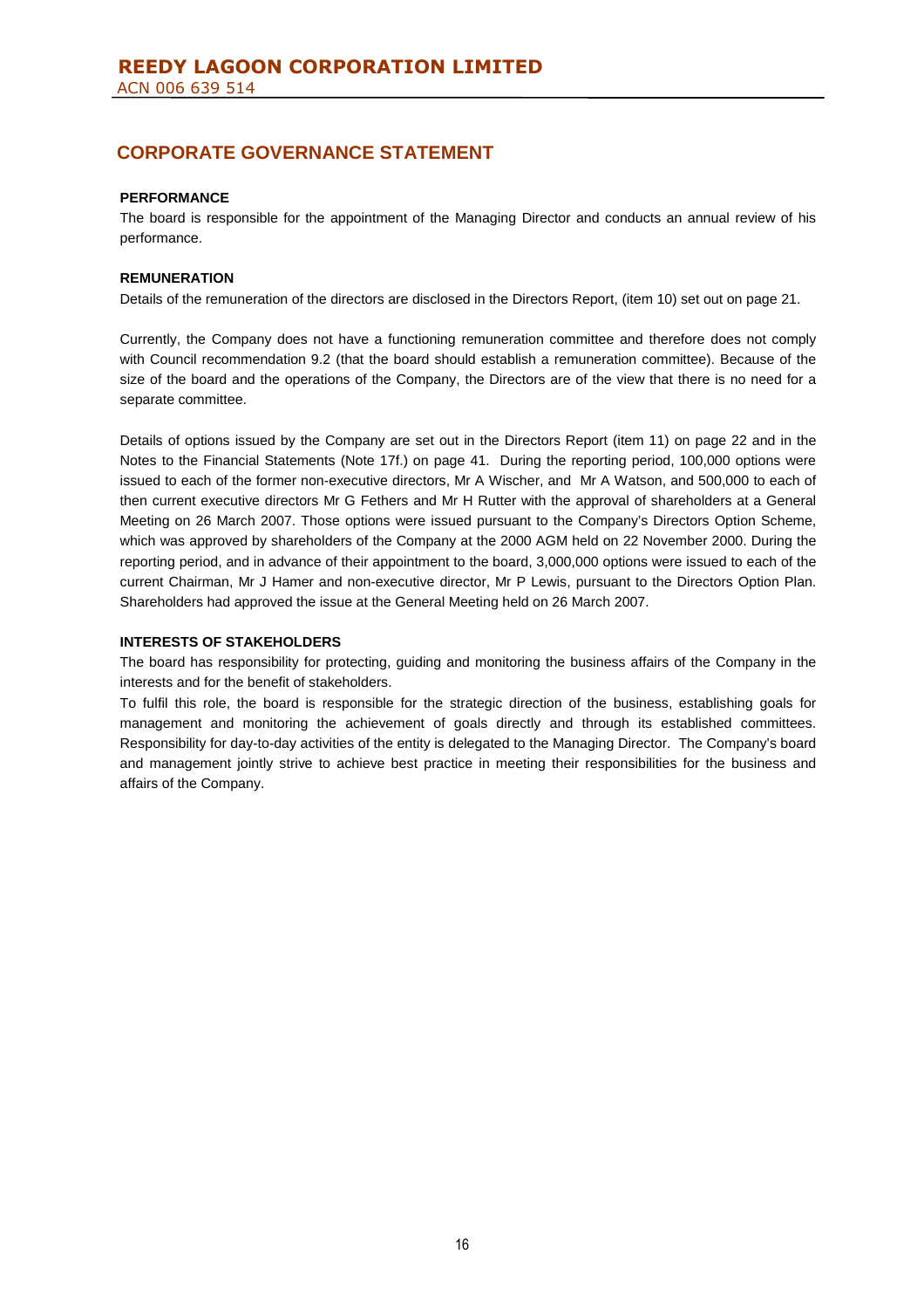## CORPORATE GOVERNANCE STATEMENT

**PERFORMANCE**

The board is responsible for the appointment of the Managing Director and conducts an annual review of his performance.

**REMUNERATION**

Details of the remuneration of the directors are disclosed in the Directors Report, (item 10) set out on page 21.

Currently, the Company does not have a functioning remuneration committee and therefore does not comply with Council recommendation 9.2 (that the board should establish a remuneration committee). Because of the size of the board and the operations of the Company, the Directors are of the view that there is no need for a separate committee.

Details of options issued by the Company are set out in the Directors Report (item 11) on page 22 and in the Notes to the Financial Statements (Note 17f.) on page 41. During the reporting period, 100,000 options were issued to each of the former non-executive directors, Mr A Wischer, and Mr A Watson, and 500,000 to each of then current executive directors Mr G Fethers and Mr H Rutter with the approval of shareholders at a General Meeting on 26 March 2007. Those options were issued pursuant to the Company's Directors Option Scheme, which was approved by shareholders of the Company at the 2000 AGM held on 22 November 2000. During the reporting period, and in advance of their appointment to the board, 3,000,000 options were issued to each of the current Chairman, Mr J Hamer and non-executive director, Mr P Lewis, pursuant to the Directors Option Plan. Shareholders had approved the issue at the General Meeting held on 26 March 2007.

**INTERESTS OF STAKEHOLDERS**

The board has responsibility for protecting, guiding and monitoring the business affairs of the Company in the interests and for the benefit of stakeholders.

To fulfil this role, the board is responsible for the strategic direction of the business, establishing goals for management and monitoring the achievement of goals directly and through its established committees. Responsibility for day-to-day activities of the entity is delegated to the Managing Director. The Company's board and management jointly strive to achieve best practice in meeting their responsibilities for the business and affairs of the Company.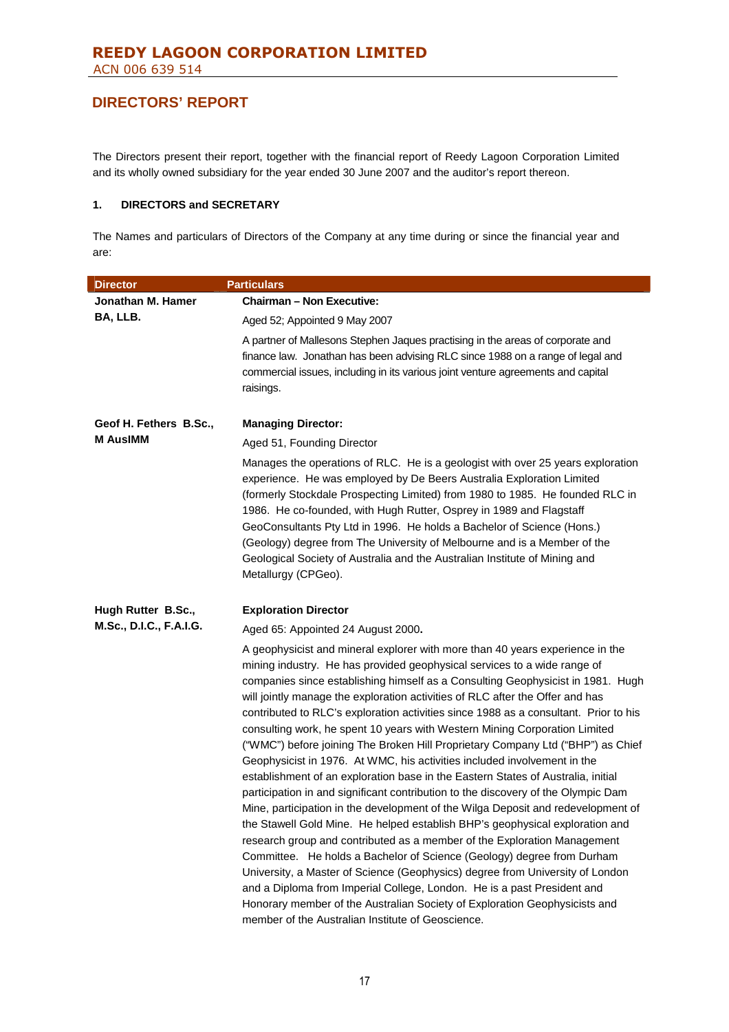## DIRECTORS' REPORT

The Directors present their report, together with the financial report of Reedy Lagoon Corporation Limited and its wholly owned subsidiary for the year ended 30 June 2007 and the auditor's report thereon.

### 1. DIRECTORS and SECRETARY

The Names and particulars of Directors of the Company at any time during or since the financial year and are:

| Director | Particulars |
|---|---|
| **Jonathan M. Hamer BA, LLB.** | **Chairman – Non Executive:**<br>Aged 52; Appointed 9 May 2007<br>A partner of Mallesons Stephen Jaques practising in the areas of corporate and finance law. Jonathan has been advising RLC since 1988 on a range of legal and commercial issues, including in its various joint venture agreements and capital raisings. |
| **Geof H. Fethers B.Sc., M AusIMM** | **Managing Director:**<br>Aged 51, Founding Director<br>Manages the operations of RLC. He is a geologist with over 25 years exploration experience. He was employed by De Beers Australia Exploration Limited (formerly Stockdale Prospecting Limited) from 1980 to 1985. He founded RLC in 1986. He co-founded, with Hugh Rutter, Osprey in 1989 and Flagstaff GeoConsultants Pty Ltd in 1996. He holds a Bachelor of Science (Hons.) (Geology) degree from The University of Melbourne and is a Member of the Geological Society of Australia and the Australian Institute of Mining and Metallurgy (CPGeo). |
| **Hugh Rutter B.Sc., M.Sc., D.I.C., F.A.I.G.** | **Exploration Director**<br>Aged 65: Appointed 24 August 2000.<br>A geophysicist and mineral explorer with more than 40 years experience in the mining industry. He has provided geophysical services to a wide range of companies since establishing himself as a Consulting Geophysicist in 1981. Hugh will jointly manage the exploration activities of RLC after the Offer and has contributed to RLC's exploration activities since 1988 as a consultant. Prior to his consulting work, he spent 10 years with Western Mining Corporation Limited ("WMC") before joining The Broken Hill Proprietary Company Ltd ("BHP") as Chief Geophysicist in 1976. At WMC, his activities included involvement in the establishment of an exploration base in the Eastern States of Australia, initial participation in and significant contribution to the discovery of the Olympic Dam Mine, participation in the development of the Wilga Deposit and redevelopment of the Stawell Gold Mine. He helped establish BHP's geophysical exploration and research group and contributed as a member of the Exploration Management Committee. He holds a Bachelor of Science (Geology) degree from Durham University, a Master of Science (Geophysics) degree from University of London and a Diploma from Imperial College, London. He is a past President and Honorary member of the Australian Society of Exploration Geophysicists and member of the Australian Institute of Geoscience. |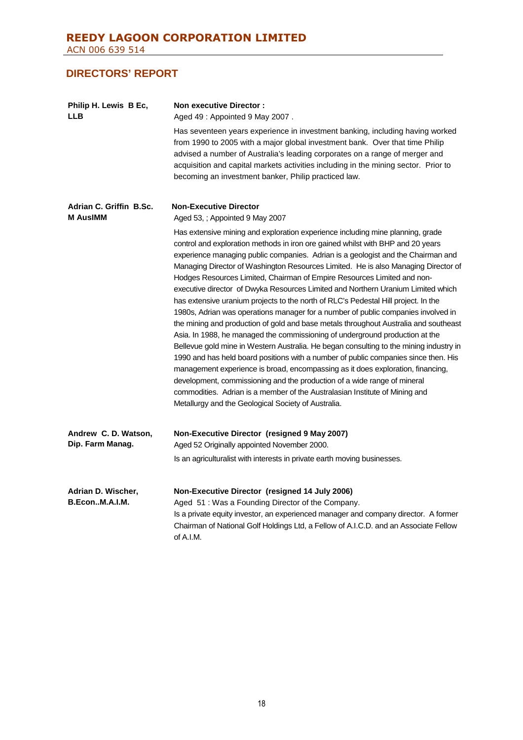## DIRECTORS' REPORT

**Philip H. Lewis B Ec, LLB**

**Non executive Director :**
Aged 49 : Appointed 9 May 2007 .

Has seventeen years experience in investment banking, including having worked from 1990 to 2005 with a major global investment bank. Over that time Philip advised a number of Australia's leading corporates on a range of merger and acquisition and capital markets activities including in the mining sector. Prior to becoming an investment banker, Philip practiced law.

**Adrian C. Griffin B.Sc. M AusIMM**

**Non-Executive Director**
Aged 53, ; Appointed 9 May 2007

Has extensive mining and exploration experience including mine planning, grade control and exploration methods in iron ore gained whilst with BHP and 20 years experience managing public companies. Adrian is a geologist and the Chairman and Managing Director of Washington Resources Limited. He is also Managing Director of Hodges Resources Limited, Chairman of Empire Resources Limited and non-executive director of Dwyka Resources Limited and Northern Uranium Limited which has extensive uranium projects to the north of RLC's Pedestal Hill project. In the 1980s, Adrian was operations manager for a number of public companies involved in the mining and production of gold and base metals throughout Australia and southeast Asia. In 1988, he managed the commissioning of underground production at the Bellevue gold mine in Western Australia. He began consulting to the mining industry in 1990 and has held board positions with a number of public companies since then. His management experience is broad, encompassing as it does exploration, financing, development, commissioning and the production of a wide range of mineral commodities. Adrian is a member of the Australasian Institute of Mining and Metallurgy and the Geological Society of Australia.

**Andrew C. D. Watson, Dip. Farm Manag.**

**Non-Executive Director (resigned 9 May 2007)**
Aged 52 Originally appointed November 2000.

Is an agriculturalist with interests in private earth moving businesses.

**Adrian D. Wischer, B.Econ..M.A.I.M.**

**Non-Executive Director (resigned 14 July 2006)**
Aged 51 : Was a Founding Director of the Company.
Is a private equity investor, an experienced manager and company director. A former Chairman of National Golf Holdings Ltd, a Fellow of A.I.C.D. and an Associate Fellow of A.I.M.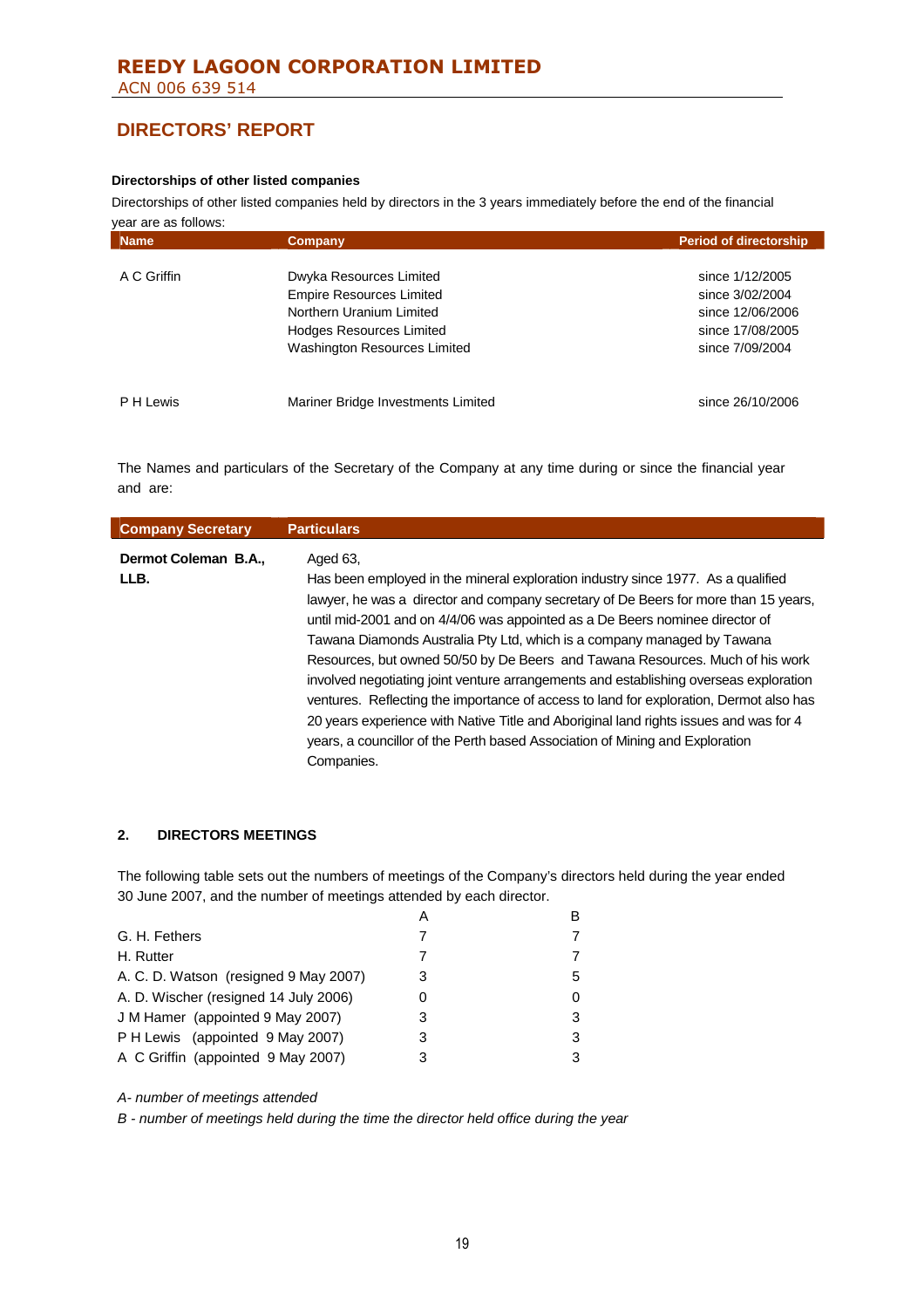# REEDY LAGOON CORPORATION LIMITED

ACN 006 639 514

## DIRECTORS' REPORT

**Directorships of other listed companies**

Directorships of other listed companies held by directors in the 3 years immediately before the end of the financial year are as follows:

| Name | Company | Period of directorship |
|---|---|---|
| A C Griffin | Dwyka Resources Limited | since 1/12/2005 |
| | Empire Resources Limited | since 3/02/2004 |
| | Northern Uranium Limited | since 12/06/2006 |
| | Hodges Resources Limited | since 17/08/2005 |
| | Washington Resources Limited | since 7/09/2004 |
| P H Lewis | Mariner Bridge Investments Limited | since 26/10/2006 |

The Names and particulars of the Secretary of the Company at any time during or since the financial year and are:

| Company Secretary | Particulars |
|---|---|
| **Dermot Coleman B.A., LLB.** | Aged 63, Has been employed in the mineral exploration industry since 1977. As a qualified lawyer, he was a director and company secretary of De Beers for more than 15 years, until mid-2001 and on 4/4/06 was appointed as a De Beers nominee director of Tawana Diamonds Australia Pty Ltd, which is a company managed by Tawana Resources, but owned 50/50 by De Beers and Tawana Resources. Much of his work involved negotiating joint venture arrangements and establishing overseas exploration ventures. Reflecting the importance of access to land for exploration, Dermot also has 20 years experience with Native Title and Aboriginal land rights issues and was for 4 years, a councillor of the Perth based Association of Mining and Exploration Companies. |

### 2. DIRECTORS MEETINGS

The following table sets out the numbers of meetings of the Company's directors held during the year ended 30 June 2007, and the number of meetings attended by each director.

| | A | B |
|---|---|---|
| G. H. Fethers | 7 | 7 |
| H. Rutter | 7 | 7 |
| A. C. D. Watson (resigned 9 May 2007) | 3 | 5 |
| A. D. Wischer (resigned 14 July 2006) | 0 | 0 |
| J M Hamer (appointed 9 May 2007) | 3 | 3 |
| P H Lewis (appointed 9 May 2007) | 3 | 3 |
| A C Griffin (appointed 9 May 2007) | 3 | 3 |

*A- number of meetings attended*

*B - number of meetings held during the time the director held office during the year*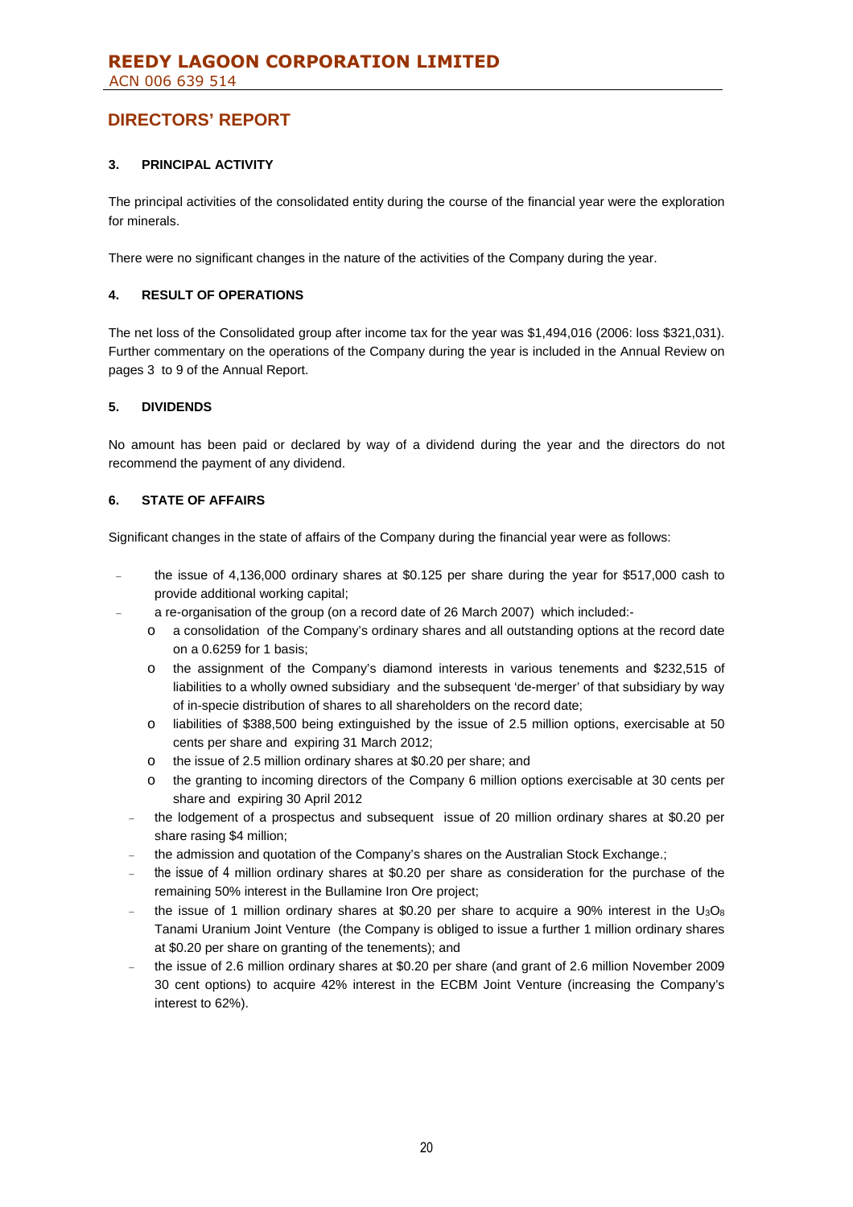# REEDY LAGOON CORPORATION LIMITED

ACN 006 639 514

## DIRECTORS' REPORT

### 3. PRINCIPAL ACTIVITY

The principal activities of the consolidated entity during the course of the financial year were the exploration for minerals.

There were no significant changes in the nature of the activities of the Company during the year.

### 4. RESULT OF OPERATIONS

The net loss of the Consolidated group after income tax for the year was $1,494,016 (2006: loss $321,031). Further commentary on the operations of the Company during the year is included in the Annual Review on pages 3 to 9 of the Annual Report.

### 5. DIVIDENDS

No amount has been paid or declared by way of a dividend during the year and the directors do not recommend the payment of any dividend.

### 6. STATE OF AFFAIRS

Significant changes in the state of affairs of the Company during the financial year were as follows:

- the issue of 4,136,000 ordinary shares at $0.125 per share during the year for $517,000 cash to provide additional working capital;
- a re-organisation of the group (on a record date of 26 March 2007) which included:-
  - a consolidation of the Company's ordinary shares and all outstanding options at the record date on a 0.6259 for 1 basis;
  - the assignment of the Company's diamond interests in various tenements and $232,515 of liabilities to a wholly owned subsidiary and the subsequent 'de-merger' of that subsidiary by way of in-specie distribution of shares to all shareholders on the record date;
  - liabilities of $388,500 being extinguished by the issue of 2.5 million options, exercisable at 50 cents per share and expiring 31 March 2012;
  - the issue of 2.5 million ordinary shares at $0.20 per share; and
  - the granting to incoming directors of the Company 6 million options exercisable at 30 cents per share and expiring 30 April 2012
- the lodgement of a prospectus and subsequent issue of 20 million ordinary shares at $0.20 per share rasing $4 million;
- the admission and quotation of the Company's shares on the Australian Stock Exchange.;
- the issue of 4 million ordinary shares at $0.20 per share as consideration for the purchase of the remaining 50% interest in the Bullamine Iron Ore project;
- the issue of 1 million ordinary shares at $0.20 per share to acquire a 90% interest in the $U_3O_8$ Tanami Uranium Joint Venture (the Company is obliged to issue a further 1 million ordinary shares at $0.20 per share on granting of the tenements); and
- the issue of 2.6 million ordinary shares at $0.20 per share (and grant of 2.6 million November 2009 30 cent options) to acquire 42% interest in the ECBM Joint Venture (increasing the Company's interest to 62%).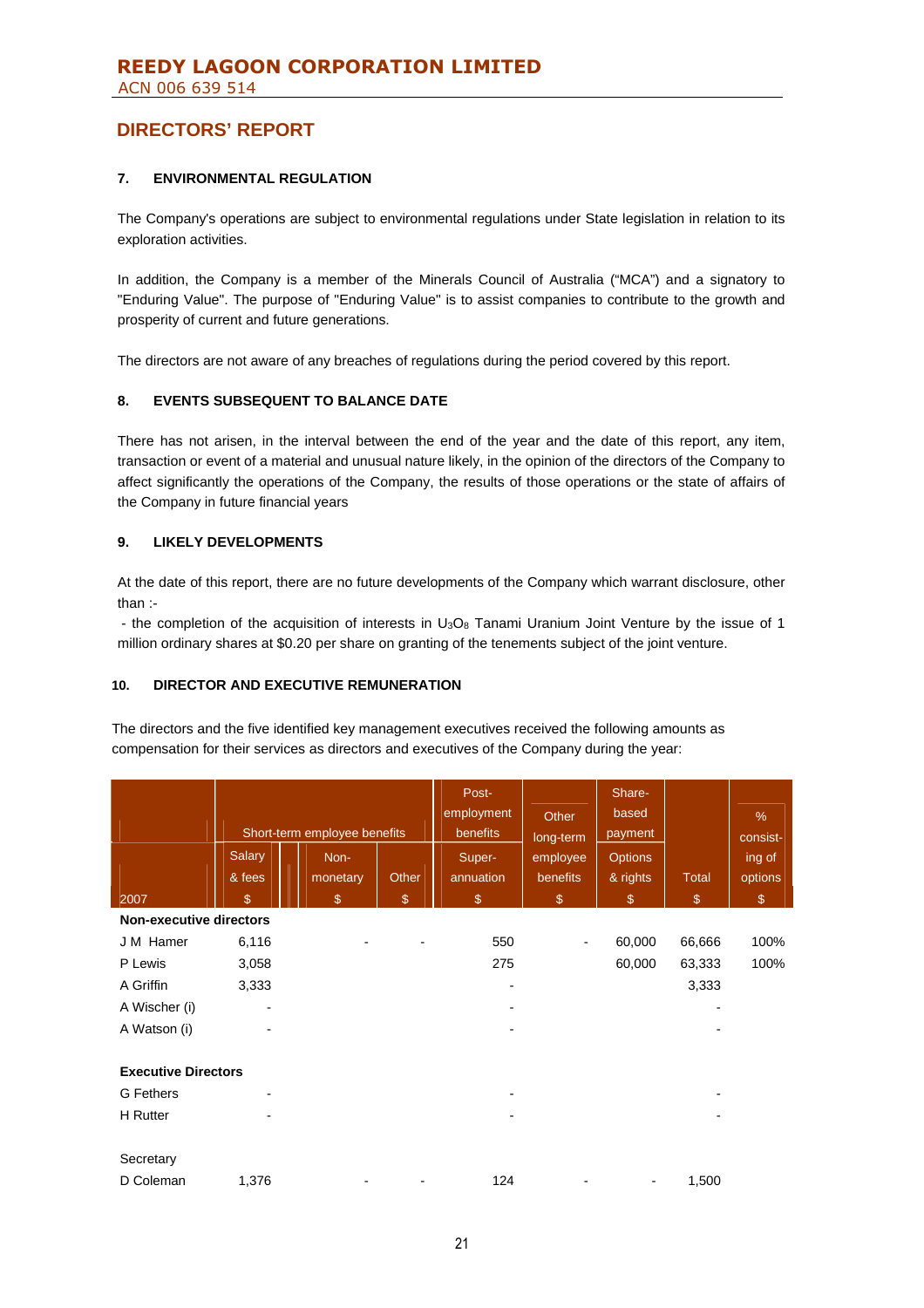# REEDY LAGOON CORPORATION LIMITED

ACN 006 639 514

## DIRECTORS' REPORT

### 7. ENVIRONMENTAL REGULATION

The Company's operations are subject to environmental regulations under State legislation in relation to its exploration activities.

In addition, the Company is a member of the Minerals Council of Australia ("MCA") and a signatory to "Enduring Value". The purpose of "Enduring Value" is to assist companies to contribute to the growth and prosperity of current and future generations.

The directors are not aware of any breaches of regulations during the period covered by this report.

### 8. EVENTS SUBSEQUENT TO BALANCE DATE

There has not arisen, in the interval between the end of the year and the date of this report, any item, transaction or event of a material and unusual nature likely, in the opinion of the directors of the Company to affect significantly the operations of the Company, the results of those operations or the state of affairs of the Company in future financial years

### 9. LIKELY DEVELOPMENTS

At the date of this report, there are no future developments of the Company which warrant disclosure, other than :-

- the completion of the acquisition of interests in $U_3O_8$ Tanami Uranium Joint Venture by the issue of 1 million ordinary shares at $0.20 per share on granting of the tenements subject of the joint venture.

### 10. DIRECTOR AND EXECUTIVE REMUNERATION

The directors and the five identified key management executives received the following amounts as compensation for their services as directors and executives of the Company during the year:

| | Short-term employee benefits | | | Post-employment benefits | Other long-term employee benefits | Share-based payment | | % |
|---|---|---|---|---|---|---|---|---|
| 2007 | Salary & fees $ | Non-monetary $ | Other $ | Super-annuation $ | $ | Options & rights $ | Total $ | consist-ing of options $ |
| **Non-executive directors** | | | | | | | | |
| J M Hamer | 6,116 | - | - | 550 | - | 60,000 | 66,666 | 100% |
| P Lewis | 3,058 | | | 275 | | 60,000 | 63,333 | 100% |
| A Griffin | 3,333 | | | - | | | 3,333 | |
| A Wischer (i) | - | | | - | | | - | |
| A Watson (i) | - | | | - | | | - | |
| | | | | | | | | |
| **Executive Directors** | | | | | | | | |
| G Fethers | - | | | - | | | - | |
| H Rutter | - | | | - | | | - | |
| | | | | | | | | |
| Secretary | | | | | | | | |
| D Coleman | 1,376 | - | - | 124 | - | - | 1,500 | |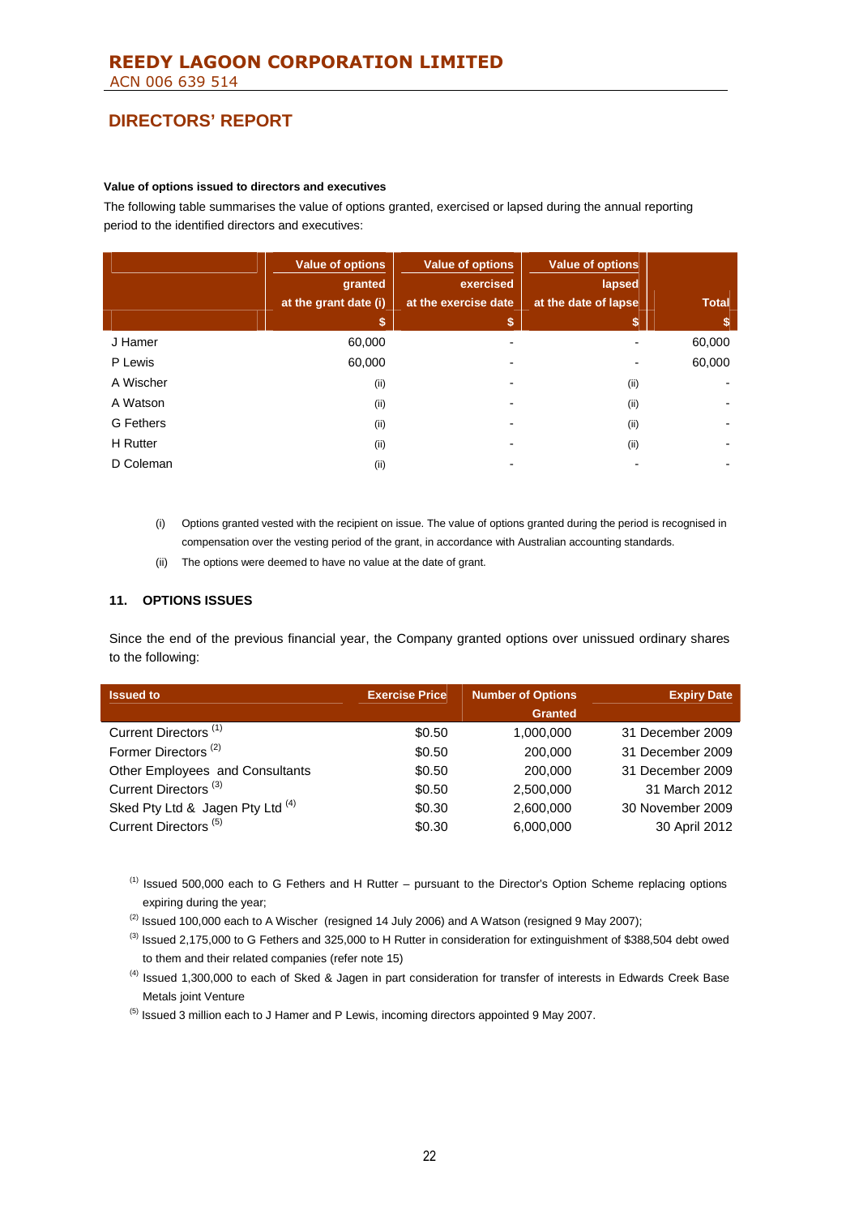# REEDY LAGOON CORPORATION LIMITED

ACN 006 639 514

## DIRECTORS' REPORT

**Value of options issued to directors and executives**

The following table summarises the value of options granted, exercised or lapsed during the annual reporting period to the identified directors and executives:

| | Value of options granted at the grant date (i) $ | Value of options exercised at the exercise date $ | Value of options lapsed at the date of lapse $ | Total $ |
|---|---|---|---|---|
| J Hamer | 60,000 | - | - | 60,000 |
| P Lewis | 60,000 | - | - | 60,000 |
| A Wischer | (ii) | - | (ii) | - |
| A Watson | (ii) | - | (ii) | - |
| G Fethers | (ii) | - | (ii) | - |
| H Rutter | (ii) | - | (ii) | - |
| D Coleman | (ii) | - | - | - |

(i) Options granted vested with the recipient on issue. The value of options granted during the period is recognised in compensation over the vesting period of the grant, in accordance with Australian accounting standards.

(ii) The options were deemed to have no value at the date of grant.

### 11. OPTIONS ISSUES

Since the end of the previous financial year, the Company granted options over unissued ordinary shares to the following:

| Issued to | Exercise Price | Number of Options Granted | Expiry Date |
|---|---|---|---|
| Current Directors (1) | $0.50 | 1,000,000 | 31 December 2009 |
| Former Directors (2) | $0.50 | 200,000 | 31 December 2009 |
| Other Employees and Consultants | $0.50 | 200,000 | 31 December 2009 |
| Current Directors (3) | $0.50 | 2,500,000 | 31 March 2012 |
| Sked Pty Ltd & Jagen Pty Ltd (4) | $0.30 | 2,600,000 | 30 November 2009 |
| Current Directors (5) | $0.30 | 6,000,000 | 30 April 2012 |

(1) Issued 500,000 each to G Fethers and H Rutter – pursuant to the Director's Option Scheme replacing options expiring during the year;

(2) Issued 100,000 each to A Wischer (resigned 14 July 2006) and A Watson (resigned 9 May 2007);

(3) Issued 2,175,000 to G Fethers and 325,000 to H Rutter in consideration for extinguishment of $388,504 debt owed to them and their related companies (refer note 15)

(4) Issued 1,300,000 to each of Sked & Jagen in part consideration for transfer of interests in Edwards Creek Base Metals joint Venture

(5) Issued 3 million each to J Hamer and P Lewis, incoming directors appointed 9 May 2007.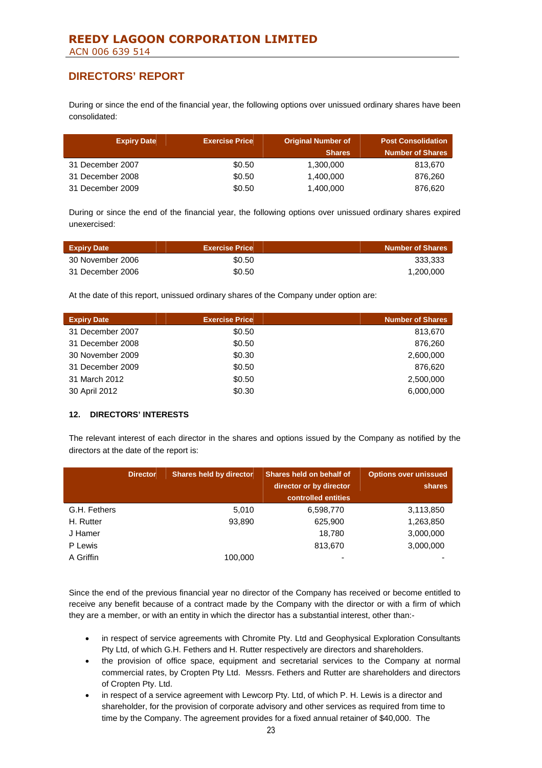## DIRECTORS' REPORT

During or since the end of the financial year, the following options over unissued ordinary shares have been consolidated:

| Expiry Date | Exercise Price | Original Number of Shares | Post Consolidation Number of Shares |
|---|---|---|---|
| 31 December 2007 | $0.50 | 1,300,000 | 813,670 |
| 31 December 2008 | $0.50 | 1,400,000 | 876,260 |
| 31 December 2009 | $0.50 | 1,400,000 | 876,620 |

During or since the end of the financial year, the following options over unissued ordinary shares expired unexercised:

| Expiry Date | Exercise Price | | Number of Shares |
|---|---|---|---|
| 30 November 2006 | $0.50 | | 333,333 |
| 31 December 2006 | $0.50 | | 1,200,000 |

At the date of this report, unissued ordinary shares of the Company under option are:

| Expiry Date | Exercise Price | | Number of Shares |
|---|---|---|---|
| 31 December 2007 | $0.50 | | 813,670 |
| 31 December 2008 | $0.50 | | 876,260 |
| 30 November 2009 | $0.30 | | 2,600,000 |
| 31 December 2009 | $0.50 | | 876,620 |
| 31 March 2012 | $0.50 | | 2,500,000 |
| 30 April 2012 | $0.30 | | 6,000,000 |

### 12. DIRECTORS' INTERESTS

The relevant interest of each director in the shares and options issued by the Company as notified by the directors at the date of the report is:

| Director | Shares held by director | Shares held on behalf of director or by director controlled entities | Options over unissued shares |
|---|---|---|---|
| G.H. Fethers | 5,010 | 6,598,770 | 3,113,850 |
| H. Rutter | 93,890 | 625,900 | 1,263,850 |
| J Hamer | | 18,780 | 3,000,000 |
| P Lewis | | 813,670 | 3,000,000 |
| A Griffin | 100,000 | - | - |

Since the end of the previous financial year no director of the Company has received or become entitled to receive any benefit because of a contract made by the Company with the director or with a firm of which they are a member, or with an entity in which the director has a substantial interest, other than:-

- in respect of service agreements with Chromite Pty. Ltd and Geophysical Exploration Consultants Pty Ltd, of which G.H. Fethers and H. Rutter respectively are directors and shareholders.
- the provision of office space, equipment and secretarial services to the Company at normal commercial rates, by Cropten Pty Ltd. Messrs. Fethers and Rutter are shareholders and directors of Cropten Pty. Ltd.
- in respect of a service agreement with Lewcorp Pty. Ltd, of which P. H. Lewis is a director and shareholder, for the provision of corporate advisory and other services as required from time to time by the Company. The agreement provides for a fixed annual retainer of $40,000. The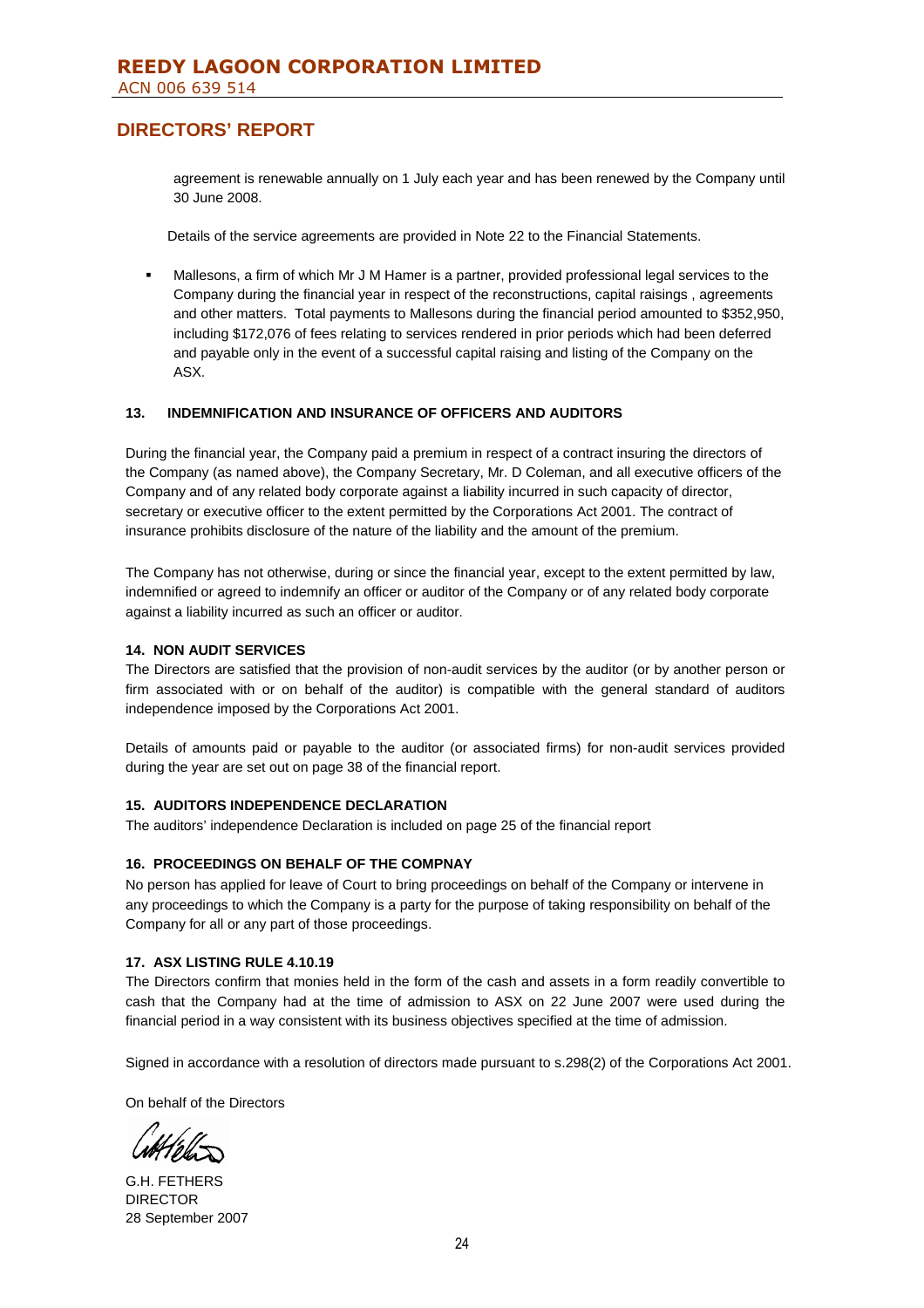agreement is renewable annually on 1 July each year and has been renewed by the Company until 30 June 2008.

Details of the service agreements are provided in Note 22 to the Financial Statements.

- Mallesons, a firm of which Mr J M Hamer is a partner, provided professional legal services to the Company during the financial year in respect of the reconstructions, capital raisings , agreements and other matters. Total payments to Mallesons during the financial period amounted to $352,950, including $172,076 of fees relating to services rendered in prior periods which had been deferred and payable only in the event of a successful capital raising and listing of the Company on the ASX.

### 13. INDEMNIFICATION AND INSURANCE OF OFFICERS AND AUDITORS

During the financial year, the Company paid a premium in respect of a contract insuring the directors of the Company (as named above), the Company Secretary, Mr. D Coleman, and all executive officers of the Company and of any related body corporate against a liability incurred in such capacity of director, secretary or executive officer to the extent permitted by the Corporations Act 2001. The contract of insurance prohibits disclosure of the nature of the liability and the amount of the premium.

The Company has not otherwise, during or since the financial year, except to the extent permitted by law, indemnified or agreed to indemnify an officer or auditor of the Company or of any related body corporate against a liability incurred as such an officer or auditor.

### 14. NON AUDIT SERVICES

The Directors are satisfied that the provision of non-audit services by the auditor (or by another person or firm associated with or on behalf of the auditor) is compatible with the general standard of auditors independence imposed by the Corporations Act 2001.

Details of amounts paid or payable to the auditor (or associated firms) for non-audit services provided during the year are set out on page 38 of the financial report.

### 15. AUDITORS INDEPENDENCE DECLARATION

The auditors' independence Declaration is included on page 25 of the financial report

### 16. PROCEEDINGS ON BEHALF OF THE COMPNAY

No person has applied for leave of Court to bring proceedings on behalf of the Company or intervene in any proceedings to which the Company is a party for the purpose of taking responsibility on behalf of the Company for all or any part of those proceedings.

### 17. ASX LISTING RULE 4.10.19

The Directors confirm that monies held in the form of the cash and assets in a form readily convertible to cash that the Company had at the time of admission to ASX on 22 June 2007 were used during the financial period in a way consistent with its business objectives specified at the time of admission.

Signed in accordance with a resolution of directors made pursuant to s.298(2) of the Corporations Act 2001.

On behalf of the Directors

G.H. FETHERS
DIRECTOR
28 September 2007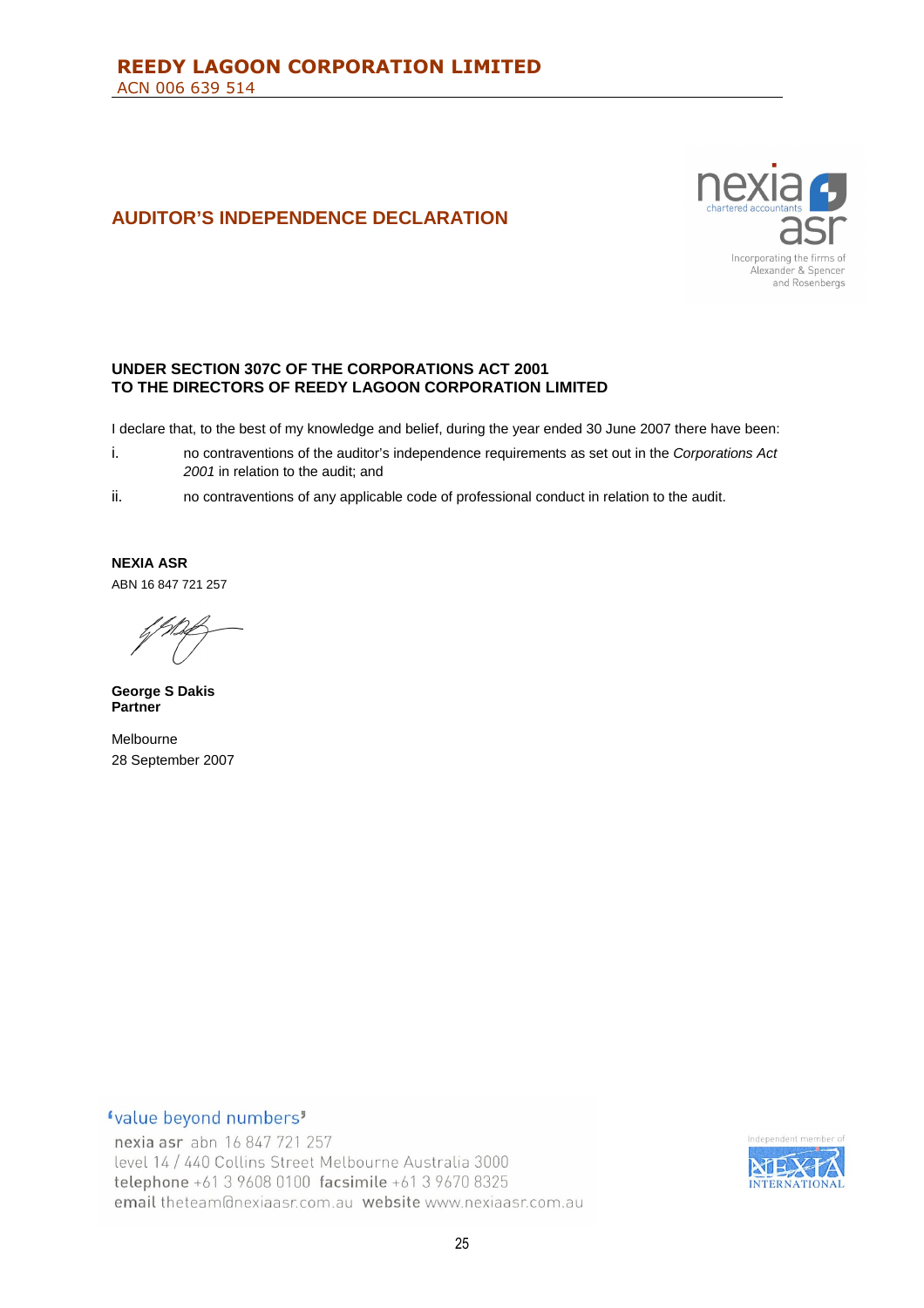## AUDITOR'S INDEPENDENCE DECLARATION

nexia chartered accountants asr
Incorporating the firms of Alexander & Spencer and Rosenbergs

**UNDER SECTION 307C OF THE CORPORATIONS ACT 2001**
**TO THE DIRECTORS OF REEDY LAGOON CORPORATION LIMITED**

I declare that, to the best of my knowledge and belief, during the year ended 30 June 2007 there have been:

i. no contraventions of the auditor's independence requirements as set out in the *Corporations Act 2001* in relation to the audit; and

ii. no contraventions of any applicable code of professional conduct in relation to the audit.

**NEXIA ASR**
ABN 16 847 721 257

**George S Dakis**
**Partner**

Melbourne
28 September 2007

'value beyond numbers'
nexia asr abn 16 847 721 257
level 14 / 440 Collins Street Melbourne Australia 3000
telephone +61 3 9608 0100 facsimile +61 3 9670 8325
email theteam@nexiaasr.com.au website www.nexiaasr.com.au

Independent member of NEXIA INTERNATIONAL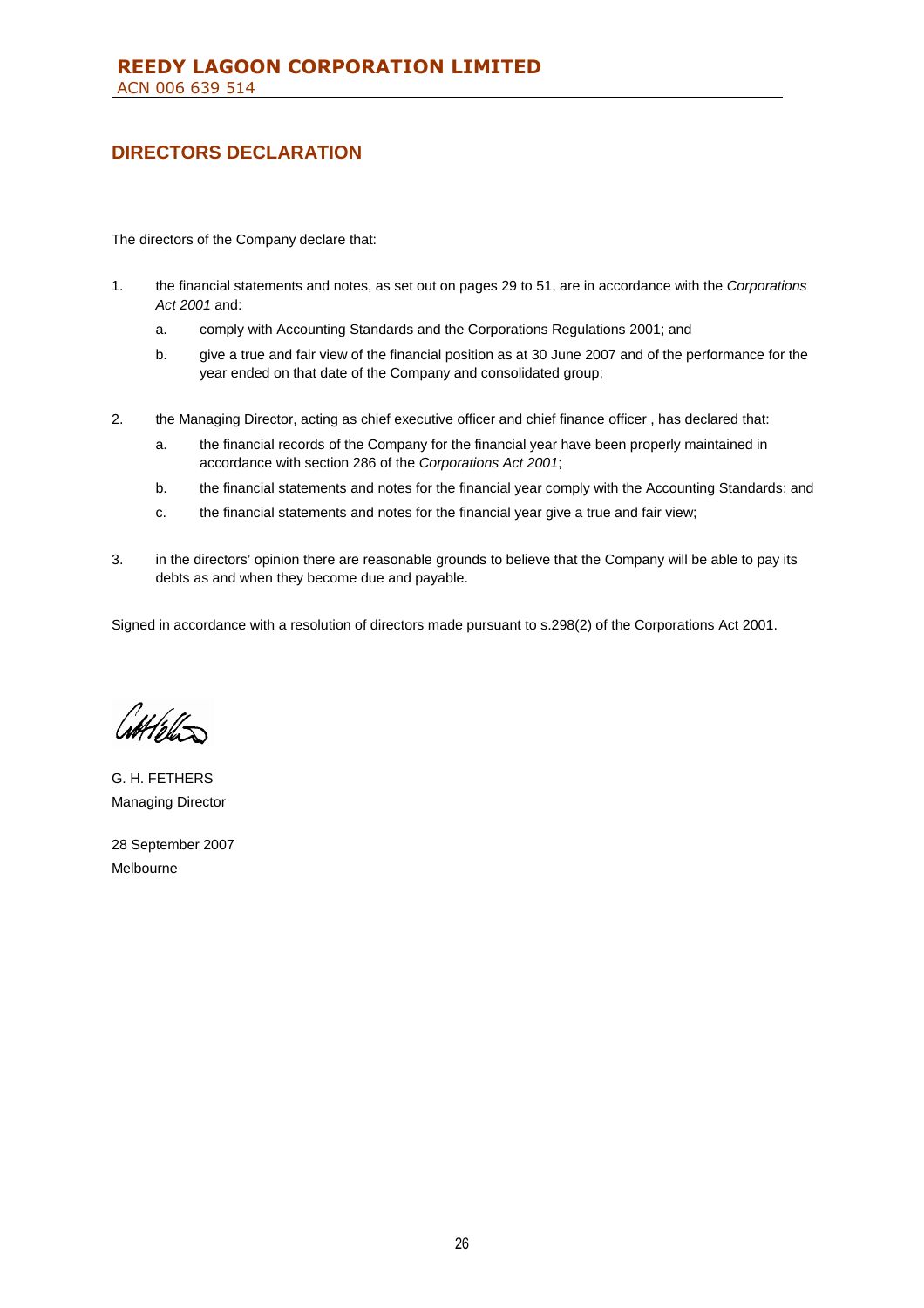# DIRECTORS DECLARATION

The directors of the Company declare that:

1. the financial statements and notes, as set out on pages 29 to 51, are in accordance with the *Corporations Act 2001* and:
   a. comply with Accounting Standards and the Corporations Regulations 2001; and
   b. give a true and fair view of the financial position as at 30 June 2007 and of the performance for the year ended on that date of the Company and consolidated group;

2. the Managing Director, acting as chief executive officer and chief finance officer , has declared that:
   a. the financial records of the Company for the financial year have been properly maintained in accordance with section 286 of the *Corporations Act 2001*;
   b. the financial statements and notes for the financial year comply with the Accounting Standards; and
   c. the financial statements and notes for the financial year give a true and fair view;

3. in the directors' opinion there are reasonable grounds to believe that the Company will be able to pay its debts as and when they become due and payable.

Signed in accordance with a resolution of directors made pursuant to s.298(2) of the Corporations Act 2001.

G. H. FETHERS
Managing Director

28 September 2007
Melbourne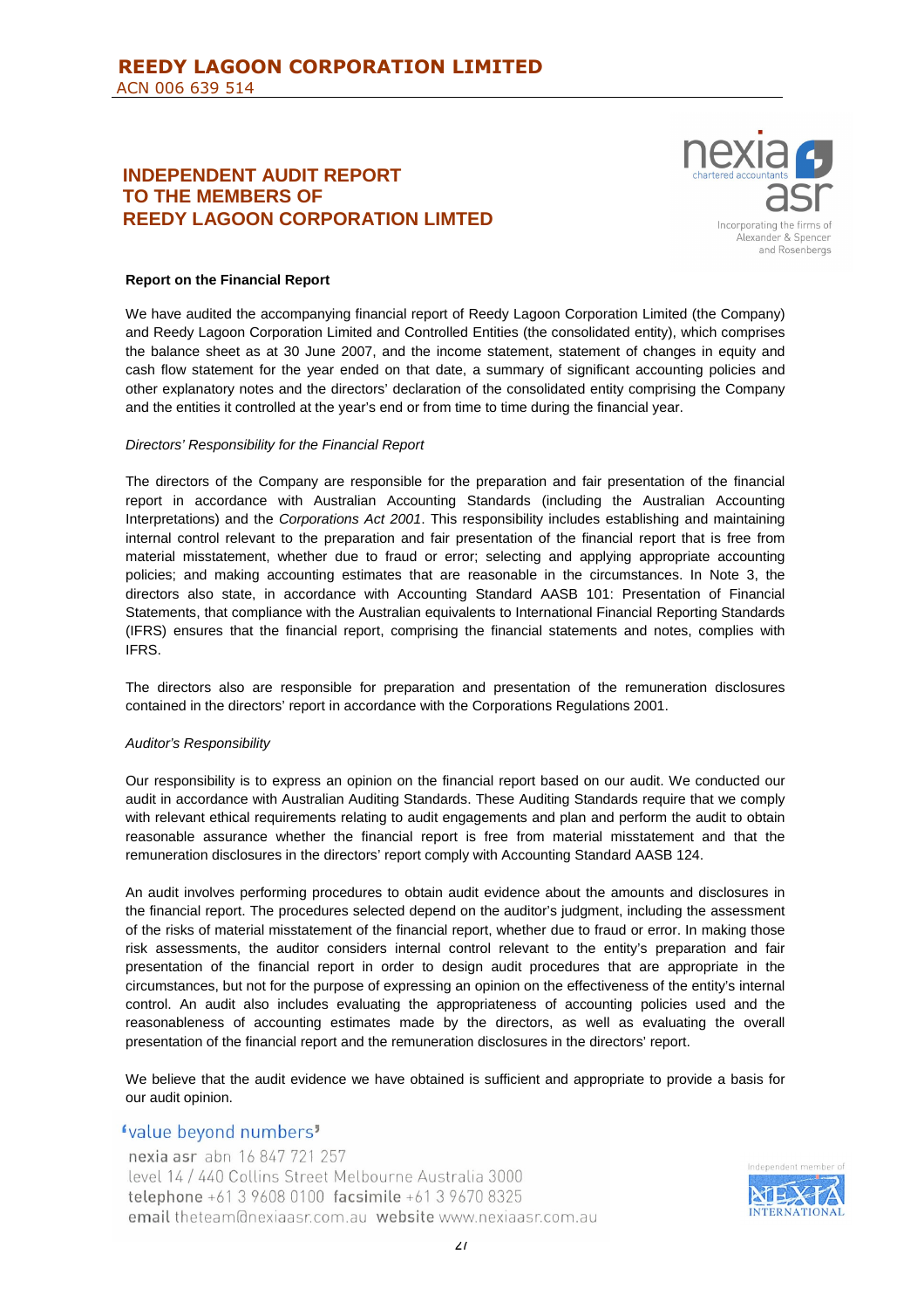# INDEPENDENT AUDIT REPORT TO THE MEMBERS OF REEDY LAGOON CORPORATION LIMTED

**Report on the Financial Report**

We have audited the accompanying financial report of Reedy Lagoon Corporation Limited (the Company) and Reedy Lagoon Corporation Limited and Controlled Entities (the consolidated entity), which comprises the balance sheet as at 30 June 2007, and the income statement, statement of changes in equity and cash flow statement for the year ended on that date, a summary of significant accounting policies and other explanatory notes and the directors' declaration of the consolidated entity comprising the Company and the entities it controlled at the year's end or from time to time during the financial year.

*Directors' Responsibility for the Financial Report*

The directors of the Company are responsible for the preparation and fair presentation of the financial report in accordance with Australian Accounting Standards (including the Australian Accounting Interpretations) and the *Corporations Act 2001*. This responsibility includes establishing and maintaining internal control relevant to the preparation and fair presentation of the financial report that is free from material misstatement, whether due to fraud or error; selecting and applying appropriate accounting policies; and making accounting estimates that are reasonable in the circumstances. In Note 3, the directors also state, in accordance with Accounting Standard AASB 101: Presentation of Financial Statements, that compliance with the Australian equivalents to International Financial Reporting Standards (IFRS) ensures that the financial report, comprising the financial statements and notes, complies with IFRS.

The directors also are responsible for preparation and presentation of the remuneration disclosures contained in the directors' report in accordance with the Corporations Regulations 2001.

*Auditor's Responsibility*

Our responsibility is to express an opinion on the financial report based on our audit. We conducted our audit in accordance with Australian Auditing Standards. These Auditing Standards require that we comply with relevant ethical requirements relating to audit engagements and plan and perform the audit to obtain reasonable assurance whether the financial report is free from material misstatement and that the remuneration disclosures in the directors' report comply with Accounting Standard AASB 124.

An audit involves performing procedures to obtain audit evidence about the amounts and disclosures in the financial report. The procedures selected depend on the auditor's judgment, including the assessment of the risks of material misstatement of the financial report, whether due to fraud or error. In making those risk assessments, the auditor considers internal control relevant to the entity's preparation and fair presentation of the financial report in order to design audit procedures that are appropriate in the circumstances, but not for the purpose of expressing an opinion on the effectiveness of the entity's internal control. An audit also includes evaluating the appropriateness of accounting policies used and the reasonableness of accounting estimates made by the directors, as well as evaluating the overall presentation of the financial report and the remuneration disclosures in the directors' report.

We believe that the audit evidence we have obtained is sufficient and appropriate to provide a basis for our audit opinion.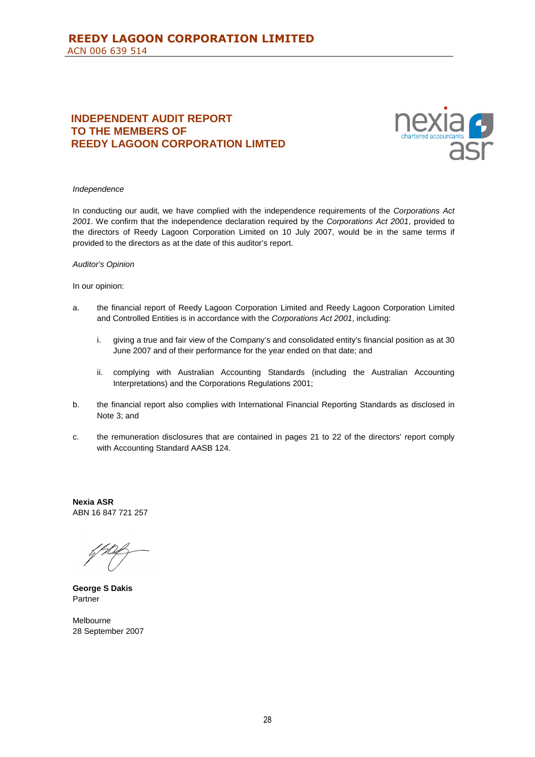# INDEPENDENT AUDIT REPORT TO THE MEMBERS OF REEDY LAGOON CORPORATION LIMTED

*Independence*

In conducting our audit, we have complied with the independence requirements of the *Corporations Act 2001*. We confirm that the independence declaration required by the *Corporations Act 2001*, provided to the directors of Reedy Lagoon Corporation Limited on 10 July 2007, would be in the same terms if provided to the directors as at the date of this auditor's report.

*Auditor's Opinion*

In our opinion:

a. the financial report of Reedy Lagoon Corporation Limited and Reedy Lagoon Corporation Limited and Controlled Entities is in accordance with the *Corporations Act 2001*, including:

   i. giving a true and fair view of the Company's and consolidated entity's financial position as at 30 June 2007 and of their performance for the year ended on that date; and

   ii. complying with Australian Accounting Standards (including the Australian Accounting Interpretations) and the Corporations Regulations 2001;

b. the financial report also complies with International Financial Reporting Standards as disclosed in Note 3; and

c. the remuneration disclosures that are contained in pages 21 to 22 of the directors' report comply with Accounting Standard AASB 124.

**Nexia ASR**
ABN 16 847 721 257

**George S Dakis**
Partner

Melbourne
28 September 2007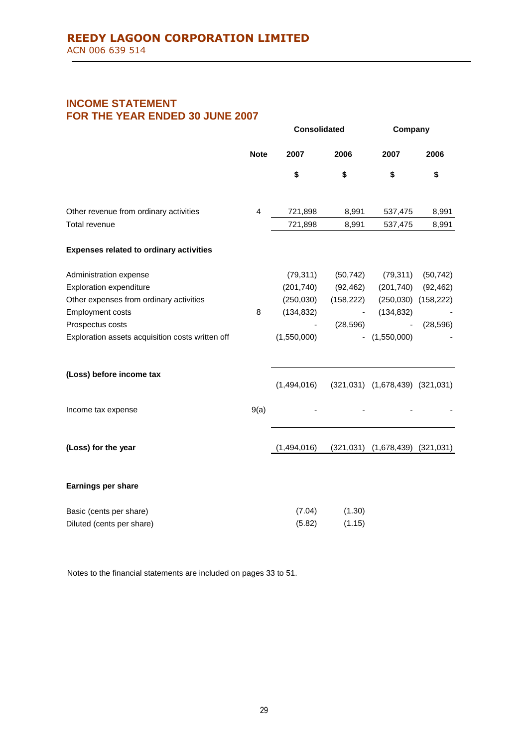**REEDY LAGOON CORPORATION LIMITED**
ACN 006 639 514

## INCOME STATEMENT
## FOR THE YEAR ENDED 30 JUNE 2007

| | Note | Consolidated | | Company | |
|---|---|---|---|---|---|
| | | 2007 | 2006 | 2007 | 2006 |
| | | $ | $ | $ | $ |
| Other revenue from ordinary activities | 4 | 721,898 | 8,991 | 537,475 | 8,991 |
| Total revenue | | 721,898 | 8,991 | 537,475 | 8,991 |
| **Expenses related to ordinary activities** | | | | | |
| Administration expense | | (79,311) | (50,742) | (79,311) | (50,742) |
| Exploration expenditure | | (201,740) | (92,462) | (201,740) | (92,462) |
| Other expenses from ordinary activities | | (250,030) | (158,222) | (250,030) | (158,222) |
| Employment costs | 8 | (134,832) | - | (134,832) | - |
| Prospectus costs | | - | (28,596) | - | (28,596) |
| Exploration assets acquisition costs written off | | (1,550,000) | - | (1,550,000) | - |
| **(Loss) before income tax** | | (1,494,016) | (321,031) | (1,678,439) | (321,031) |
| Income tax expense | 9(a) | - | - | - | - |
| **(Loss) for the year** | | (1,494,016) | (321,031) | (1,678,439) | (321,031) |
| **Earnings per share** | | | | | |
| Basic (cents per share) | | (7.04) | (1.30) | | |
| Diluted (cents per share) | | (5.82) | (1.15) | | |

Notes to the financial statements are included on pages 33 to 51.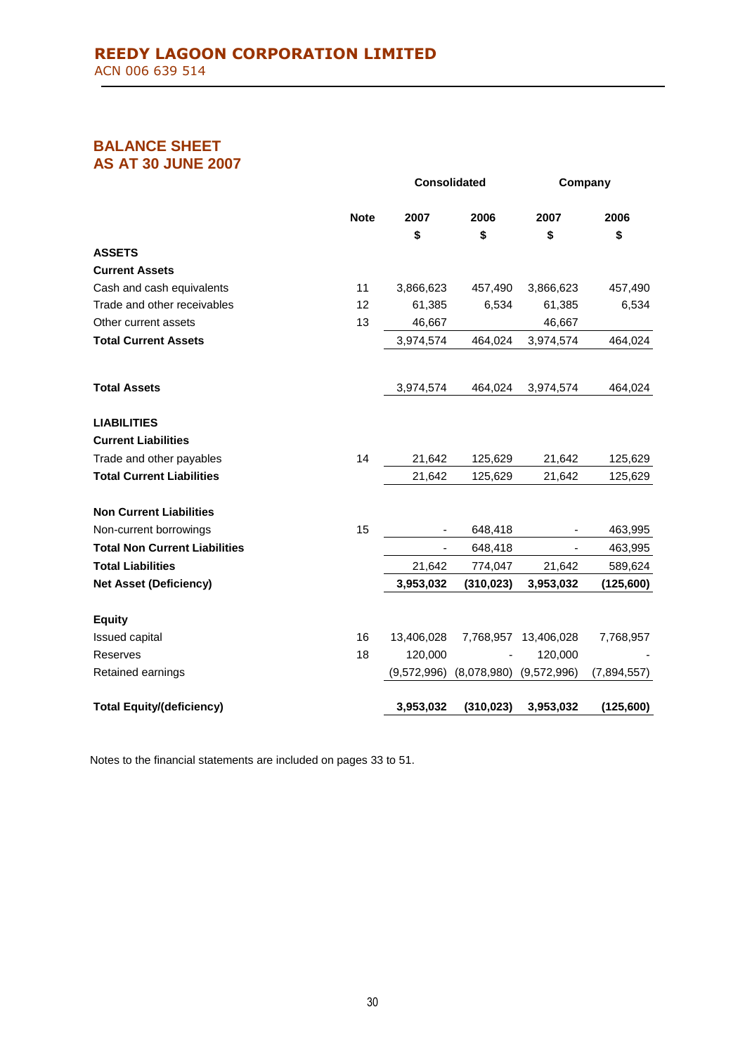**REEDY LAGOON CORPORATION LIMITED**
ACN 006 639 514

## BALANCE SHEET
## AS AT 30 JUNE 2007

| | Note | Consolidated | | Company | |
|---|---|---|---|---|---|
| | | 2007 | 2006 | 2007 | 2006 |
| | | $ | $ | $ | $ |
| **ASSETS** | | | | | |
| **Current Assets** | | | | | |
| Cash and cash equivalents | 11 | 3,866,623 | 457,490 | 3,866,623 | 457,490 |
| Trade and other receivables | 12 | 61,385 | 6,534 | 61,385 | 6,534 |
| Other current assets | 13 | 46,667 | | 46,667 | |
| **Total Current Assets** | | 3,974,574 | 464,024 | 3,974,574 | 464,024 |
| **Total Assets** | | 3,974,574 | 464,024 | 3,974,574 | 464,024 |
| **LIABILITIES** | | | | | |
| **Current Liabilities** | | | | | |
| Trade and other payables | 14 | 21,642 | 125,629 | 21,642 | 125,629 |
| **Total Current Liabilities** | | 21,642 | 125,629 | 21,642 | 125,629 |
| **Non Current Liabilities** | | | | | |
| Non-current borrowings | 15 | - | 648,418 | - | 463,995 |
| **Total Non Current Liabilities** | | - | 648,418 | - | 463,995 |
| **Total Liabilities** | | 21,642 | 774,047 | 21,642 | 589,624 |
| **Net Asset (Deficiency)** | | **3,953,032** | **(310,023)** | **3,953,032** | **(125,600)** |
| **Equity** | | | | | |
| Issued capital | 16 | 13,406,028 | 7,768,957 | 13,406,028 | 7,768,957 |
| Reserves | 18 | 120,000 | - | 120,000 | - |
| Retained earnings | | (9,572,996) | (8,078,980) | (9,572,996) | (7,894,557) |
| **Total Equity/(deficiency)** | | **3,953,032** | **(310,023)** | **3,953,032** | **(125,600)** |

Notes to the financial statements are included on pages 33 to 51.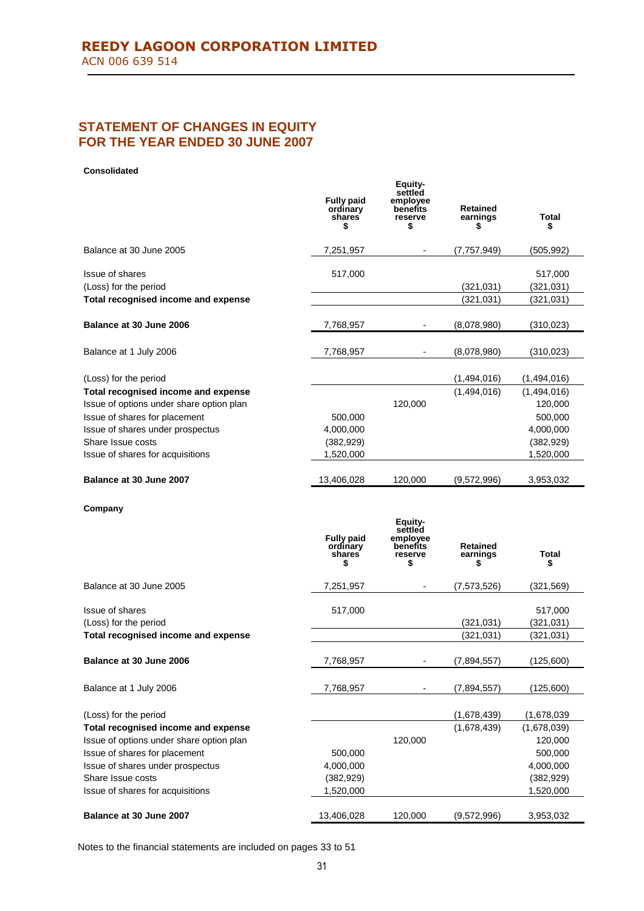## REEDY LAGOON CORPORATION LIMITED

ACN 006 639 514

# STATEMENT OF CHANGES IN EQUITY
# FOR THE YEAR ENDED 30 JUNE 2007

**Consolidated**

| | Fully paid ordinary shares $ | Equity-settled employee benefits reserve $ | Retained earnings $ | Total $ |
|---|---|---|---|---|
| Balance at 30 June 2005 | 7,251,957 | - | (7,757,949) | (505,992) |
| Issue of shares | 517,000 | | | 517,000 |
| (Loss) for the period | | | (321,031) | (321,031) |
| **Total recognised income and expense** | | | (321,031) | (321,031) |
| **Balance at 30 June 2006** | 7,768,957 | - | (8,078,980) | (310,023) |
| Balance at 1 July 2006 | 7,768,957 | - | (8,078,980) | (310,023) |
| (Loss) for the period | | | (1,494,016) | (1,494,016) |
| **Total recognised income and expense** | | | (1,494,016) | (1,494,016) |
| Issue of options under share option plan | | 120,000 | | 120,000 |
| Issue of shares for placement | 500,000 | | | 500,000 |
| Issue of shares under prospectus | 4,000,000 | | | 4,000,000 |
| Share Issue costs | (382,929) | | | (382,929) |
| Issue of shares for acquisitions | 1,520,000 | | | 1,520,000 |
| **Balance at 30 June 2007** | 13,406,028 | 120,000 | (9,572,996) | 3,953,032 |

**Company**

| | Fully paid ordinary shares $ | Equity-settled employee benefits reserve $ | Retained earnings $ | Total $ |
|---|---|---|---|---|
| Balance at 30 June 2005 | 7,251,957 | - | (7,573,526) | (321,569) |
| Issue of shares | 517,000 | | | 517,000 |
| (Loss) for the period | | | (321,031) | (321,031) |
| **Total recognised income and expense** | | | (321,031) | (321,031) |
| **Balance at 30 June 2006** | 7,768,957 | - | (7,894,557) | (125,600) |
| Balance at 1 July 2006 | 7,768,957 | - | (7,894,557) | (125,600) |
| (Loss) for the period | | | (1,678,439) | (1,678,039 |
| **Total recognised income and expense** | | | (1,678,439) | (1,678,039) |
| Issue of options under share option plan | | 120,000 | | 120,000 |
| Issue of shares for placement | 500,000 | | | 500,000 |
| Issue of shares under prospectus | 4,000,000 | | | 4,000,000 |
| Share Issue costs | (382,929) | | | (382,929) |
| Issue of shares for acquisitions | 1,520,000 | | | 1,520,000 |
| **Balance at 30 June 2007** | 13,406,028 | 120,000 | (9,572,996) | 3,953,032 |

Notes to the financial statements are included on pages 33 to 51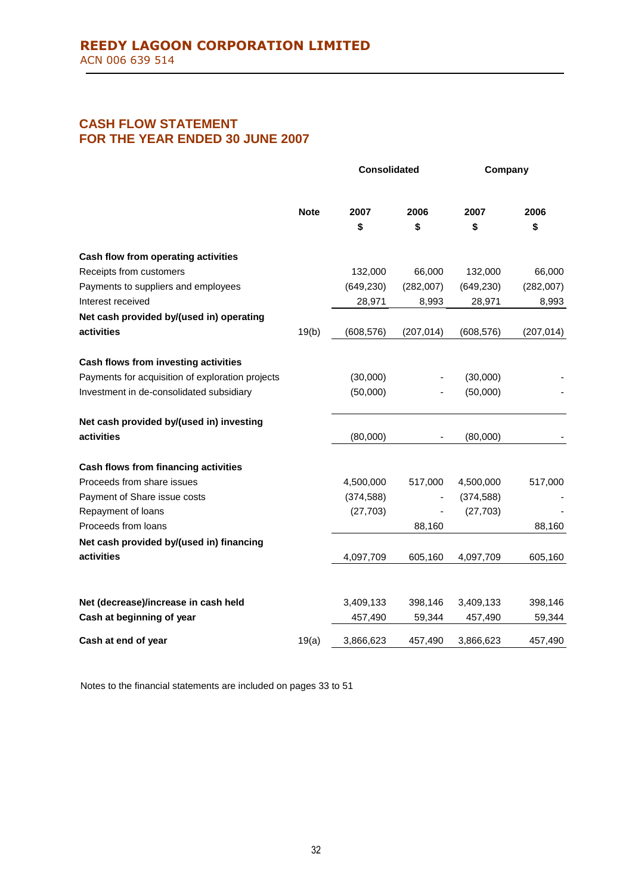## REEDY LAGOON CORPORATION LIMITED

ACN 006 639 514

# CASH FLOW STATEMENT
# FOR THE YEAR ENDED 30 JUNE 2007

| | Note | Consolidated | | Company | |
|---|---|---|---|---|---|
| | | 2007 $ | 2006 $ | 2007 $ | 2006 $ |
| **Cash flow from operating activities** | | | | | |
| Receipts from customers | | 132,000 | 66,000 | 132,000 | 66,000 |
| Payments to suppliers and employees | | (649,230) | (282,007) | (649,230) | (282,007) |
| Interest received | | 28,971 | 8,993 | 28,971 | 8,993 |
| **Net cash provided by/(used in) operating activities** | 19(b) | (608,576) | (207,014) | (608,576) | (207,014) |
| **Cash flows from investing activities** | | | | | |
| Payments for acquisition of exploration projects | | (30,000) | - | (30,000) | - |
| Investment in de-consolidated subsidiary | | (50,000) | - | (50,000) | - |
| **Net cash provided by/(used in) investing activities** | | (80,000) | - | (80,000) | - |
| **Cash flows from financing activities** | | | | | |
| Proceeds from share issues | | 4,500,000 | 517,000 | 4,500,000 | 517,000 |
| Payment of Share issue costs | | (374,588) | - | (374,588) | - |
| Repayment of loans | | (27,703) | - | (27,703) | - |
| Proceeds from loans | | | 88,160 | | 88,160 |
| **Net cash provided by/(used in) financing activities** | | 4,097,709 | 605,160 | 4,097,709 | 605,160 |
| **Net (decrease)/increase in cash held** | | 3,409,133 | 398,146 | 3,409,133 | 398,146 |
| **Cash at beginning of year** | | 457,490 | 59,344 | 457,490 | 59,344 |
| **Cash at end of year** | 19(a) | 3,866,623 | 457,490 | 3,866,623 | 457,490 |

Notes to the financial statements are included on pages 33 to 51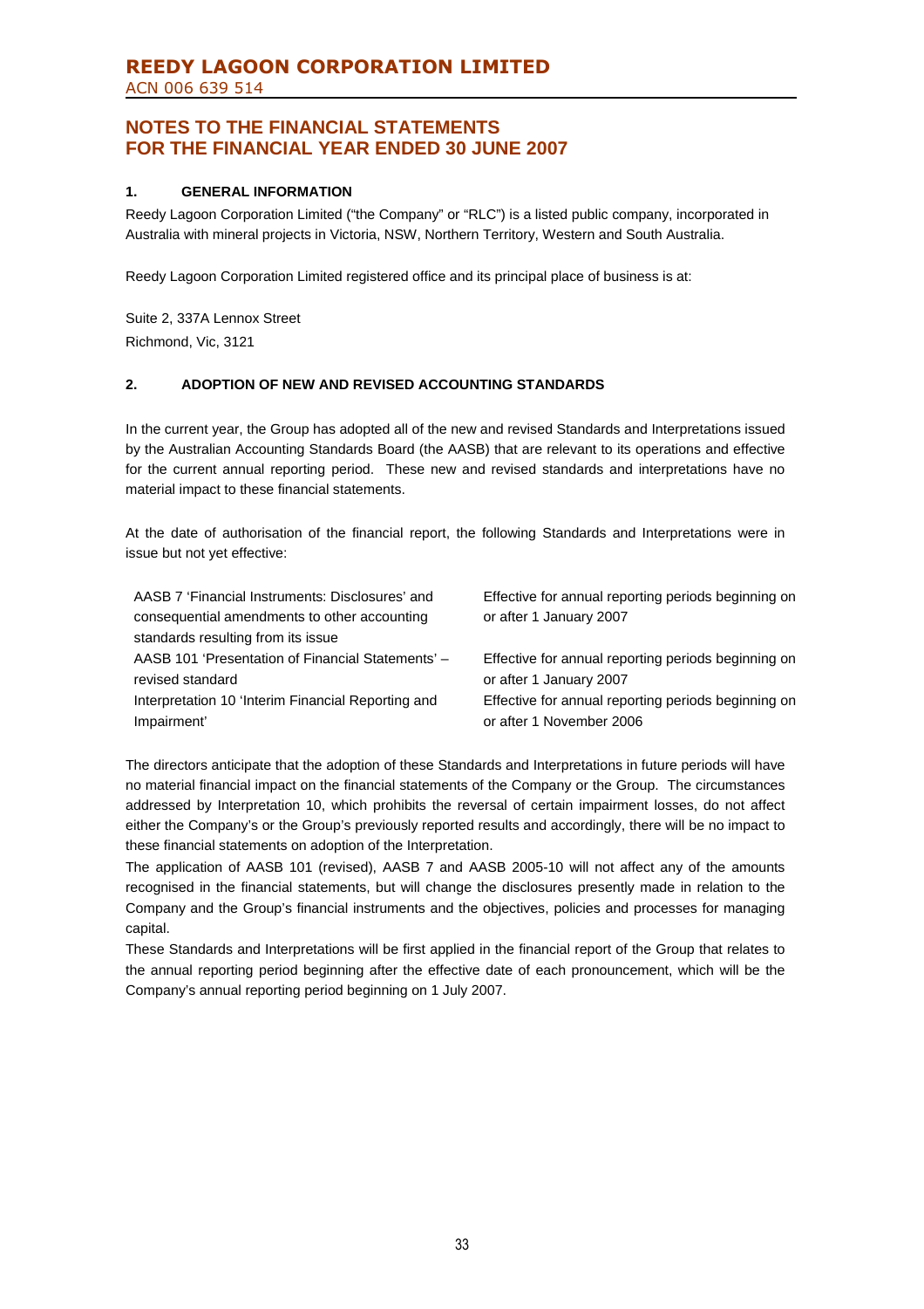# REEDY LAGOON CORPORATION LIMITED

ACN 006 639 514

## NOTES TO THE FINANCIAL STATEMENTS FOR THE FINANCIAL YEAR ENDED 30 JUNE 2007

### 1. GENERAL INFORMATION

Reedy Lagoon Corporation Limited ("the Company" or "RLC") is a listed public company, incorporated in Australia with mineral projects in Victoria, NSW, Northern Territory, Western and South Australia.

Reedy Lagoon Corporation Limited registered office and its principal place of business is at:

Suite 2, 337A Lennox Street
Richmond, Vic, 3121

### 2. ADOPTION OF NEW AND REVISED ACCOUNTING STANDARDS

In the current year, the Group has adopted all of the new and revised Standards and Interpretations issued by the Australian Accounting Standards Board (the AASB) that are relevant to its operations and effective for the current annual reporting period. These new and revised standards and interpretations have no material impact to these financial statements.

At the date of authorisation of the financial report, the following Standards and Interpretations were in issue but not yet effective:

| | |
|---|---|
| AASB 7 'Financial Instruments: Disclosures' and consequential amendments to other accounting standards resulting from its issue | Effective for annual reporting periods beginning on or after 1 January 2007 |
| AASB 101 'Presentation of Financial Statements' – revised standard | Effective for annual reporting periods beginning on or after 1 January 2007 |
| Interpretation 10 'Interim Financial Reporting and Impairment' | Effective for annual reporting periods beginning on or after 1 November 2006 |

The directors anticipate that the adoption of these Standards and Interpretations in future periods will have no material financial impact on the financial statements of the Company or the Group. The circumstances addressed by Interpretation 10, which prohibits the reversal of certain impairment losses, do not affect either the Company's or the Group's previously reported results and accordingly, there will be no impact to these financial statements on adoption of the Interpretation.

The application of AASB 101 (revised), AASB 7 and AASB 2005-10 will not affect any of the amounts recognised in the financial statements, but will change the disclosures presently made in relation to the Company and the Group's financial instruments and the objectives, policies and processes for managing capital.

These Standards and Interpretations will be first applied in the financial report of the Group that relates to the annual reporting period beginning after the effective date of each pronouncement, which will be the Company's annual reporting period beginning on 1 July 2007.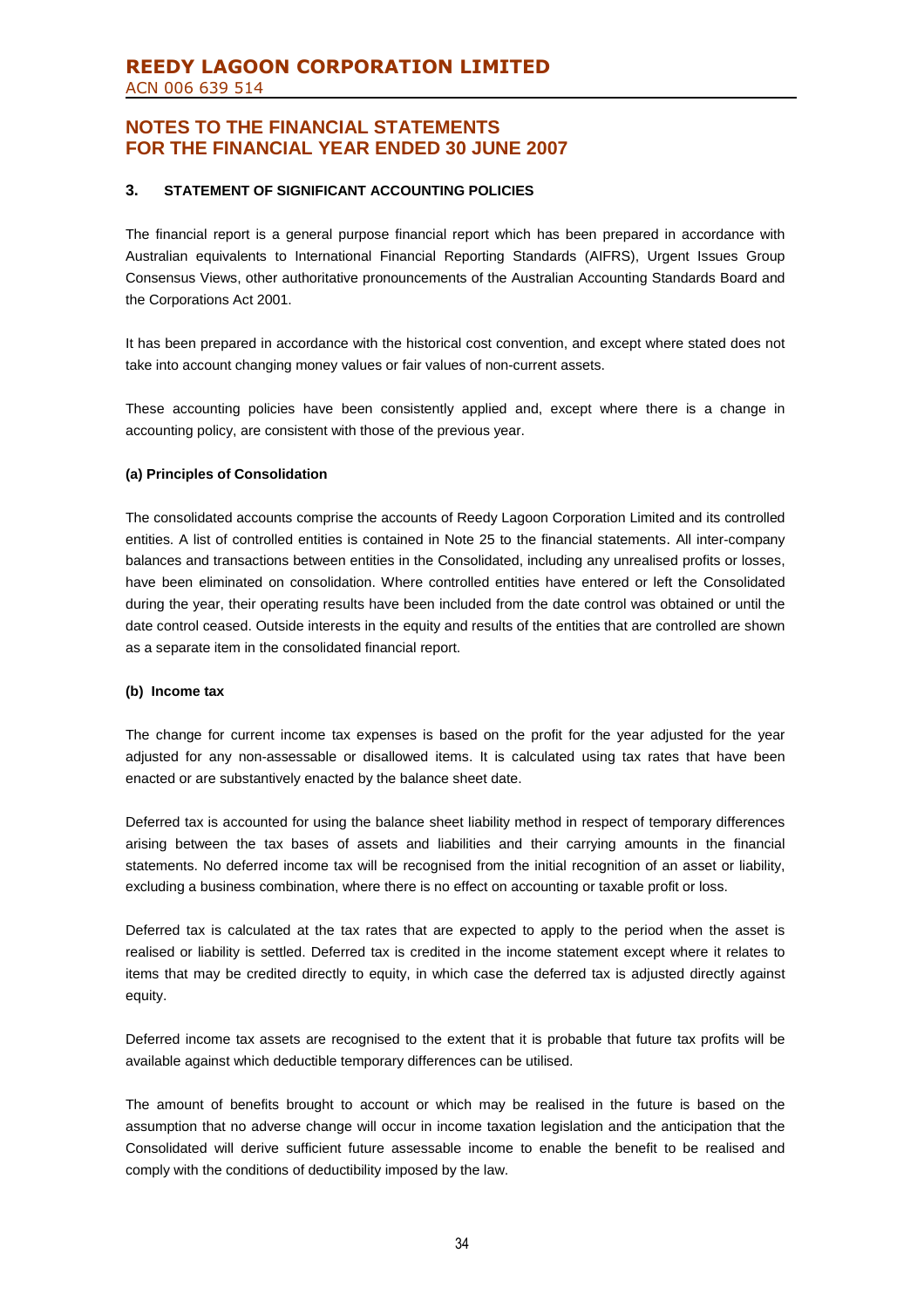## NOTES TO THE FINANCIAL STATEMENTS FOR THE FINANCIAL YEAR ENDED 30 JUNE 2007

### 3. STATEMENT OF SIGNIFICANT ACCOUNTING POLICIES

The financial report is a general purpose financial report which has been prepared in accordance with Australian equivalents to International Financial Reporting Standards (AIFRS), Urgent Issues Group Consensus Views, other authoritative pronouncements of the Australian Accounting Standards Board and the Corporations Act 2001.

It has been prepared in accordance with the historical cost convention, and except where stated does not take into account changing money values or fair values of non-current assets.

These accounting policies have been consistently applied and, except where there is a change in accounting policy, are consistent with those of the previous year.

**(a) Principles of Consolidation**

The consolidated accounts comprise the accounts of Reedy Lagoon Corporation Limited and its controlled entities. A list of controlled entities is contained in Note 25 to the financial statements. All inter-company balances and transactions between entities in the Consolidated, including any unrealised profits or losses, have been eliminated on consolidation. Where controlled entities have entered or left the Consolidated during the year, their operating results have been included from the date control was obtained or until the date control ceased. Outside interests in the equity and results of the entities that are controlled are shown as a separate item in the consolidated financial report.

**(b) Income tax**

The change for current income tax expenses is based on the profit for the year adjusted for the year adjusted for any non-assessable or disallowed items. It is calculated using tax rates that have been enacted or are substantively enacted by the balance sheet date.

Deferred tax is accounted for using the balance sheet liability method in respect of temporary differences arising between the tax bases of assets and liabilities and their carrying amounts in the financial statements. No deferred income tax will be recognised from the initial recognition of an asset or liability, excluding a business combination, where there is no effect on accounting or taxable profit or loss.

Deferred tax is calculated at the tax rates that are expected to apply to the period when the asset is realised or liability is settled. Deferred tax is credited in the income statement except where it relates to items that may be credited directly to equity, in which case the deferred tax is adjusted directly against equity.

Deferred income tax assets are recognised to the extent that it is probable that future tax profits will be available against which deductible temporary differences can be utilised.

The amount of benefits brought to account or which may be realised in the future is based on the assumption that no adverse change will occur in income taxation legislation and the anticipation that the Consolidated will derive sufficient future assessable income to enable the benefit to be realised and comply with the conditions of deductibility imposed by the law.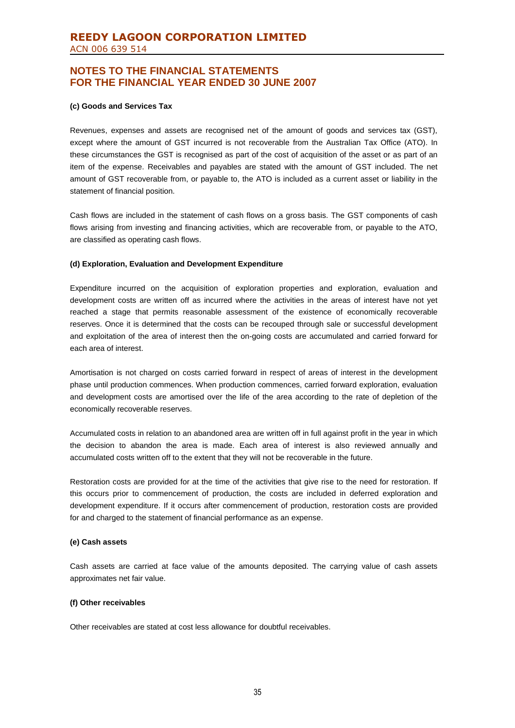**(c) Goods and Services Tax**

Revenues, expenses and assets are recognised net of the amount of goods and services tax (GST), except where the amount of GST incurred is not recoverable from the Australian Tax Office (ATO). In these circumstances the GST is recognised as part of the cost of acquisition of the asset or as part of an item of the expense. Receivables and payables are stated with the amount of GST included. The net amount of GST recoverable from, or payable to, the ATO is included as a current asset or liability in the statement of financial position.

Cash flows are included in the statement of cash flows on a gross basis. The GST components of cash flows arising from investing and financing activities, which are recoverable from, or payable to the ATO, are classified as operating cash flows.

**(d) Exploration, Evaluation and Development Expenditure**

Expenditure incurred on the acquisition of exploration properties and exploration, evaluation and development costs are written off as incurred where the activities in the areas of interest have not yet reached a stage that permits reasonable assessment of the existence of economically recoverable reserves. Once it is determined that the costs can be recouped through sale or successful development and exploitation of the area of interest then the on-going costs are accumulated and carried forward for each area of interest.

Amortisation is not charged on costs carried forward in respect of areas of interest in the development phase until production commences. When production commences, carried forward exploration, evaluation and development costs are amortised over the life of the area according to the rate of depletion of the economically recoverable reserves.

Accumulated costs in relation to an abandoned area are written off in full against profit in the year in which the decision to abandon the area is made. Each area of interest is also reviewed annually and accumulated costs written off to the extent that they will not be recoverable in the future.

Restoration costs are provided for at the time of the activities that give rise to the need for restoration. If this occurs prior to commencement of production, the costs are included in deferred exploration and development expenditure. If it occurs after commencement of production, restoration costs are provided for and charged to the statement of financial performance as an expense.

**(e) Cash assets**

Cash assets are carried at face value of the amounts deposited. The carrying value of cash assets approximates net fair value.

**(f) Other receivables**

Other receivables are stated at cost less allowance for doubtful receivables.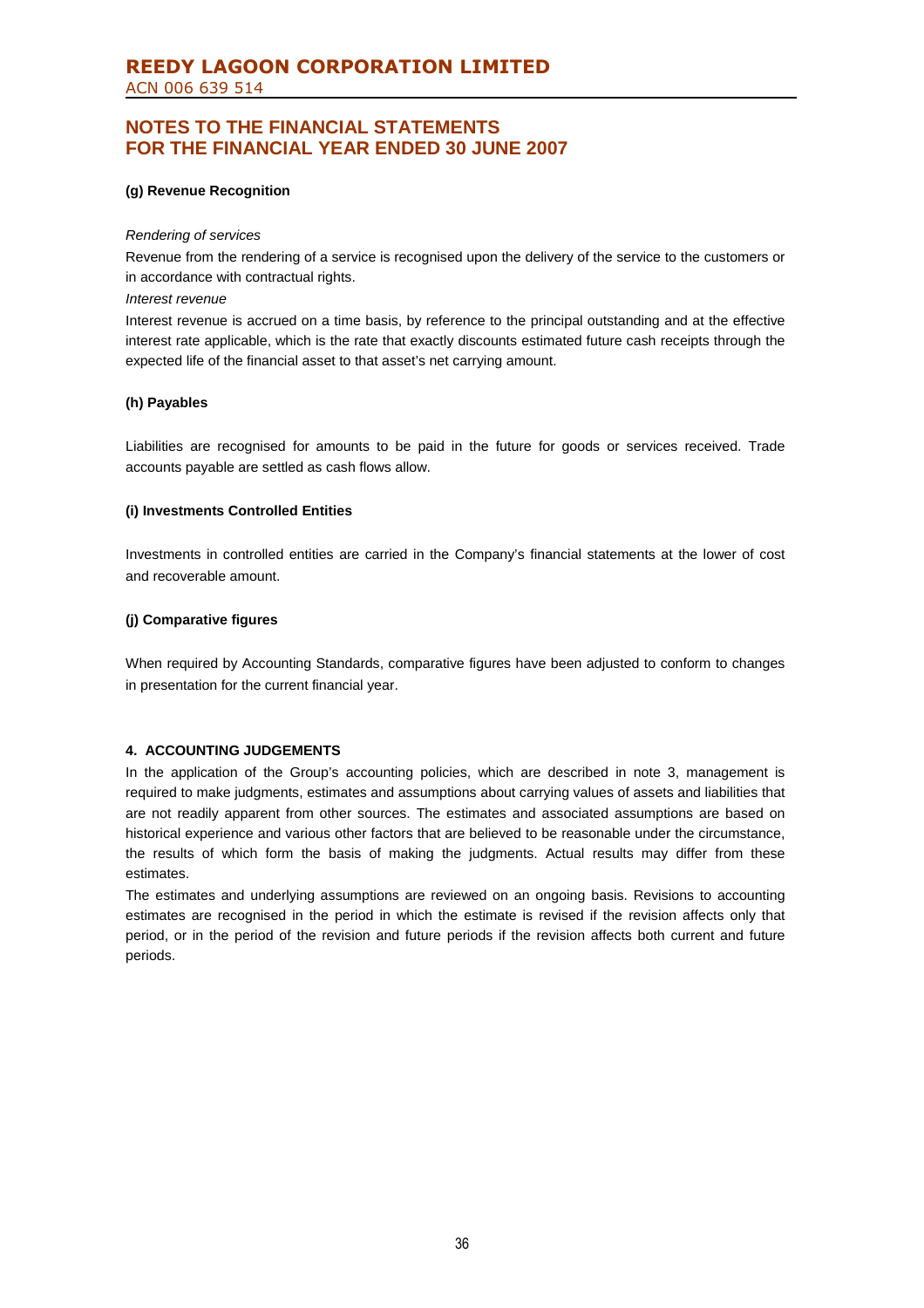**(g) Revenue Recognition**

*Rendering of services*

Revenue from the rendering of a service is recognised upon the delivery of the service to the customers or in accordance with contractual rights.

*Interest revenue*

Interest revenue is accrued on a time basis, by reference to the principal outstanding and at the effective interest rate applicable, which is the rate that exactly discounts estimated future cash receipts through the expected life of the financial asset to that asset's net carrying amount.

**(h) Payables**

Liabilities are recognised for amounts to be paid in the future for goods or services received. Trade accounts payable are settled as cash flows allow.

**(i) Investments Controlled Entities**

Investments in controlled entities are carried in the Company's financial statements at the lower of cost and recoverable amount.

**(j) Comparative figures**

When required by Accounting Standards, comparative figures have been adjusted to conform to changes in presentation for the current financial year.

**4. ACCOUNTING JUDGEMENTS**

In the application of the Group's accounting policies, which are described in note 3, management is required to make judgments, estimates and assumptions about carrying values of assets and liabilities that are not readily apparent from other sources. The estimates and associated assumptions are based on historical experience and various other factors that are believed to be reasonable under the circumstance, the results of which form the basis of making the judgments. Actual results may differ from these estimates.

The estimates and underlying assumptions are reviewed on an ongoing basis. Revisions to accounting estimates are recognised in the period in which the estimate is revised if the revision affects only that period, or in the period of the revision and future periods if the revision affects both current and future periods.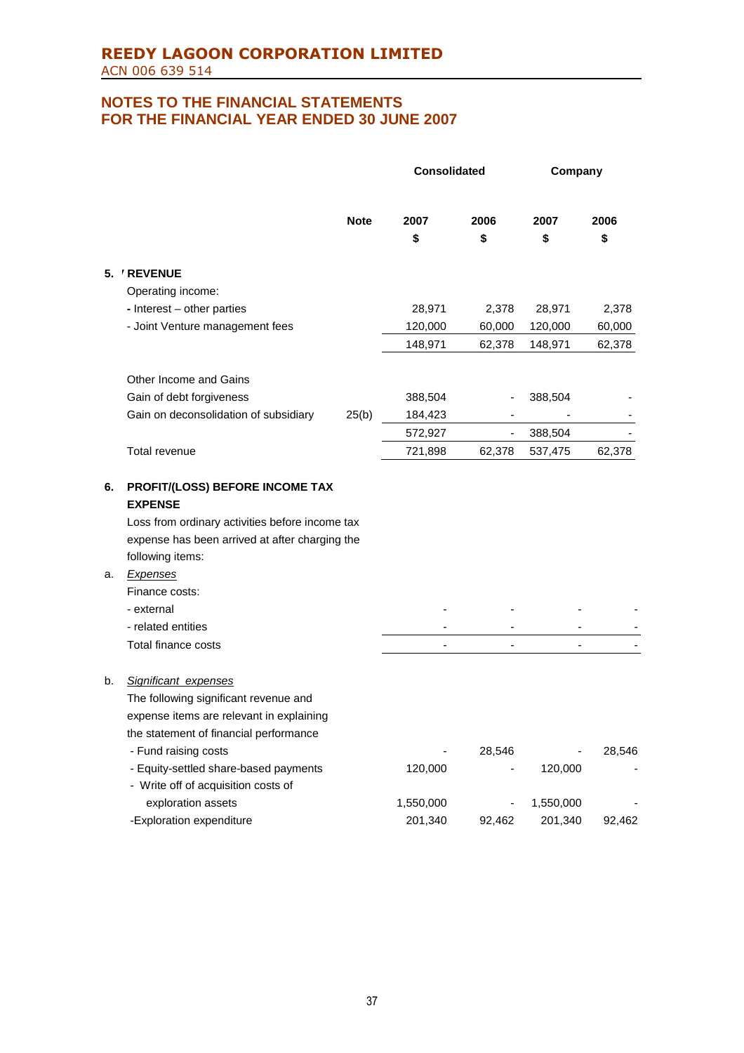# REEDY LAGOON CORPORATION LIMITED
ACN 006 639 514

## NOTES TO THE FINANCIAL STATEMENTS FOR THE FINANCIAL YEAR ENDED 30 JUNE 2007

| | | Note | Consolidated | | Company | |
|---|---|---|---|---|---|---|
| | | | 2007 $ | 2006 $ | 2007 $ | 2006 $ |
| 5. | **REVENUE** | | | | | |
| | Operating income: | | | | | |
| | - Interest – other parties | | 28,971 | 2,378 | 28,971 | 2,378 |
| | - Joint Venture management fees | | 120,000 | 60,000 | 120,000 | 60,000 |
| | | | 148,971 | 62,378 | 148,971 | 62,378 |
| | Other Income and Gains | | | | | |
| | Gain of debt forgiveness | | 388,504 | - | 388,504 | - |
| | Gain on deconsolidation of subsidiary | 25(b) | 184,423 | - | - | - |
| | | | 572,927 | - | 388,504 | - |
| | Total revenue | | 721,898 | 62,378 | 537,475 | 62,378 |
| 6. | **PROFIT/(LOSS) BEFORE INCOME TAX EXPENSE** | | | | | |
| | Loss from ordinary activities before income tax expense has been arrived at after charging the following items: | | | | | |
| a. | *Expenses* | | | | | |
| | Finance costs: | | | | | |
| | - external | | - | - | - | - |
| | - related entities | | - | - | - | - |
| | Total finance costs | | - | - | - | - |
| b. | *Significant expenses* | | | | | |
| | The following significant revenue and expense items are relevant in explaining the statement of financial performance | | | | | |
| | - Fund raising costs | | - | 28,546 | - | 28,546 |
| | - Equity-settled share-based payments | | 120,000 | - | 120,000 | - |
| | - Write off of acquisition costs of exploration assets | | 1,550,000 | - | 1,550,000 | - |
| | -Exploration expenditure | | 201,340 | 92,462 | 201,340 | 92,462 |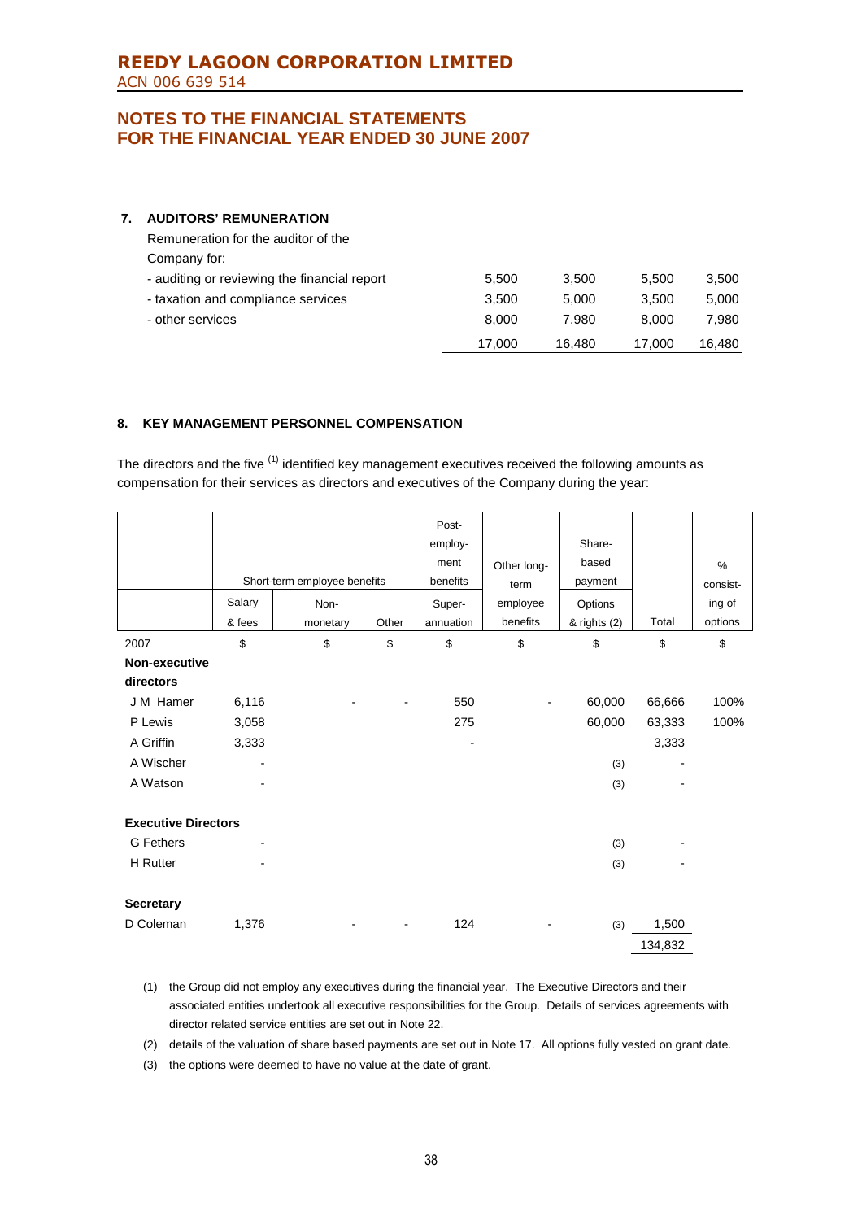**REEDY LAGOON CORPORATION LIMITED**
ACN 006 639 514

## NOTES TO THE FINANCIAL STATEMENTS FOR THE FINANCIAL YEAR ENDED 30 JUNE 2007

### 7. AUDITORS' REMUNERATION

| | | | | |
|---|---|---|---|---|
| Remuneration for the auditor of the Company for: | | | | |
| - auditing or reviewing the financial report | 5,500 | 3,500 | 5,500 | 3,500 |
| - taxation and compliance services | 3,500 | 5,000 | 3,500 | 5,000 |
| - other services | 8,000 | 7,980 | 8,000 | 7,980 |
| | 17,000 | 16,480 | 17,000 | 16,480 |

### 8. KEY MANAGEMENT PERSONNEL COMPENSATION

The directors and the five [(1)] identified key management executives received the following amounts as compensation for their services as directors and executives of the Company during the year:

| | Short-term employee benefits | | | Post-employment benefits | Other long-term employee benefits | Share-based payment | | % consisting of options |
|---|---|---|---|---|---|---|---|---|
| | Salary & fees | Non-monetary | Other | Superannuation | | Options & rights (2) | Total | |
| 2007 | $ | $ | $ | $ | $ | $ | $ | $ |
| **Non-executive directors** | | | | | | | | |
| J M Hamer | 6,116 | - | - | 550 | - | 60,000 | 66,666 | 100% |
| P Lewis | 3,058 | | | 275 | | 60,000 | 63,333 | 100% |
| A Griffin | 3,333 | | | - | | | 3,333 | |
| A Wischer | - | | | | | (3) | - | |
| A Watson | - | | | | | (3) | - | |
| **Executive Directors** | | | | | | | | |
| G Fethers | - | | | | | (3) | - | |
| H Rutter | - | | | | | (3) | - | |
| **Secretary** | | | | | | | | |
| D Coleman | 1,376 | - | - | 124 | - | (3) | 1,500 | |
| | | | | | | | 134,832 | |

(1) the Group did not employ any executives during the financial year. The Executive Directors and their associated entities undertook all executive responsibilities for the Group. Details of services agreements with director related service entities are set out in Note 22.

(2) details of the valuation of share based payments are set out in Note 17. All options fully vested on grant date.

(3) the options were deemed to have no value at the date of grant.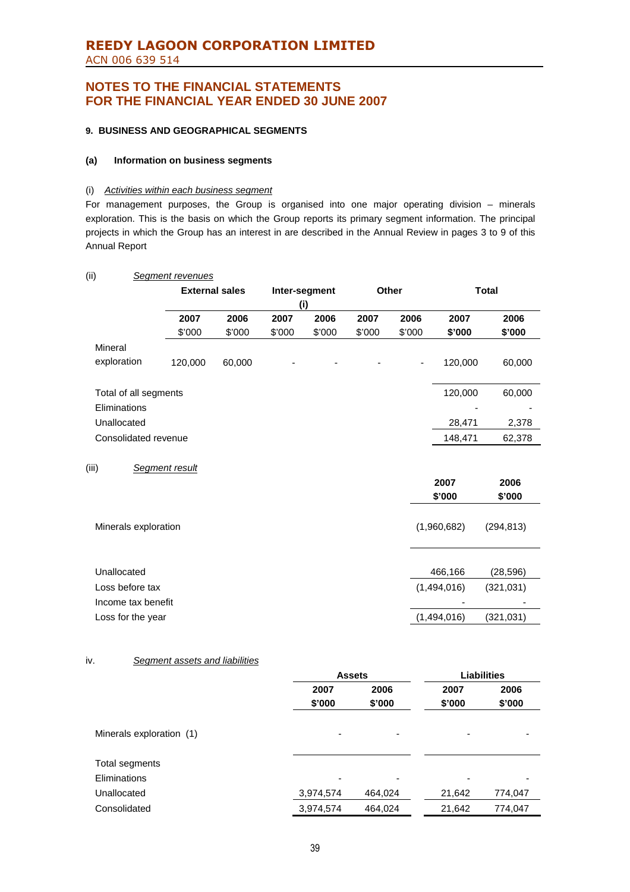# REEDY LAGOON CORPORATION LIMITED

ACN 006 639 514

## NOTES TO THE FINANCIAL STATEMENTS FOR THE FINANCIAL YEAR ENDED 30 JUNE 2007

### 9. BUSINESS AND GEOGRAPHICAL SEGMENTS

#### (a) Information on business segments

(i) *Activities within each business segment*

For management purposes, the Group is organised into one major operating division – minerals exploration. This is the basis on which the Group reports its primary segment information. The principal projects in which the Group has an interest in are described in the Annual Review in pages 3 to 9 of this Annual Report

(ii) *Segment revenues*

| | External sales | | Inter-segment (i) | | Other | | Total | |
|---|---|---|---|---|---|---|---|---|
| | 2007 | 2006 | 2007 | 2006 | 2007 | 2006 | 2007 | 2006 |
| | $'000 | $'000 | $'000 | $'000 | $'000 | $'000 | **$'000** | **$'000** |
| Mineral exploration | 120,000 | 60,000 | - | - | - | - | 120,000 | 60,000 |
| Total of all segments | | | | | | | 120,000 | 60,000 |
| Eliminations | | | | | | | - | - |
| Unallocated | | | | | | | 28,471 | 2,378 |
| Consolidated revenue | | | | | | | 148,471 | 62,378 |

(iii) *Segment result*

| | 2007 $'000 | 2006 $'000 |
|---|---|---|
| Minerals exploration | (1,960,682) | (294,813) |
| Unallocated | 466,166 | (28,596) |
| Loss before tax | (1,494,016) | (321,031) |
| Income tax benefit | - | - |
| Loss for the year | (1,494,016) | (321,031) |

iv. *Segment assets and liabilities*

| | Assets | | Liabilities | |
|---|---|---|---|---|
| | 2007 $'000 | 2006 $'000 | 2007 $'000 | 2006 $'000 |
| Minerals exploration (1) | - | - | - | - |
| Total segments | | | | |
| Eliminations | - | - | - | - |
| Unallocated | 3,974,574 | 464,024 | 21,642 | 774,047 |
| Consolidated | 3,974,574 | 464,024 | 21,642 | 774,047 |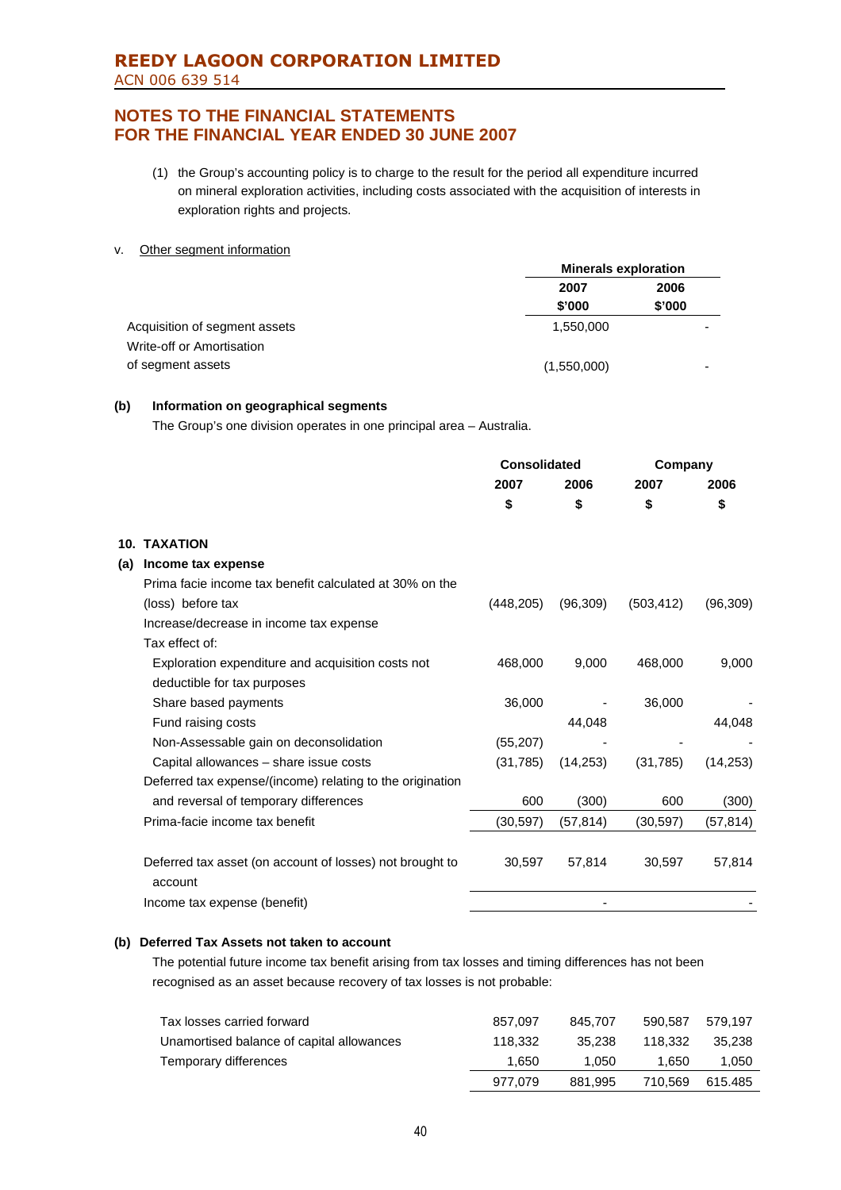# REEDY LAGOON CORPORATION LIMITED

ACN 006 639 514

## NOTES TO THE FINANCIAL STATEMENTS FOR THE FINANCIAL YEAR ENDED 30 JUNE 2007

(1) the Group's accounting policy is to charge to the result for the period all expenditure incurred on mineral exploration activities, including costs associated with the acquisition of interests in exploration rights and projects.

v. Other segment information

| | Minerals exploration | |
|---|---|---|
| | 2007 | 2006 |
| | $'000 | $'000 |
| Acquisition of segment assets | 1,550,000 | - |
| Write-off or Amortisation of segment assets | (1,550,000) | - |

**(b) Information on geographical segments**

The Group's one division operates in one principal area – Australia.

| | Consolidated | | Company | |
|---|---|---|---|---|
| | 2007 | 2006 | 2007 | 2006 |
| | $ | $ | $ | $ |
| **10. TAXATION** | | | | |
| **(a) Income tax expense** | | | | |
| Prima facie income tax benefit calculated at 30% on the (loss) before tax | (448,205) | (96,309) | (503,412) | (96,309) |
| Increase/decrease in income tax expense | | | | |
| Tax effect of: | | | | |
| Exploration expenditure and acquisition costs not deductible for tax purposes | 468,000 | 9,000 | 468,000 | 9,000 |
| Share based payments | 36,000 | - | 36,000 | - |
| Fund raising costs | | 44,048 | | 44,048 |
| Non-Assessable gain on deconsolidation | (55,207) | - | - | - |
| Capital allowances – share issue costs | (31,785) | (14,253) | (31,785) | (14,253) |
| Deferred tax expense/(income) relating to the origination and reversal of temporary differences | 600 | (300) | 600 | (300) |
| Prima-facie income tax benefit | (30,597) | (57,814) | (30,597) | (57,814) |
| Deferred tax asset (on account of losses) not brought to account | 30,597 | 57,814 | 30,597 | 57,814 |
| Income tax expense (benefit) | | - | | - |

**(b) Deferred Tax Assets not taken to account**

The potential future income tax benefit arising from tax losses and timing differences has not been recognised as an asset because recovery of tax losses is not probable:

| | | | | |
|---|---|---|---|---|
| Tax losses carried forward | 857,097 | 845,707 | 590,587 | 579,197 |
| Unamortised balance of capital allowances | 118,332 | 35,238 | 118,332 | 35,238 |
| Temporary differences | 1,650 | 1,050 | 1,650 | 1,050 |
| | 977,079 | 881,995 | 710,569 | 615.485 |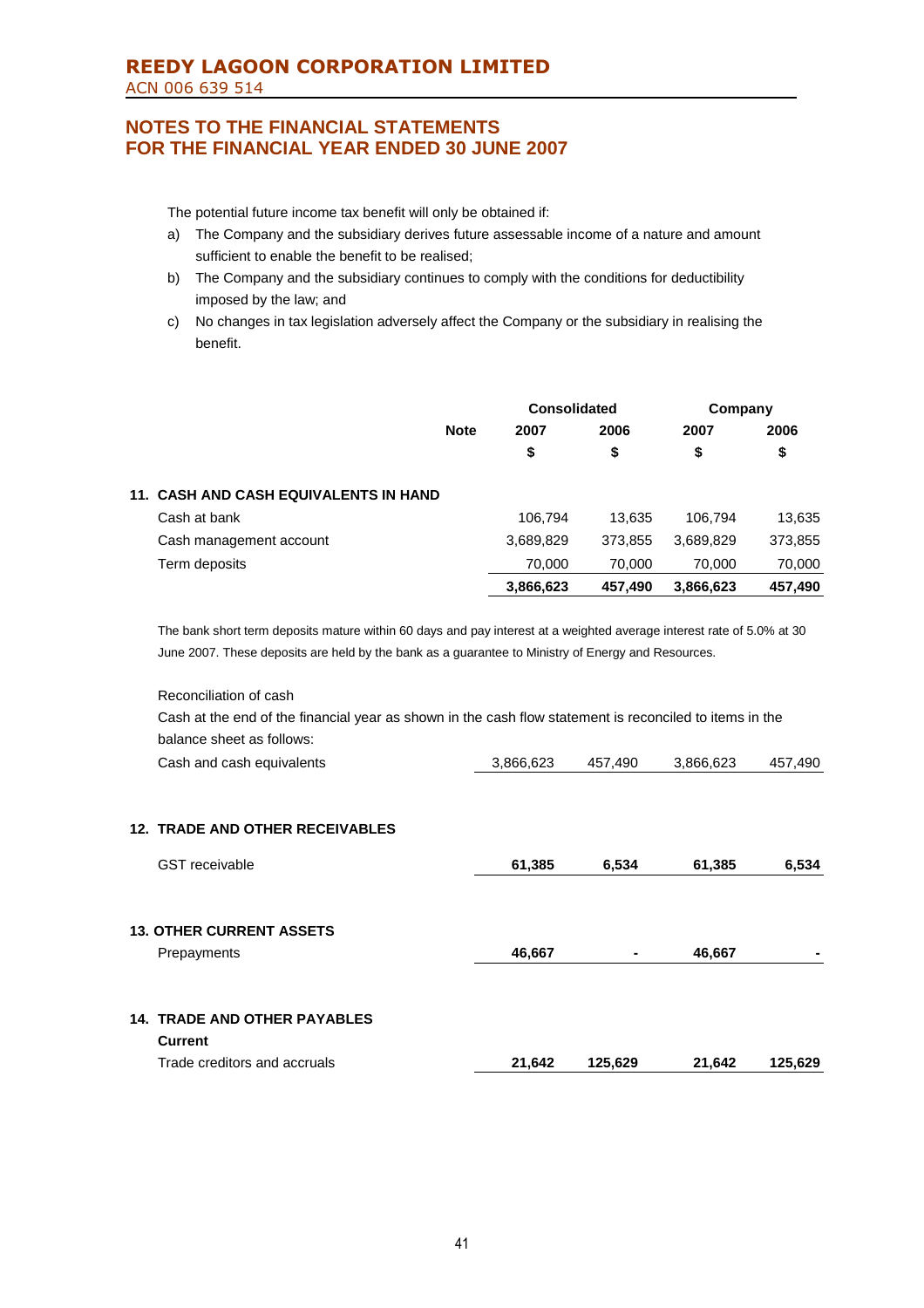The potential future income tax benefit will only be obtained if:

a) The Company and the subsidiary derives future assessable income of a nature and amount sufficient to enable the benefit to be realised;
b) The Company and the subsidiary continues to comply with the conditions for deductibility imposed by the law; and
c) No changes in tax legislation adversely affect the Company or the subsidiary in realising the benefit.

| | Note | Consolidated | | Company | |
|---|---|---|---|---|---|
| | | 2007 | 2006 | 2007 | 2006 |
| | | $ | $ | $ | $ |
| **11. CASH AND CASH EQUIVALENTS IN HAND** | | | | | |
| Cash at bank | | 106,794 | 13,635 | 106,794 | 13,635 |
| Cash management account | | 3,689,829 | 373,855 | 3,689,829 | 373,855 |
| Term deposits | | 70,000 | 70,000 | 70,000 | 70,000 |
| | | **3,866,623** | **457,490** | **3,866,623** | **457,490** |

The bank short term deposits mature within 60 days and pay interest at a weighted average interest rate of 5.0% at 30 June 2007. These deposits are held by the bank as a guarantee to Ministry of Energy and Resources.

Reconciliation of cash

Cash at the end of the financial year as shown in the cash flow statement is reconciled to items in the balance sheet as follows:

| | Note | Consolidated 2007 $ | Consolidated 2006 $ | Company 2007 $ | Company 2006 $ |
|---|---|---|---|---|---|
| Cash and cash equivalents | | 3,866,623 | 457,490 | 3,866,623 | 457,490 |
| **12. TRADE AND OTHER RECEIVABLES** | | | | | |
| GST receivable | | **61,385** | **6,534** | **61,385** | **6,534** |
| **13. OTHER CURRENT ASSETS** | | | | | |
| Prepayments | | **46,667** | **-** | **46,667** | **-** |
| **14. TRADE AND OTHER PAYABLES** | | | | | |
| **Current** | | | | | |
| Trade creditors and accruals | | **21,642** | **125,629** | **21,642** | **125,629** |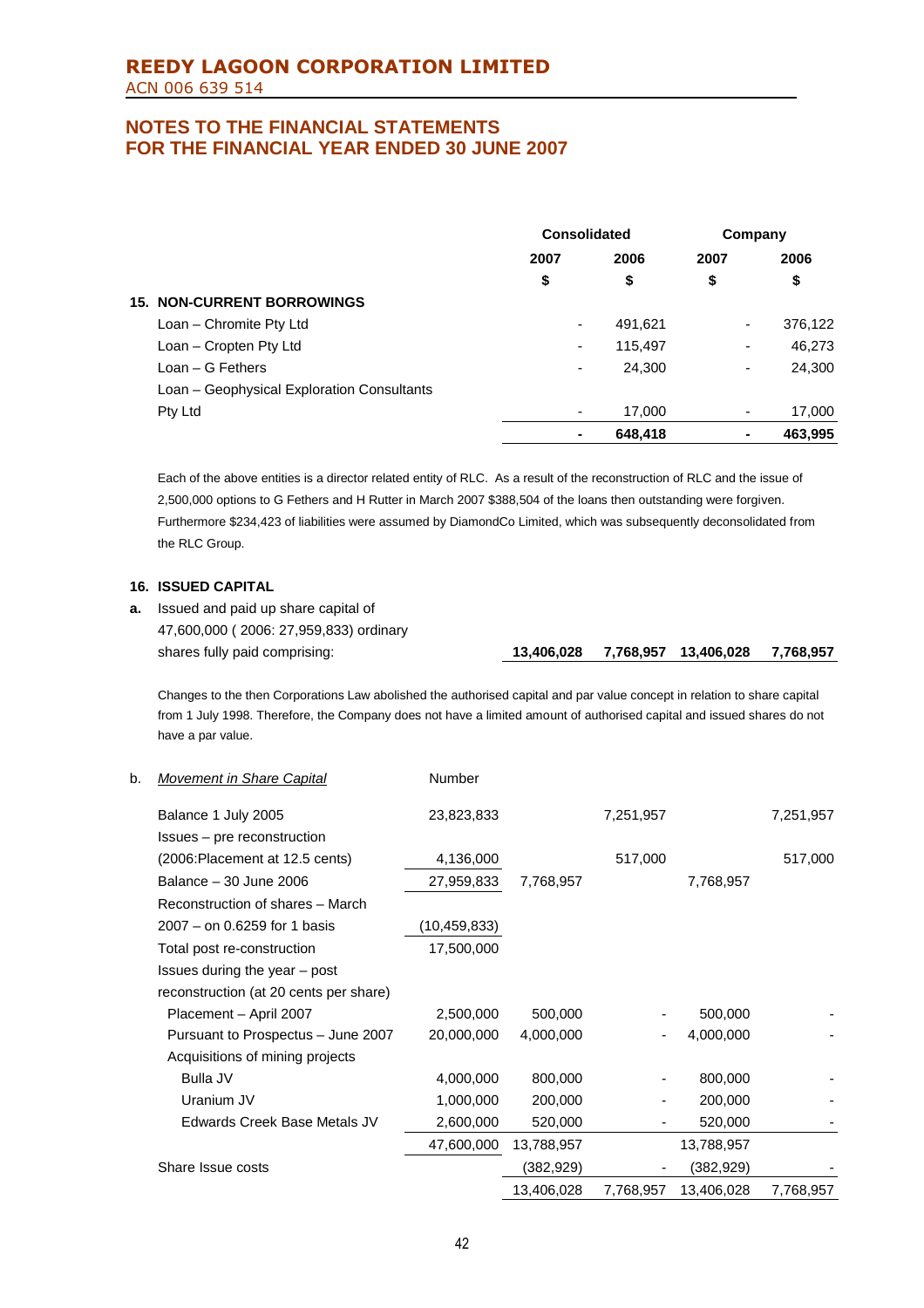# NOTES TO THE FINANCIAL STATEMENTS FOR THE FINANCIAL YEAR ENDED 30 JUNE 2007

| | Consolidated | | Company | |
|---|---|---|---|---|
| | 2007 | 2006 | 2007 | 2006 |
| | $ | $ | $ | $ |
| **15. NON-CURRENT BORROWINGS** | | | | |
| Loan – Chromite Pty Ltd | - | 491,621 | - | 376,122 |
| Loan – Cropten Pty Ltd | - | 115,497 | - | 46,273 |
| Loan – G Fethers | - | 24,300 | - | 24,300 |
| Loan – Geophysical Exploration Consultants Pty Ltd | - | 17,000 | - | 17,000 |
| | **-** | **648,418** | **-** | **463,995** |

Each of the above entities is a director related entity of RLC. As a result of the reconstruction of RLC and the issue of 2,500,000 options to G Fethers and H Rutter in March 2007 $388,504 of the loans then outstanding were forgiven. Furthermore $234,423 of liabilities were assumed by DiamondCo Limited, which was subsequently deconsolidated from the RLC Group.

## 16. ISSUED CAPITAL

| | 2007 | 2006 | 2007 | 2006 |
|---|---|---|---|---|
| **a.** Issued and paid up share capital of 47,600,000 ( 2006: 27,959,833) ordinary shares fully paid comprising: | **13,406,028** | **7,768,957** | **13,406,028** | **7,768,957** |

Changes to the then Corporations Law abolished the authorised capital and par value concept in relation to share capital from 1 July 1998. Therefore, the Company does not have a limited amount of authorised capital and issued shares do not have a par value.

| b. *Movement in Share Capital* | Number | | | | |
|---|---|---|---|---|---|
| Balance 1 July 2005 | 23,823,833 | | 7,251,957 | | 7,251,957 |
| Issues – pre reconstruction (2006:Placement at 12.5 cents) | 4,136,000 | | 517,000 | | 517,000 |
| Balance – 30 June 2006 | 27,959,833 | 7,768,957 | | 7,768,957 | |
| Reconstruction of shares – March 2007 – on 0.6259 for 1 basis | (10,459,833) | | | | |
| Total post re-construction | 17,500,000 | | | | |
| Issues during the year – post reconstruction (at 20 cents per share) | | | | | |
| Placement – April 2007 | 2,500,000 | 500,000 | - | 500,000 | - |
| Pursuant to Prospectus – June 2007 | 20,000,000 | 4,000,000 | - | 4,000,000 | - |
| Acquisitions of mining projects | | | | | |
| Bulla JV | 4,000,000 | 800,000 | - | 800,000 | - |
| Uranium JV | 1,000,000 | 200,000 | - | 200,000 | - |
| Edwards Creek Base Metals JV | 2,600,000 | 520,000 | - | 520,000 | - |
| | 47,600,000 | 13,788,957 | | 13,788,957 | |
| Share Issue costs | | (382,929) | - | (382,929) | - |
| | | 13,406,028 | 7,768,957 | 13,406,028 | 7,768,957 |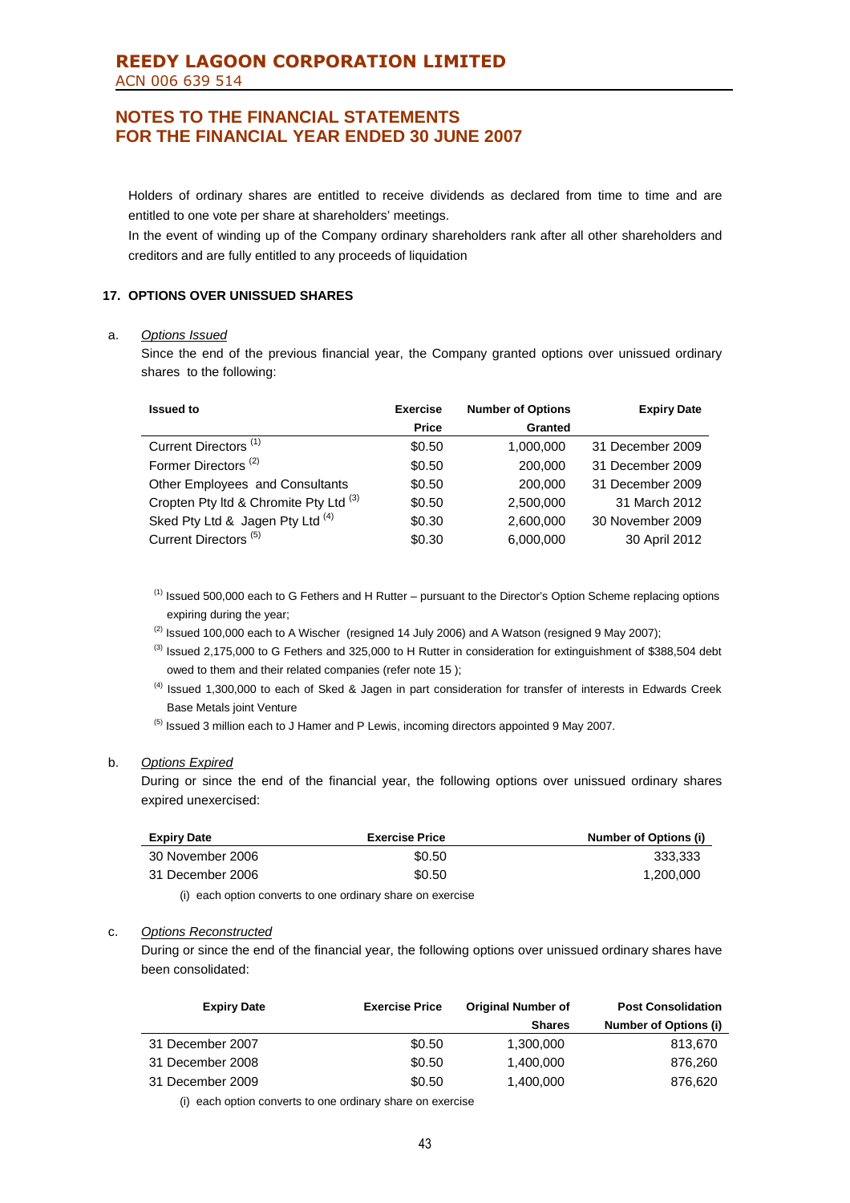Holders of ordinary shares are entitled to receive dividends as declared from time to time and are entitled to one vote per share at shareholders' meetings.

In the event of winding up of the Company ordinary shareholders rank after all other shareholders and creditors and are fully entitled to any proceeds of liquidation

### 17. OPTIONS OVER UNISSUED SHARES

a. *Options Issued*

Since the end of the previous financial year, the Company granted options over unissued ordinary shares to the following:

| Issued to | Exercise Price | Number of Options Granted | Expiry Date |
|---|---|---|---|
| Current Directors [(1)] | $0.50 | 1,000,000 | 31 December 2009 |
| Former Directors [(2)] | $0.50 | 200,000 | 31 December 2009 |
| Other Employees and Consultants | $0.50 | 200,000 | 31 December 2009 |
| Cropten Pty ltd & Chromite Pty Ltd [(3)] | $0.50 | 2,500,000 | 31 March 2012 |
| Sked Pty Ltd & Jagen Pty Ltd [(4)] | $0.30 | 2,600,000 | 30 November 2009 |
| Current Directors [(5)] | $0.30 | 6,000,000 | 30 April 2012 |

[(1)] Issued 500,000 each to G Fethers and H Rutter – pursuant to the Director's Option Scheme replacing options expiring during the year;

[(2)] Issued 100,000 each to A Wischer (resigned 14 July 2006) and A Watson (resigned 9 May 2007);

[(3)] Issued 2,175,000 to G Fethers and 325,000 to H Rutter in consideration for extinguishment of $388,504 debt owed to them and their related companies (refer note 15 );

[(4)] Issued 1,300,000 to each of Sked & Jagen in part consideration for transfer of interests in Edwards Creek Base Metals joint Venture

[(5)] Issued 3 million each to J Hamer and P Lewis, incoming directors appointed 9 May 2007.

b. *Options Expired*

During or since the end of the financial year, the following options over unissued ordinary shares expired unexercised:

| Expiry Date | Exercise Price | Number of Options (i) |
|---|---|---|
| 30 November 2006 | $0.50 | 333,333 |
| 31 December 2006 | $0.50 | 1,200,000 |

(i) each option converts to one ordinary share on exercise

c. *Options Reconstructed*

During or since the end of the financial year, the following options over unissued ordinary shares have been consolidated:

| Expiry Date | Exercise Price | Original Number of Shares | Post Consolidation Number of Options (i) |
|---|---|---|---|
| 31 December 2007 | $0.50 | 1,300,000 | 813,670 |
| 31 December 2008 | $0.50 | 1,400,000 | 876,260 |
| 31 December 2009 | $0.50 | 1,400,000 | 876,620 |

(i) each option converts to one ordinary share on exercise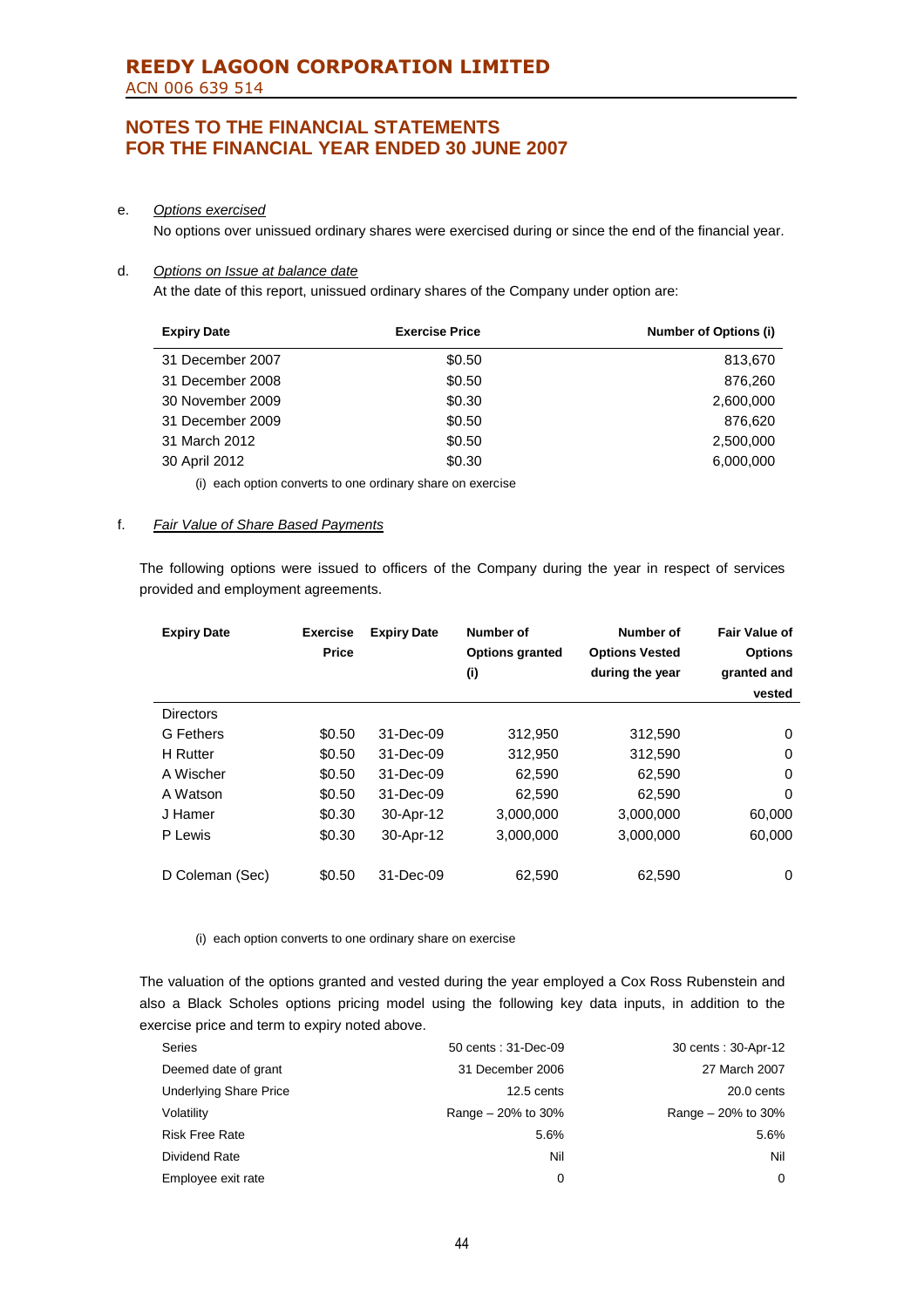e. *Options exercised*

No options over unissued ordinary shares were exercised during or since the end of the financial year.

d. *Options on Issue at balance date*

At the date of this report, unissued ordinary shares of the Company under option are:

| Expiry Date | Exercise Price | Number of Options (i) |
|---|---|---|
| 31 December 2007 | $0.50 | 813,670 |
| 31 December 2008 | $0.50 | 876,260 |
| 30 November 2009 | $0.30 | 2,600,000 |
| 31 December 2009 | $0.50 | 876,620 |
| 31 March 2012 | $0.50 | 2,500,000 |
| 30 April 2012 | $0.30 | 6,000,000 |

(i) each option converts to one ordinary share on exercise

f. *Fair Value of Share Based Payments*

The following options were issued to officers of the Company during the year in respect of services provided and employment agreements.

| Expiry Date | Exercise Price | Expiry Date | Number of Options granted (i) | Number of Options Vested during the year | Fair Value of Options granted and vested |
|---|---|---|---|---|---|
| Directors | | | | | |
| G Fethers | $0.50 | 31-Dec-09 | 312,950 | 312,590 | 0 |
| H Rutter | $0.50 | 31-Dec-09 | 312,950 | 312,590 | 0 |
| A Wischer | $0.50 | 31-Dec-09 | 62,590 | 62,590 | 0 |
| A Watson | $0.50 | 31-Dec-09 | 62,590 | 62,590 | 0 |
| J Hamer | $0.30 | 30-Apr-12 | 3,000,000 | 3,000,000 | 60,000 |
| P Lewis | $0.30 | 30-Apr-12 | 3,000,000 | 3,000,000 | 60,000 |
| D Coleman (Sec) | $0.50 | 31-Dec-09 | 62,590 | 62,590 | 0 |

(i) each option converts to one ordinary share on exercise

The valuation of the options granted and vested during the year employed a Cox Ross Rubenstein and also a Black Scholes options pricing model using the following key data inputs, in addition to the exercise price and term to expiry noted above.

| Series | 50 cents : 31-Dec-09 | 30 cents : 30-Apr-12 |
|---|---|---|
| Deemed date of grant | 31 December 2006 | 27 March 2007 |
| Underlying Share Price | 12.5 cents | 20.0 cents |
| Volatility | Range – 20% to 30% | Range – 20% to 30% |
| Risk Free Rate | 5.6% | 5.6% |
| Dividend Rate | Nil | Nil |
| Employee exit rate | 0 | 0 |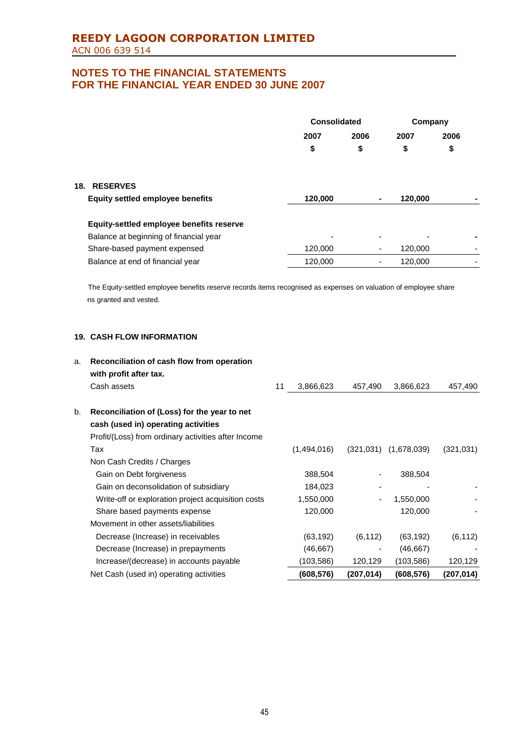## REEDY LAGOON CORPORATION LIMITED

ACN 006 639 514

## NOTES TO THE FINANCIAL STATEMENTS FOR THE FINANCIAL YEAR ENDED 30 JUNE 2007

| | | Consolidated | | Company | |
|---|---|---|---|---|---|
| | | 2007 | 2006 | 2007 | 2006 |
| | | $ | $ | $ | $ |
| **18. RESERVES** | | | | | |
| **Equity settled employee benefits** | | **120,000** | **-** | **120,000** | **-** |
| **Equity-settled employee benefits reserve** | | | | | |
| Balance at beginning of financial year | | - | - | - | - |
| Share-based payment expensed | | 120,000 | - | 120,000 | - |
| Balance at end of financial year | | 120,000 | - | 120,000 | - |

The Equity-settled employee benefits reserve records items recognised as expenses on valuation of employee share ns granted and vested.

### 19. CASH FLOW INFORMATION

| | | Consolidated 2007 $ | Consolidated 2006 $ | Company 2007 $ | Company 2006 $ |
|---|---|---|---|---|---|
| **a. Reconciliation of cash flow from operation with profit after tax.** | | | | | |
| Cash assets | 11 | 3,866,623 | 457,490 | 3,866,623 | 457,490 |
| **b. Reconciliation of (Loss) for the year to net cash (used in) operating activities** | | | | | |
| Profit/(Loss) from ordinary activities after Income Tax | | (1,494,016) | (321,031) | (1,678,039) | (321,031) |
| Non Cash Credits / Charges | | | | | |
| Gain on Debt forgiveness | | 388,504 | - | 388,504 | |
| Gain on deconsolidation of subsidiary | | 184,023 | - | - | - |
| Write-off or exploration project acquisition costs | | 1,550,000 | - | 1,550,000 | - |
| Share based payments expense | | 120,000 | | 120,000 | - |
| Movement in other assets/liabilities | | | | | |
| Decrease (Increase) in receivables | | (63,192) | (6,112) | (63,192) | (6,112) |
| Decrease (Increase) in prepayments | | (46,667) | - | (46,667) | - |
| Increase/(decrease) in accounts payable | | (103,586) | 120,129 | (103,586) | 120,129 |
| Net Cash (used in) operating activities | | **(608,576)** | **(207,014)** | **(608,576)** | **(207,014)** |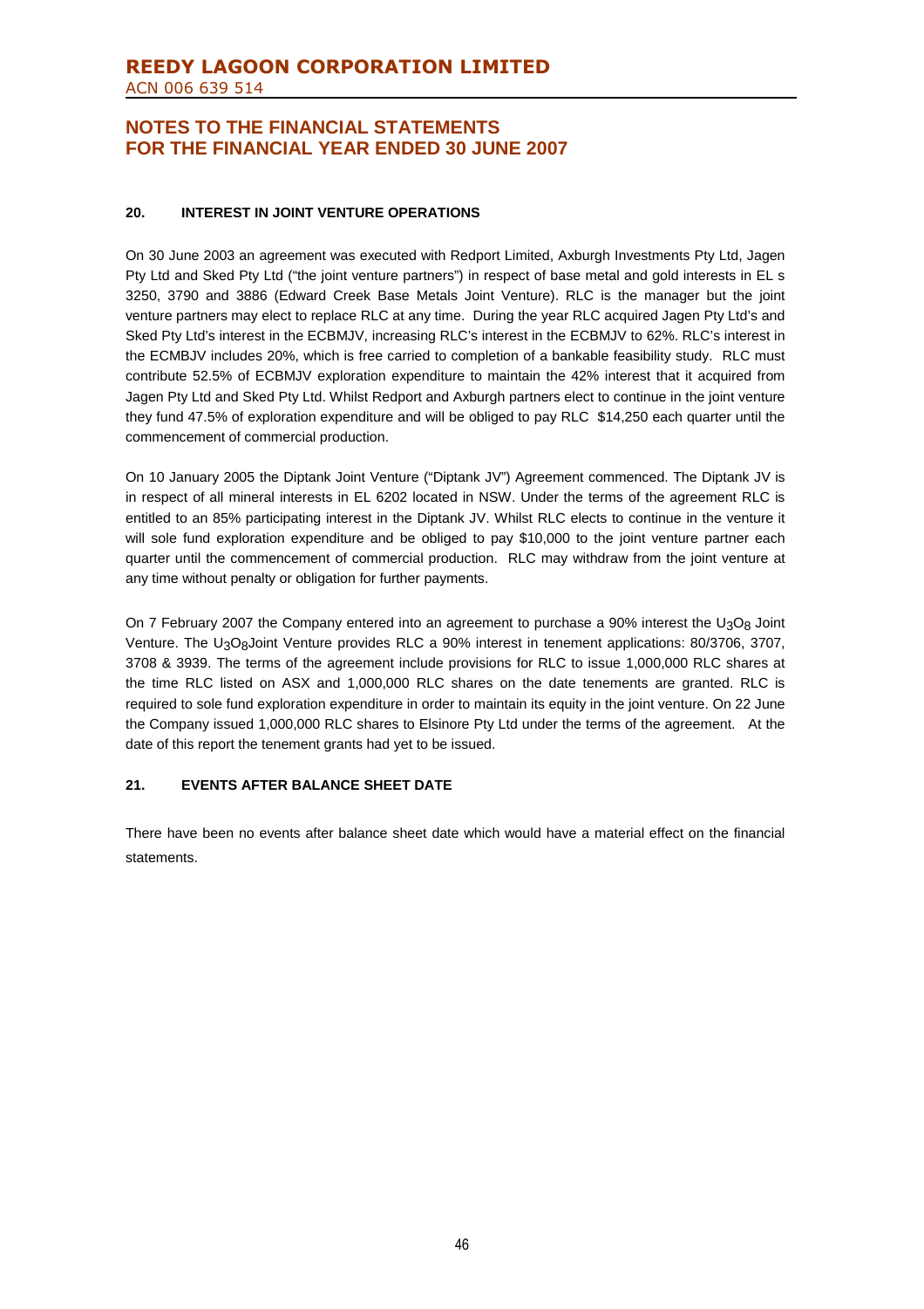# REEDY LAGOON CORPORATION LIMITED

ACN 006 639 514

## NOTES TO THE FINANCIAL STATEMENTS FOR THE FINANCIAL YEAR ENDED 30 JUNE 2007

### 20. INTEREST IN JOINT VENTURE OPERATIONS

On 30 June 2003 an agreement was executed with Redport Limited, Axburgh Investments Pty Ltd, Jagen Pty Ltd and Sked Pty Ltd ("the joint venture partners") in respect of base metal and gold interests in EL s 3250, 3790 and 3886 (Edward Creek Base Metals Joint Venture). RLC is the manager but the joint venture partners may elect to replace RLC at any time. During the year RLC acquired Jagen Pty Ltd's and Sked Pty Ltd's interest in the ECBMJV, increasing RLC's interest in the ECBMJV to 62%. RLC's interest in the ECMBJV includes 20%, which is free carried to completion of a bankable feasibility study. RLC must contribute 52.5% of ECBMJV exploration expenditure to maintain the 42% interest that it acquired from Jagen Pty Ltd and Sked Pty Ltd. Whilst Redport and Axburgh partners elect to continue in the joint venture they fund 47.5% of exploration expenditure and will be obliged to pay RLC $14,250 each quarter until the commencement of commercial production.

On 10 January 2005 the Diptank Joint Venture ("Diptank JV") Agreement commenced. The Diptank JV is in respect of all mineral interests in EL 6202 located in NSW. Under the terms of the agreement RLC is entitled to an 85% participating interest in the Diptank JV. Whilst RLC elects to continue in the venture it will sole fund exploration expenditure and be obliged to pay $10,000 to the joint venture partner each quarter until the commencement of commercial production. RLC may withdraw from the joint venture at any time without penalty or obligation for further payments.

On 7 February 2007 the Company entered into an agreement to purchase a 90% interest the $U_3O_8$ Joint Venture. The $U_3O_8$Joint Venture provides RLC a 90% interest in tenement applications: 80/3706, 3707, 3708 & 3939. The terms of the agreement include provisions for RLC to issue 1,000,000 RLC shares at the time RLC listed on ASX and 1,000,000 RLC shares on the date tenements are granted. RLC is required to sole fund exploration expenditure in order to maintain its equity in the joint venture. On 22 June the Company issued 1,000,000 RLC shares to Elsinore Pty Ltd under the terms of the agreement. At the date of this report the tenement grants had yet to be issued.

### 21. EVENTS AFTER BALANCE SHEET DATE

There have been no events after balance sheet date which would have a material effect on the financial statements.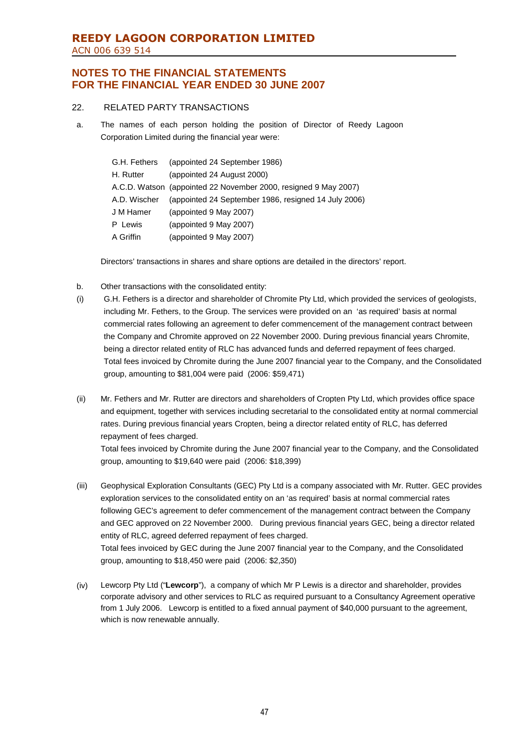# NOTES TO THE FINANCIAL STATEMENTS FOR THE FINANCIAL YEAR ENDED 30 JUNE 2007

## 22. RELATED PARTY TRANSACTIONS

a. The names of each person holding the position of Director of Reedy Lagoon Corporation Limited during the financial year were:

| | |
|---|---|
| G.H. Fethers | (appointed 24 September 1986) |
| H. Rutter | (appointed 24 August 2000) |
| A.C.D. Watson | (appointed 22 November 2000, resigned 9 May 2007) |
| A.D. Wischer | (appointed 24 September 1986, resigned 14 July 2006) |
| J M Hamer | (appointed 9 May 2007) |
| P Lewis | (appointed 9 May 2007) |
| A Griffin | (appointed 9 May 2007) |

Directors' transactions in shares and share options are detailed in the directors' report.

b. Other transactions with the consolidated entity:

(i) G.H. Fethers is a director and shareholder of Chromite Pty Ltd, which provided the services of geologists, including Mr. Fethers, to the Group. The services were provided on an 'as required' basis at normal commercial rates following an agreement to defer commencement of the management contract between the Company and Chromite approved on 22 November 2000. During previous financial years Chromite, being a director related entity of RLC has advanced funds and deferred repayment of fees charged. Total fees invoiced by Chromite during the June 2007 financial year to the Company, and the Consolidated group, amounting to $81,004 were paid (2006: $59,471)

(ii) Mr. Fethers and Mr. Rutter are directors and shareholders of Cropten Pty Ltd, which provides office space and equipment, together with services including secretarial to the consolidated entity at normal commercial rates. During previous financial years Cropten, being a director related entity of RLC, has deferred repayment of fees charged.
Total fees invoiced by Chromite during the June 2007 financial year to the Company, and the Consolidated group, amounting to $19,640 were paid (2006: $18,399)

(iii) Geophysical Exploration Consultants (GEC) Pty Ltd is a company associated with Mr. Rutter. GEC provides exploration services to the consolidated entity on an 'as required' basis at normal commercial rates following GEC's agreement to defer commencement of the management contract between the Company and GEC approved on 22 November 2000. During previous financial years GEC, being a director related entity of RLC, agreed deferred repayment of fees charged.
Total fees invoiced by GEC during the June 2007 financial year to the Company, and the Consolidated group, amounting to $18,450 were paid (2006: $2,350)

(iv) Lewcorp Pty Ltd ("**Lewcorp**"), a company of which Mr P Lewis is a director and shareholder, provides corporate advisory and other services to RLC as required pursuant to a Consultancy Agreement operative from 1 July 2006. Lewcorp is entitled to a fixed annual payment of $40,000 pursuant to the agreement, which is now renewable annually.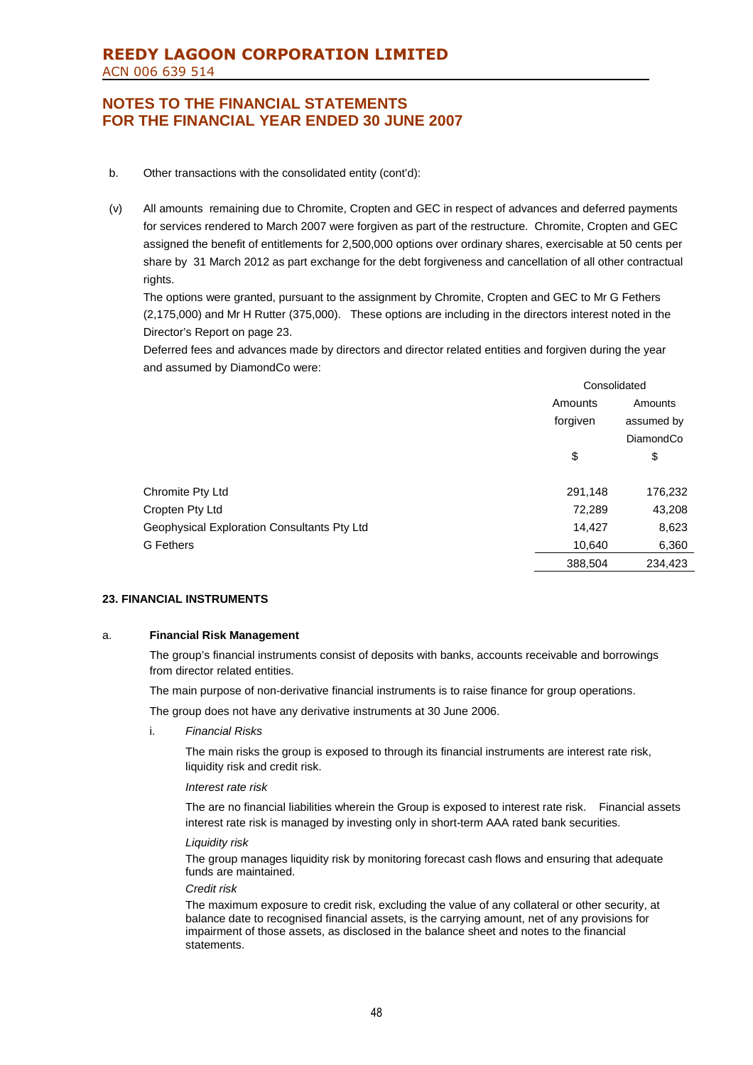b. Other transactions with the consolidated entity (cont'd):

(v) All amounts remaining due to Chromite, Cropten and GEC in respect of advances and deferred payments for services rendered to March 2007 were forgiven as part of the restructure. Chromite, Cropten and GEC assigned the benefit of entitlements for 2,500,000 options over ordinary shares, exercisable at 50 cents per share by 31 March 2012 as part exchange for the debt forgiveness and cancellation of all other contractual rights.

The options were granted, pursuant to the assignment by Chromite, Cropten and GEC to Mr G Fethers (2,175,000) and Mr H Rutter (375,000). These options are including in the directors interest noted in the Director's Report on page 23.

Deferred fees and advances made by directors and director related entities and forgiven during the year and assumed by DiamondCo were:

| | Consolidated | |
|---|---|---|
| | Amounts forgiven | Amounts assumed by DiamondCo |
| | $ | $ |
| Chromite Pty Ltd | 291,148 | 176,232 |
| Cropten Pty Ltd | 72,289 | 43,208 |
| Geophysical Exploration Consultants Pty Ltd | 14,427 | 8,623 |
| G Fethers | 10,640 | 6,360 |
| | 388,504 | 234,423 |

#### 23. FINANCIAL INSTRUMENTS

a. **Financial Risk Management**

The group's financial instruments consist of deposits with banks, accounts receivable and borrowings from director related entities.

The main purpose of non-derivative financial instruments is to raise finance for group operations.

The group does not have any derivative instruments at 30 June 2006.

i. *Financial Risks*

The main risks the group is exposed to through its financial instruments are interest rate risk, liquidity risk and credit risk.

*Interest rate risk*

The are no financial liabilities wherein the Group is exposed to interest rate risk. Financial assets interest rate risk is managed by investing only in short-term AAA rated bank securities.

*Liquidity risk*

The group manages liquidity risk by monitoring forecast cash flows and ensuring that adequate funds are maintained.

*Credit risk*

The maximum exposure to credit risk, excluding the value of any collateral or other security, at balance date to recognised financial assets, is the carrying amount, net of any provisions for impairment of those assets, as disclosed in the balance sheet and notes to the financial statements.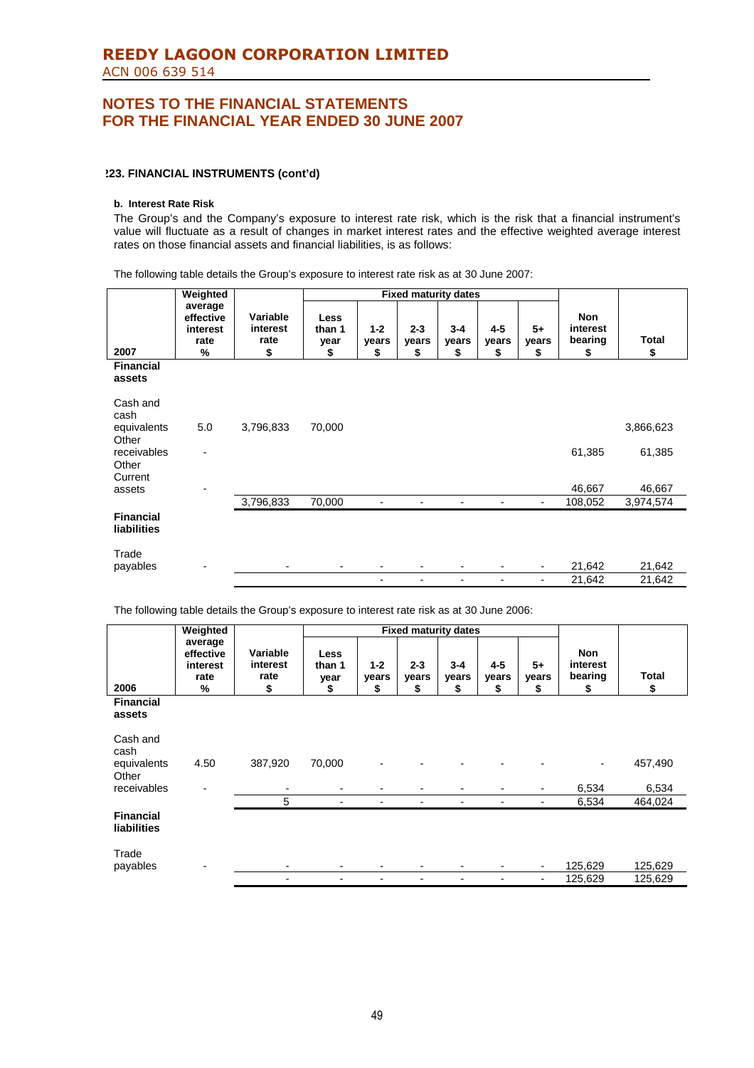# REEDY LAGOON CORPORATION LIMITED

ACN 006 639 514

## NOTES TO THE FINANCIAL STATEMENTS FOR THE FINANCIAL YEAR ENDED 30 JUNE 2007

### 23. FINANCIAL INSTRUMENTS (cont'd)

**b. Interest Rate Risk**

The Group's and the Company's exposure to interest rate risk, which is the risk that a financial instrument's value will fluctuate as a result of changes in market interest rates and the effective weighted average interest rates on those financial assets and financial liabilities, is as follows:

The following table details the Group's exposure to interest rate risk as at 30 June 2007:

| 2007 | Weighted average effective interest rate % | Variable interest rate $ | Fixed maturity dates: Less than 1 year $ | 1-2 years $ | 2-3 years $ | 3-4 years $ | 4-5 years $ | 5+ years $ | Non interest bearing $ | Total $ |
|---|---|---|---|---|---|---|---|---|---|---|
| **Financial assets** | | | | | | | | | | |
| Cash and cash equivalents | 5.0 | 3,796,833 | 70,000 | | | | | | | 3,866,623 |
| Other receivables | - | | | | | | | | 61,385 | 61,385 |
| Other Current assets | - | | | | | | | | 46,667 | 46,667 |
| | | 3,796,833 | 70,000 | - | - | - | - | - | 108,052 | 3,974,574 |
| **Financial liabilities** | | | | | | | | | | |
| Trade payables | - | - | - | - | - | - | - | - | 21,642 | 21,642 |
| | | | | - | - | - | - | - | 21,642 | 21,642 |

The following table details the Group's exposure to interest rate risk as at 30 June 2006:

| 2006 | Weighted average effective interest rate % | Variable interest rate $ | Fixed maturity dates: Less than 1 year $ | 1-2 years $ | 2-3 years $ | 3-4 years $ | 4-5 years $ | 5+ years $ | Non interest bearing $ | Total $ |
|---|---|---|---|---|---|---|---|---|---|---|
| **Financial assets** | | | | | | | | | | |
| Cash and cash equivalents | 4.50 | 387,920 | 70,000 | - | - | - | - | - | - | 457,490 |
| Other receivables | - | - | - | - | - | - | - | - | 6,534 | 6,534 |
| | | 5 | - | - | - | - | - | - | 6,534 | 464,024 |
| **Financial liabilities** | | | | | | | | | | |
| Trade payables | - | - | - | - | - | - | - | - | 125,629 | 125,629 |
| | | - | - | - | - | - | - | - | 125,629 | 125,629 |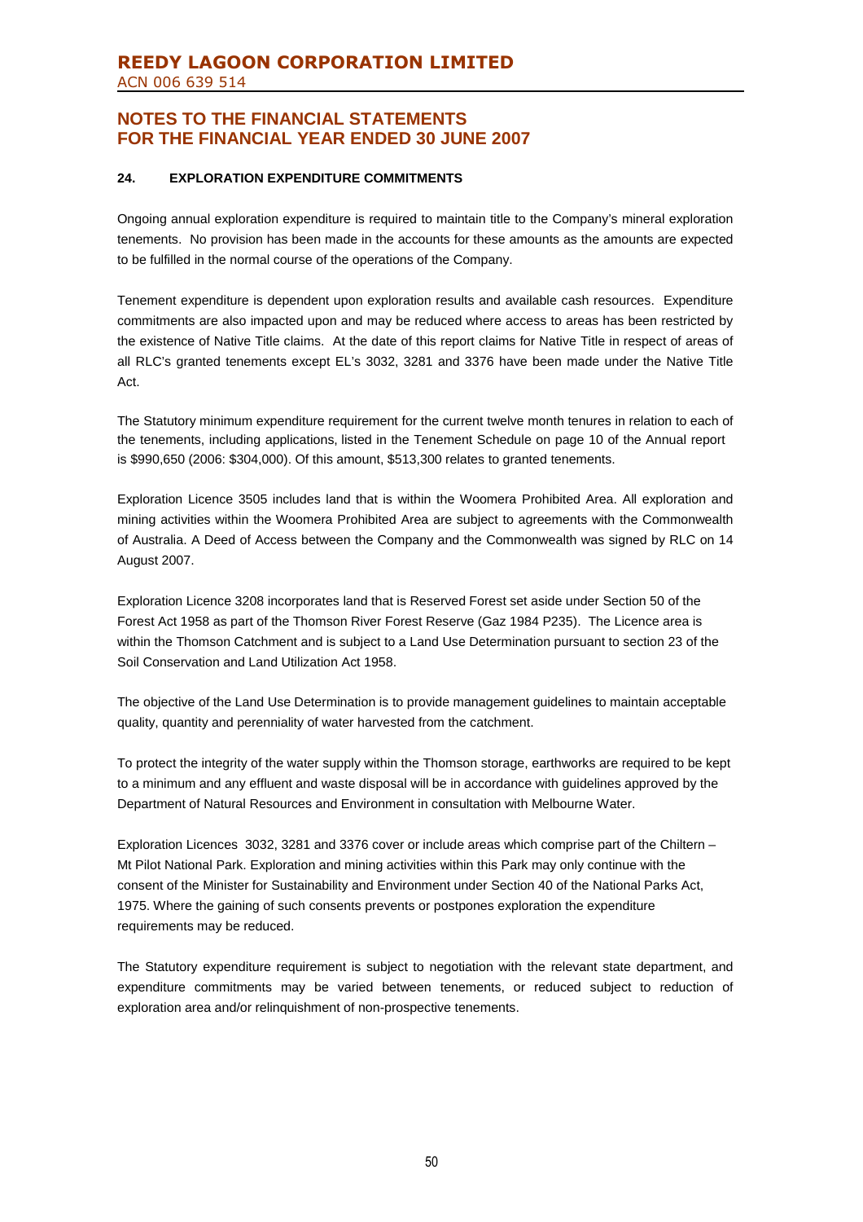## 24. EXPLORATION EXPENDITURE COMMITMENTS

Ongoing annual exploration expenditure is required to maintain title to the Company's mineral exploration tenements. No provision has been made in the accounts for these amounts as the amounts are expected to be fulfilled in the normal course of the operations of the Company.

Tenement expenditure is dependent upon exploration results and available cash resources. Expenditure commitments are also impacted upon and may be reduced where access to areas has been restricted by the existence of Native Title claims. At the date of this report claims for Native Title in respect of areas of all RLC's granted tenements except EL's 3032, 3281 and 3376 have been made under the Native Title Act.

The Statutory minimum expenditure requirement for the current twelve month tenures in relation to each of the tenements, including applications, listed in the Tenement Schedule on page 10 of the Annual report is $990,650 (2006: $304,000). Of this amount, $513,300 relates to granted tenements.

Exploration Licence 3505 includes land that is within the Woomera Prohibited Area. All exploration and mining activities within the Woomera Prohibited Area are subject to agreements with the Commonwealth of Australia. A Deed of Access between the Company and the Commonwealth was signed by RLC on 14 August 2007.

Exploration Licence 3208 incorporates land that is Reserved Forest set aside under Section 50 of the Forest Act 1958 as part of the Thomson River Forest Reserve (Gaz 1984 P235). The Licence area is within the Thomson Catchment and is subject to a Land Use Determination pursuant to section 23 of the Soil Conservation and Land Utilization Act 1958.

The objective of the Land Use Determination is to provide management guidelines to maintain acceptable quality, quantity and perenniality of water harvested from the catchment.

To protect the integrity of the water supply within the Thomson storage, earthworks are required to be kept to a minimum and any effluent and waste disposal will be in accordance with guidelines approved by the Department of Natural Resources and Environment in consultation with Melbourne Water.

Exploration Licences 3032, 3281 and 3376 cover or include areas which comprise part of the Chiltern – Mt Pilot National Park. Exploration and mining activities within this Park may only continue with the consent of the Minister for Sustainability and Environment under Section 40 of the National Parks Act, 1975. Where the gaining of such consents prevents or postpones exploration the expenditure requirements may be reduced.

The Statutory expenditure requirement is subject to negotiation with the relevant state department, and expenditure commitments may be varied between tenements, or reduced subject to reduction of exploration area and/or relinquishment of non-prospective tenements.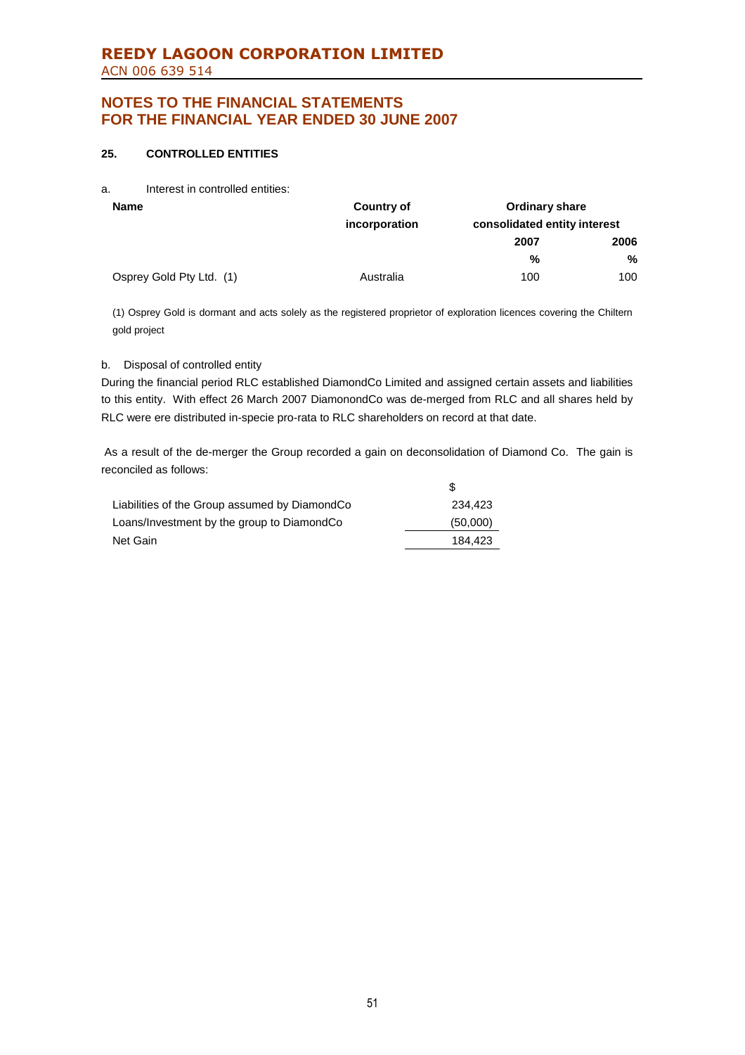## NOTES TO THE FINANCIAL STATEMENTS FOR THE FINANCIAL YEAR ENDED 30 JUNE 2007

### 25. CONTROLLED ENTITIES

a. Interest in controlled entities:

| Name | Country of incorporation | Ordinary share consolidated entity interest | |
|---|---|---|---|
| | | 2007 | 2006 |
| | | % | % |
| Osprey Gold Pty Ltd. (1) | Australia | 100 | 100 |

(1) Osprey Gold is dormant and acts solely as the registered proprietor of exploration licences covering the Chiltern gold project

b. Disposal of controlled entity

During the financial period RLC established DiamondCo Limited and assigned certain assets and liabilities to this entity. With effect 26 March 2007 DiamonondCo was de-merged from RLC and all shares held by RLC were ere distributed in-specie pro-rata to RLC shareholders on record at that date.

As a result of the de-merger the Group recorded a gain on deconsolidation of Diamond Co. The gain is reconciled as follows:

| | $ |
|---|---|
| Liabilities of the Group assumed by DiamondCo | 234,423 |
| Loans/Investment by the group to DiamondCo | (50,000) |
| Net Gain | 184,423 |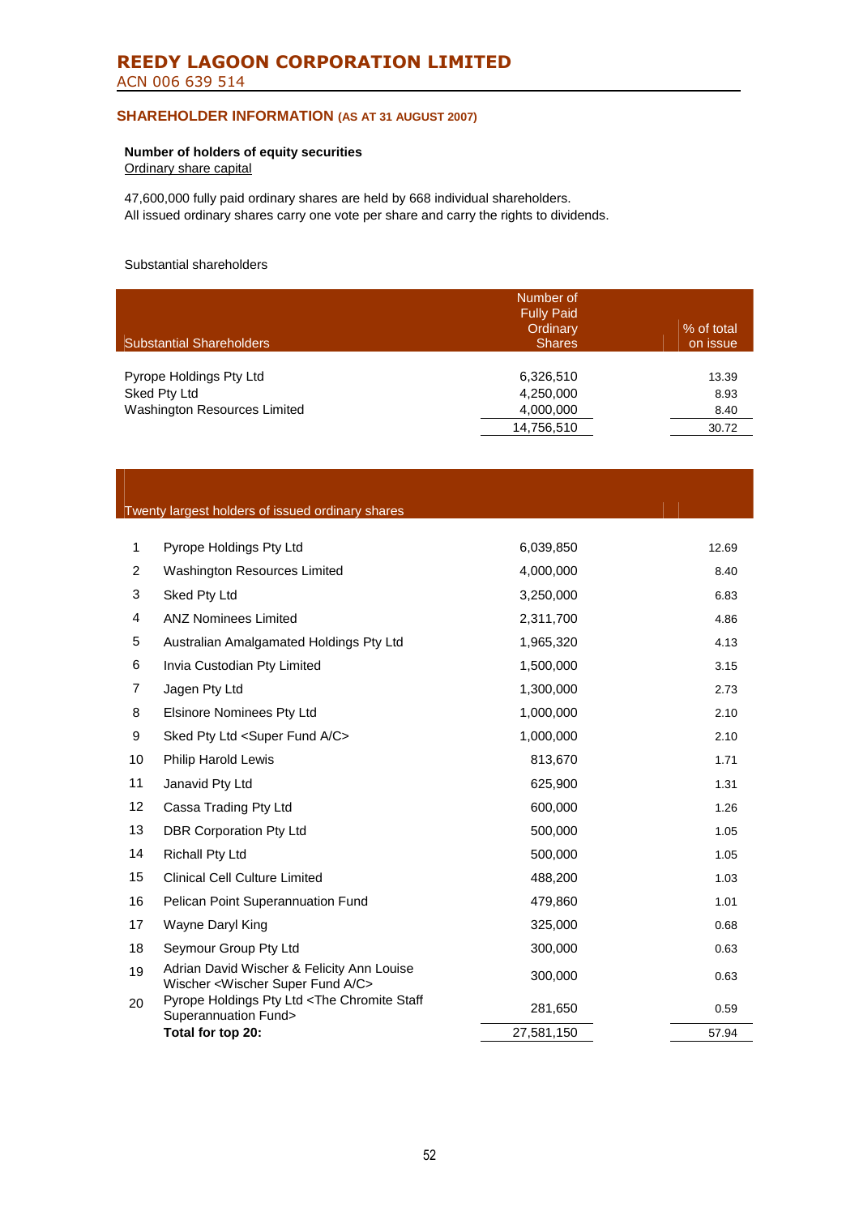# REEDY LAGOON CORPORATION LIMITED

ACN 006 639 514

## SHAREHOLDER INFORMATION (AS AT 31 AUGUST 2007)

**Number of holders of equity securities**

Ordinary share capital

47,600,000 fully paid ordinary shares are held by 668 individual shareholders.
All issued ordinary shares carry one vote per share and carry the rights to dividends.

Substantial shareholders

| Substantial Shareholders | Number of Fully Paid Ordinary Shares | % of total on issue |
|---|---|---|
| Pyrope Holdings Pty Ltd | 6,326,510 | 13.39 |
| Sked Pty Ltd | 4,250,000 | 8.93 |
| Washington Resources Limited | 4,000,000 | 8.40 |
| | 14,756,510 | 30.72 |

| | Twenty largest holders of issued ordinary shares | | |
|---|---|---|---|
| 1 | Pyrope Holdings Pty Ltd | 6,039,850 | 12.69 |
| 2 | Washington Resources Limited | 4,000,000 | 8.40 |
| 3 | Sked Pty Ltd | 3,250,000 | 6.83 |
| 4 | ANZ Nominees Limited | 2,311,700 | 4.86 |
| 5 | Australian Amalgamated Holdings Pty Ltd | 1,965,320 | 4.13 |
| 6 | Invia Custodian Pty Limited | 1,500,000 | 3.15 |
| 7 | Jagen Pty Ltd | 1,300,000 | 2.73 |
| 8 | Elsinore Nominees Pty Ltd | 1,000,000 | 2.10 |
| 9 | Sked Pty Ltd <Super Fund A/C> | 1,000,000 | 2.10 |
| 10 | Philip Harold Lewis | 813,670 | 1.71 |
| 11 | Janavid Pty Ltd | 625,900 | 1.31 |
| 12 | Cassa Trading Pty Ltd | 600,000 | 1.26 |
| 13 | DBR Corporation Pty Ltd | 500,000 | 1.05 |
| 14 | Richall Pty Ltd | 500,000 | 1.05 |
| 15 | Clinical Cell Culture Limited | 488,200 | 1.03 |
| 16 | Pelican Point Superannuation Fund | 479,860 | 1.01 |
| 17 | Wayne Daryl King | 325,000 | 0.68 |
| 18 | Seymour Group Pty Ltd | 300,000 | 0.63 |
| 19 | Adrian David Wischer & Felicity Ann Louise Wischer <Wischer Super Fund A/C> | 300,000 | 0.63 |
| 20 | Pyrope Holdings Pty Ltd <The Chromite Staff Superannuation Fund> | 281,650 | 0.59 |
| | **Total for top 20:** | 27,581,150 | 57.94 |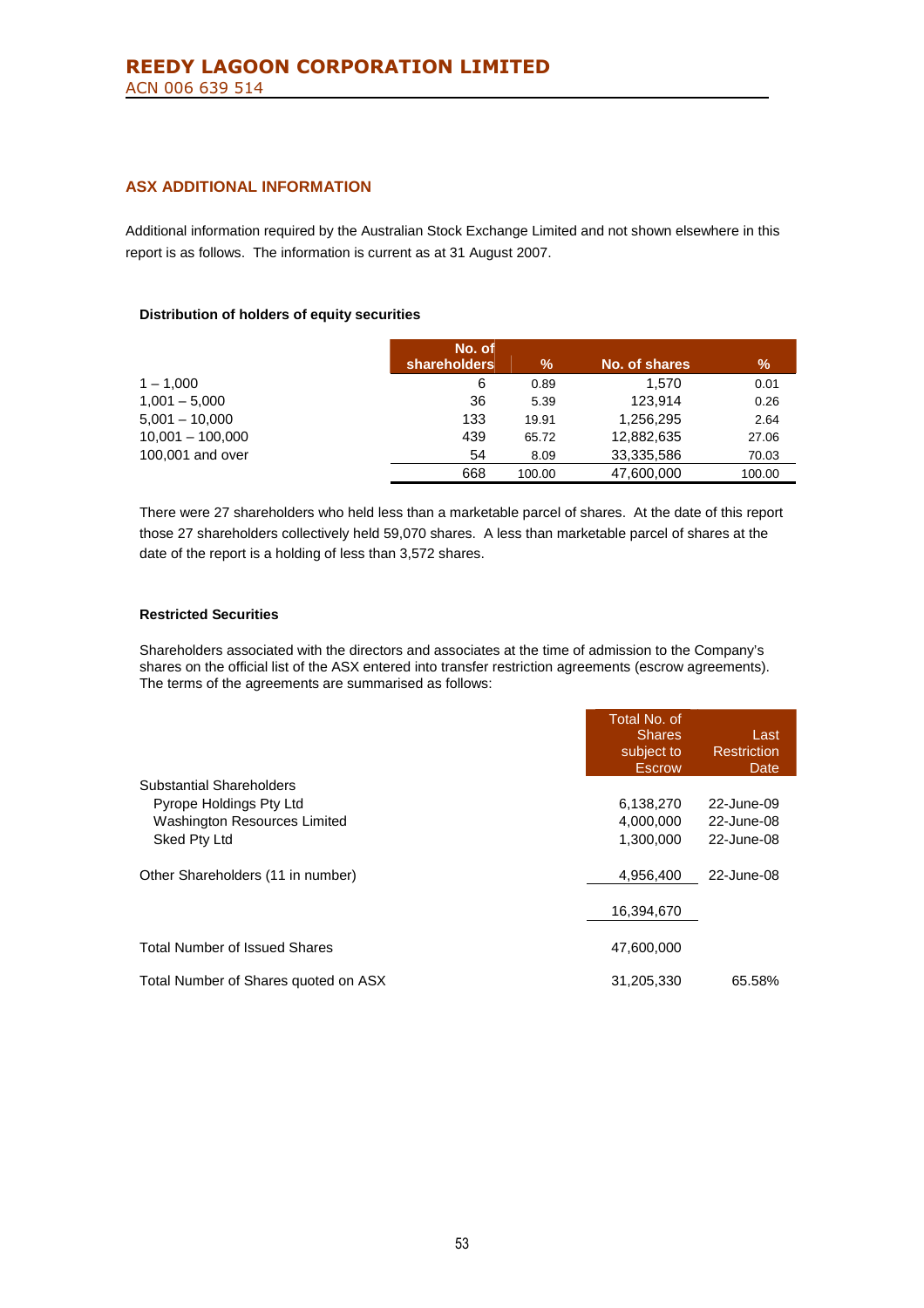# REEDY LAGOON CORPORATION LIMITED

ACN 006 639 514

## ASX ADDITIONAL INFORMATION

Additional information required by the Australian Stock Exchange Limited and not shown elsewhere in this report is as follows. The information is current as at 31 August 2007.

### Distribution of holders of equity securities

| | No. of shareholders | % | No. of shares | % |
|---|---|---|---|---|
| 1 – 1,000 | 6 | 0.89 | 1,570 | 0.01 |
| 1,001 – 5,000 | 36 | 5.39 | 123,914 | 0.26 |
| 5,001 – 10,000 | 133 | 19.91 | 1,256,295 | 2.64 |
| 10,001 – 100,000 | 439 | 65.72 | 12,882,635 | 27.06 |
| 100,001 and over | 54 | 8.09 | 33,335,586 | 70.03 |
| | 668 | 100.00 | 47,600,000 | 100.00 |

There were 27 shareholders who held less than a marketable parcel of shares. At the date of this report those 27 shareholders collectively held 59,070 shares. A less than marketable parcel of shares at the date of the report is a holding of less than 3,572 shares.

### Restricted Securities

Shareholders associated with the directors and associates at the time of admission to the Company's shares on the official list of the ASX entered into transfer restriction agreements (escrow agreements). The terms of the agreements are summarised as follows:

| | Total No. of Shares subject to Escrow | Last Restriction Date |
|---|---|---|
| Substantial Shareholders | | |
| Pyrope Holdings Pty Ltd | 6,138,270 | 22-June-09 |
| Washington Resources Limited | 4,000,000 | 22-June-08 |
| Sked Pty Ltd | 1,300,000 | 22-June-08 |
| Other Shareholders (11 in number) | 4,956,400 | 22-June-08 |
| | 16,394,670 | |
| Total Number of Issued Shares | 47,600,000 | |
| Total Number of Shares quoted on ASX | 31,205,330 | 65.58% |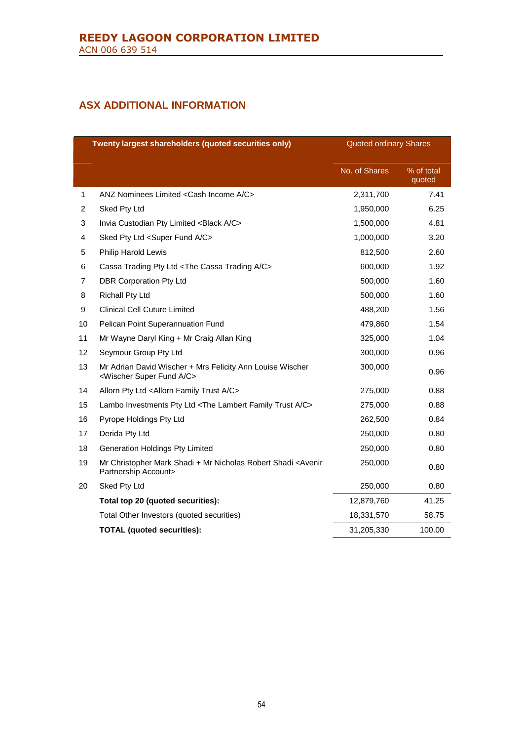# ASX ADDITIONAL INFORMATION

| | Twenty largest shareholders (quoted securities only) | Quoted ordinary Shares | |
|---|---|---|---|
| | | No. of Shares | % of total quoted |
| 1 | ANZ Nominees Limited <Cash Income A/C> | 2,311,700 | 7.41 |
| 2 | Sked Pty Ltd | 1,950,000 | 6.25 |
| 3 | Invia Custodian Pty Limited <Black A/C> | 1,500,000 | 4.81 |
| 4 | Sked Pty Ltd <Super Fund A/C> | 1,000,000 | 3.20 |
| 5 | Philip Harold Lewis | 812,500 | 2.60 |
| 6 | Cassa Trading Pty Ltd <The Cassa Trading A/C> | 600,000 | 1.92 |
| 7 | DBR Corporation Pty Ltd | 500,000 | 1.60 |
| 8 | Richall Pty Ltd | 500,000 | 1.60 |
| 9 | Clinical Cell Cuture Limited | 488,200 | 1.56 |
| 10 | Pelican Point Superannuation Fund | 479,860 | 1.54 |
| 11 | Mr Wayne Daryl King + Mr Craig Allan King | 325,000 | 1.04 |
| 12 | Seymour Group Pty Ltd | 300,000 | 0.96 |
| 13 | Mr Adrian David Wischer + Mrs Felicity Ann Louise Wischer <Wischer Super Fund A/C> | 300,000 | 0.96 |
| 14 | Allorn Pty Ltd <Allorn Family Trust A/C> | 275,000 | 0.88 |
| 15 | Lambo Investments Pty Ltd <The Lambert Family Trust A/C> | 275,000 | 0.88 |
| 16 | Pyrope Holdings Pty Ltd | 262,500 | 0.84 |
| 17 | Derida Pty Ltd | 250,000 | 0.80 |
| 18 | Generation Holdings Pty Limited | 250,000 | 0.80 |
| 19 | Mr Christopher Mark Shadi + Mr Nicholas Robert Shadi <Avenir Partnership Account> | 250,000 | 0.80 |
| 20 | Sked Pty Ltd | 250,000 | 0.80 |
| | **Total top 20 (quoted securities):** | 12,879,760 | 41.25 |
| | Total Other Investors (quoted securities) | 18,331,570 | 58.75 |
| | **TOTAL (quoted securities):** | 31,205,330 | 100.00 |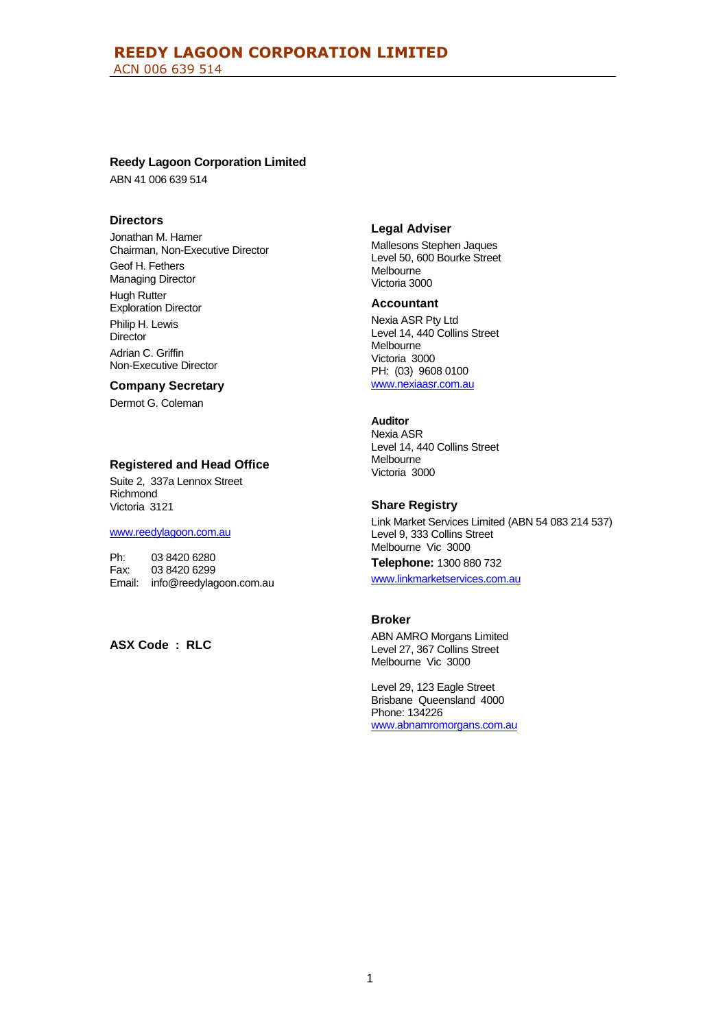**Reedy Lagoon Corporation Limited**
ABN 41 006 639 514

### Directors

Jonathan M. Hamer
Chairman, Non-Executive Director

Geof H. Fethers
Managing Director

Hugh Rutter
Exploration Director

Philip H. Lewis
Director

Adrian C. Griffin
Non-Executive Director

### Company Secretary

Dermot G. Coleman

### Registered and Head Office

Suite 2, 337a Lennox Street
Richmond
Victoria 3121

www.reedylagoon.com.au

Ph: 03 8420 6280
Fax: 03 8420 6299
Email: info@reedylagoon.com.au

**ASX Code : RLC**

### Legal Adviser

Mallesons Stephen Jaques
Level 50, 600 Bourke Street
Melbourne
Victoria 3000

### Accountant

Nexia ASR Pty Ltd
Level 14, 440 Collins Street
Melbourne
Victoria 3000
PH: (03) 9608 0100
www.nexiaasr.com.au

**Auditor**
Nexia ASR
Level 14, 440 Collins Street
Melbourne
Victoria 3000

### Share Registry

Link Market Services Limited (ABN 54 083 214 537)
Level 9, 333 Collins Street
Melbourne Vic 3000
**Telephone:** 1300 880 732
www.linkmarketservices.com.au

### Broker

ABN AMRO Morgans Limited
Level 27, 367 Collins Street
Melbourne Vic 3000

Level 29, 123 Eagle Street
Brisbane Queensland 4000
Phone: 134226
www.abnamromorgans.com.au